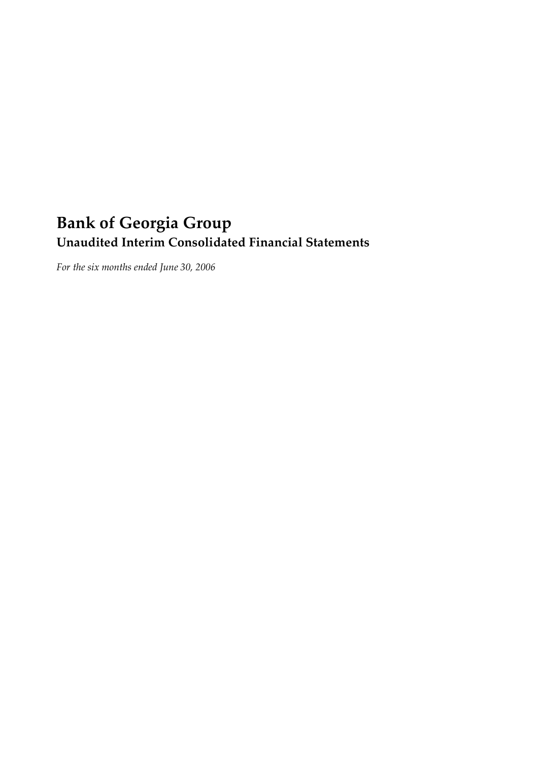# Bank of Georgia Group

## Unaudited Interim Consolidated Financial Statements

*For the six months ended June 30, 2006*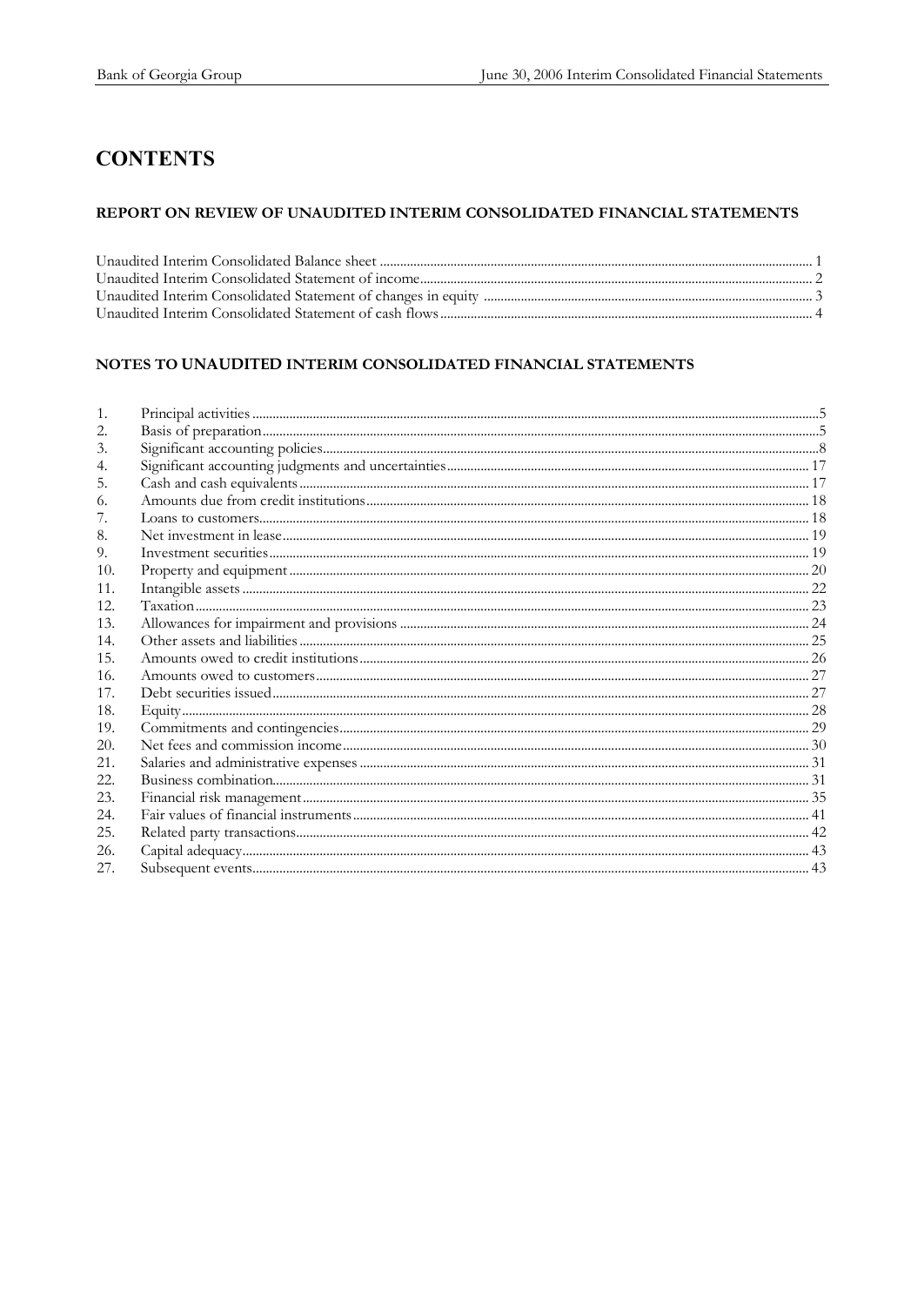# CONTENTS

## REPORT ON REVIEW OF UNAUDITED INTERIM CONSOLIDATED FINANCIAL STATEMENTS

| | |
|---|---|
| Unaudited Interim Consolidated Balance sheet | 1 |
| Unaudited Interim Consolidated Statement of income | 2 |
| Unaudited Interim Consolidated Statement of changes in equity | 3 |
| Unaudited Interim Consolidated Statement of cash flows | 4 |

## NOTES TO UNAUDITED INTERIM CONSOLIDATED FINANCIAL STATEMENTS

| | | |
|---|---|---|
| 1. | Principal activities | 5 |
| 2. | Basis of preparation | 5 |
| 3. | Significant accounting policies | 8 |
| 4. | Significant accounting judgments and uncertainties | 17 |
| 5. | Cash and cash equivalents | 17 |
| 6. | Amounts due from credit institutions | 18 |
| 7. | Loans to customers | 18 |
| 8. | Net investment in lease | 19 |
| 9. | Investment securities | 19 |
| 10. | Property and equipment | 20 |
| 11. | Intangible assets | 22 |
| 12. | Taxation | 23 |
| 13. | Allowances for impairment and provisions | 24 |
| 14. | Other assets and liabilities | 25 |
| 15. | Amounts owed to credit institutions | 26 |
| 16. | Amounts owed to customers | 27 |
| 17. | Debt securities issued | 27 |
| 18. | Equity | 28 |
| 19. | Commitments and contingencies | 29 |
| 20. | Net fees and commission income | 30 |
| 21. | Salaries and administrative expenses | 31 |
| 22. | Business combination | 31 |
| 23. | Financial risk management | 35 |
| 24. | Fair values of financial instruments | 41 |
| 25. | Related party transactions | 42 |
| 26. | Capital adequacy | 43 |
| 27. | Subsequent events | 43 |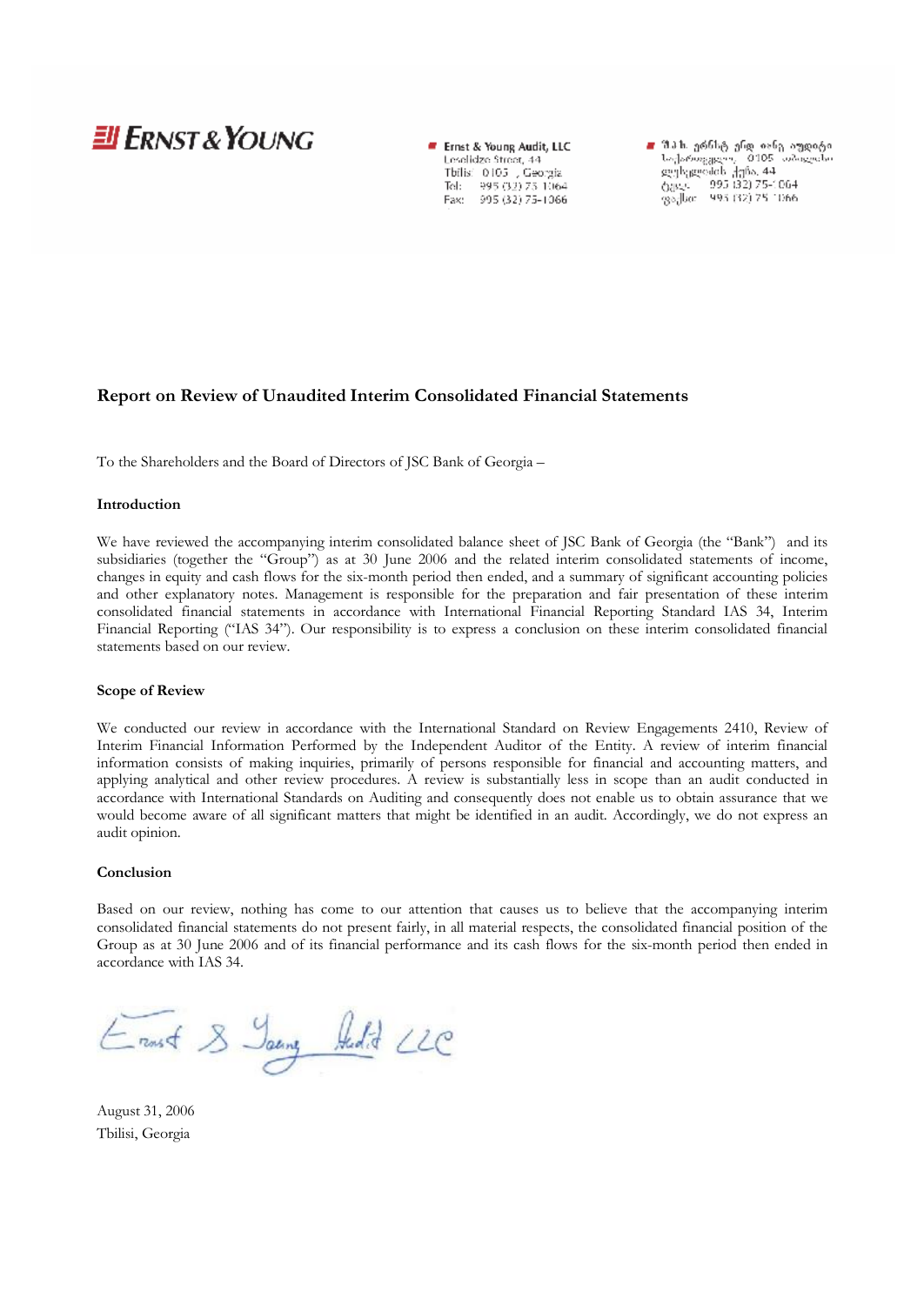**Ernst & Young Audit, LLC**
Leselidze Street, 44
Tbilisi 0105 , Georgia
Tel: 995 (32) 75-1064
Fax: 995 (32) 75-1066

## Report on Review of Unaudited Interim Consolidated Financial Statements

To the Shareholders and the Board of Directors of JSC Bank of Georgia –

### Introduction

We have reviewed the accompanying interim consolidated balance sheet of JSC Bank of Georgia (the "Bank") and its subsidiaries (together the "Group") as at 30 June 2006 and the related interim consolidated statements of income, changes in equity and cash flows for the six-month period then ended, and a summary of significant accounting policies and other explanatory notes. Management is responsible for the preparation and fair presentation of these interim consolidated financial statements in accordance with International Financial Reporting Standard IAS 34, Interim Financial Reporting ("IAS 34"). Our responsibility is to express a conclusion on these interim consolidated financial statements based on our review.

### Scope of Review

We conducted our review in accordance with the International Standard on Review Engagements 2410, Review of Interim Financial Information Performed by the Independent Auditor of the Entity. A review of interim financial information consists of making inquiries, primarily of persons responsible for financial and accounting matters, and applying analytical and other review procedures. A review is substantially less in scope than an audit conducted in accordance with International Standards on Auditing and consequently does not enable us to obtain assurance that we would become aware of all significant matters that might be identified in an audit. Accordingly, we do not express an audit opinion.

### Conclusion

Based on our review, nothing has come to our attention that causes us to believe that the accompanying interim consolidated financial statements do not present fairly, in all material respects, the consolidated financial position of the Group as at 30 June 2006 and of its financial performance and its cash flows for the six-month period then ended in accordance with IAS 34.

Ernst & Young Audit LLC

August 31, 2006
Tbilisi, Georgia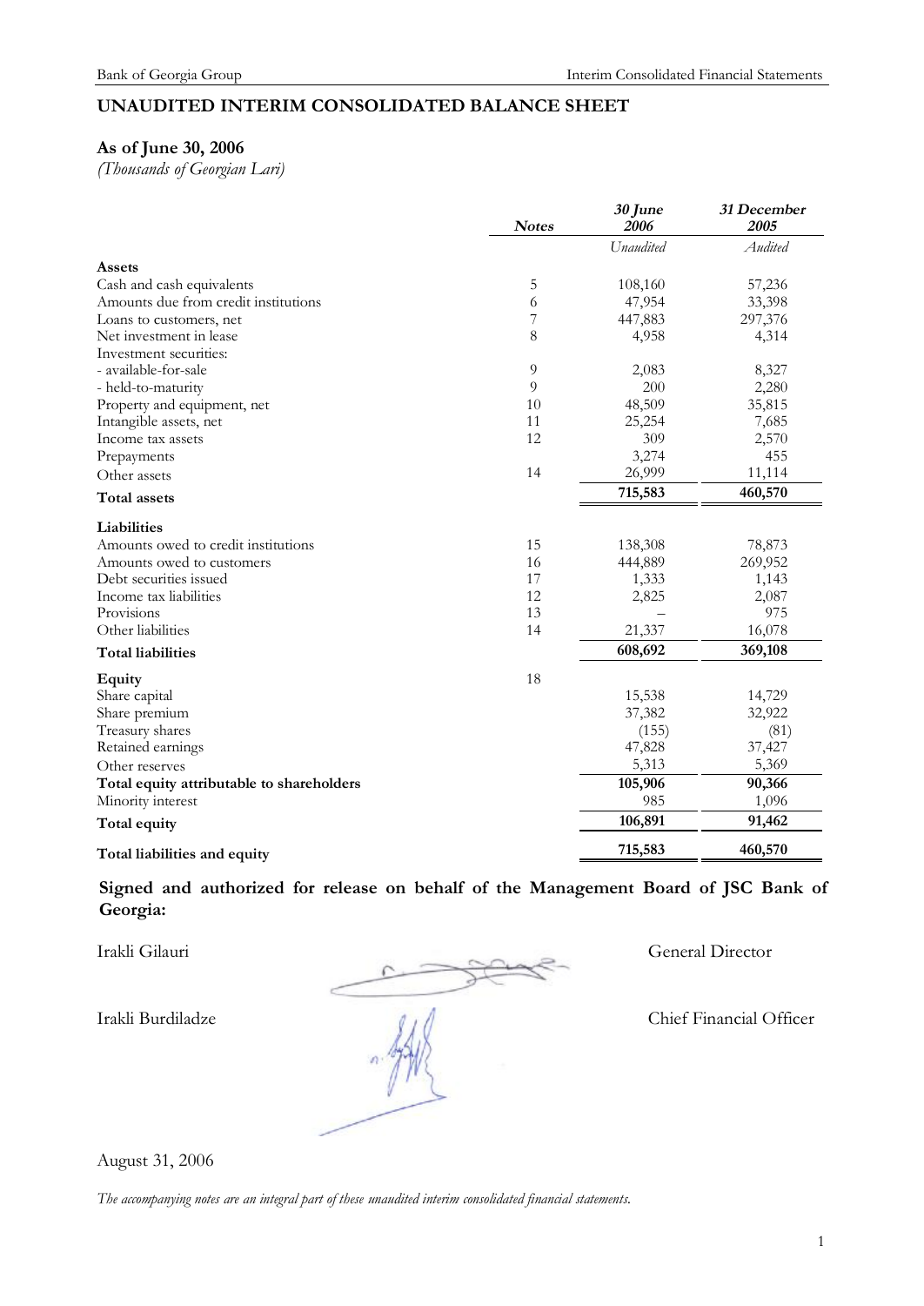## UNAUDITED INTERIM CONSOLIDATED BALANCE SHEET

### As of June 30, 2006

*(Thousands of Georgian Lari)*

| | Notes | 30 June 2006 | 31 December 2005 |
|---|---|---|---|
| | | *Unaudited* | *Audited* |
| **Assets** | | | |
| Cash and cash equivalents | 5 | 108,160 | 57,236 |
| Amounts due from credit institutions | 6 | 47,954 | 33,398 |
| Loans to customers, net | 7 | 447,883 | 297,376 |
| Net investment in lease | 8 | 4,958 | 4,314 |
| Investment securities: | | | |
| - available-for-sale | 9 | 2,083 | 8,327 |
| - held-to-maturity | 9 | 200 | 2,280 |
| Property and equipment, net | 10 | 48,509 | 35,815 |
| Intangible assets, net | 11 | 25,254 | 7,685 |
| Income tax assets | 12 | 309 | 2,570 |
| Prepayments | | 3,274 | 455 |
| Other assets | 14 | 26,999 | 11,114 |
| **Total assets** | | **715,583** | **460,570** |
| **Liabilities** | | | |
| Amounts owed to credit institutions | 15 | 138,308 | 78,873 |
| Amounts owed to customers | 16 | 444,889 | 269,952 |
| Debt securities issued | 17 | 1,333 | 1,143 |
| Income tax liabilities | 12 | 2,825 | 2,087 |
| Provisions | 13 | – | 975 |
| Other liabilities | 14 | 21,337 | 16,078 |
| **Total liabilities** | | **608,692** | **369,108** |
| **Equity** | 18 | | |
| Share capital | | 15,538 | 14,729 |
| Share premium | | 37,382 | 32,922 |
| Treasury shares | | (155) | (81) |
| Retained earnings | | 47,828 | 37,427 |
| Other reserves | | 5,313 | 5,369 |
| **Total equity attributable to shareholders** | | **105,906** | **90,366** |
| Minority interest | | 985 | 1,096 |
| **Total equity** | | **106,891** | **91,462** |
| **Total liabilities and equity** | | **715,583** | **460,570** |

**Signed and authorized for release on behalf of the Management Board of JSC Bank of Georgia:**

Irakli Gilauri — General Director

Irakli Burdiladze — Chief Financial Officer

August 31, 2006

*The accompanying notes are an integral part of these unaudited interim consolidated financial statements.*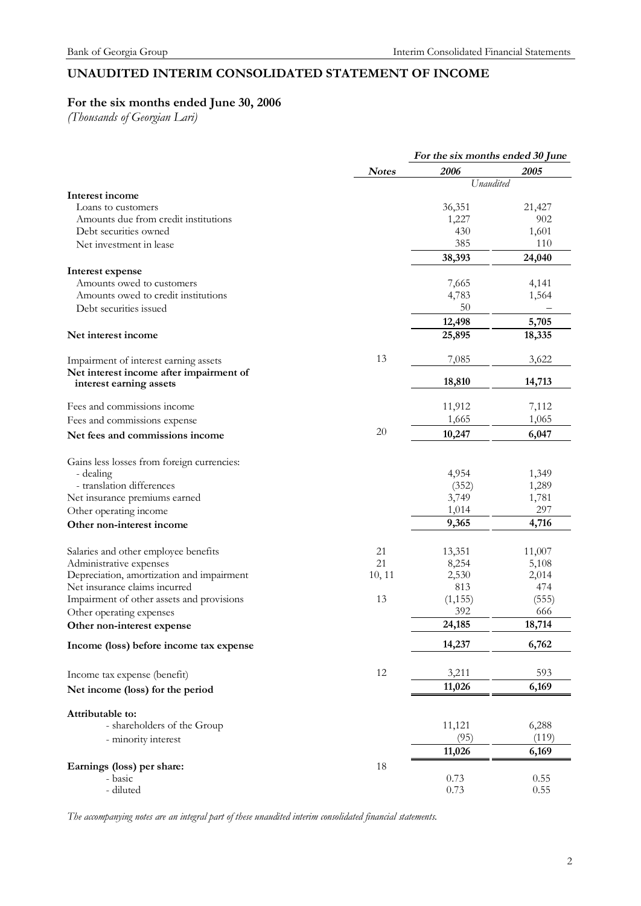# UNAUDITED INTERIM CONSOLIDATED STATEMENT OF INCOME

## For the six months ended June 30, 2006

*(Thousands of Georgian Lari)*

| | Notes | For the six months ended 30 June | |
|---|---|---|---|
| | | 2006 | 2005 |
| | | Unaudited | |
| **Interest income** | | | |
| Loans to customers | | 36,351 | 21,427 |
| Amounts due from credit institutions | | 1,227 | 902 |
| Debt securities owned | | 430 | 1,601 |
| Net investment in lease | | 385 | 110 |
| | | **38,393** | **24,040** |
| **Interest expense** | | | |
| Amounts owed to customers | | 7,665 | 4,141 |
| Amounts owed to credit institutions | | 4,783 | 1,564 |
| Debt securities issued | | 50 | – |
| | | **12,498** | **5,705** |
| **Net interest income** | | **25,895** | **18,335** |
| Impairment of interest earning assets | 13 | 7,085 | 3,622 |
| **Net interest income after impairment of interest earning assets** | | **18,810** | **14,713** |
| Fees and commissions income | | 11,912 | 7,112 |
| Fees and commissions expense | | 1,665 | 1,065 |
| **Net fees and commissions income** | 20 | **10,247** | **6,047** |
| Gains less losses from foreign currencies: | | | |
| - dealing | | 4,954 | 1,349 |
| - translation differences | | (352) | 1,289 |
| Net insurance premiums earned | | 3,749 | 1,781 |
| Other operating income | | 1,014 | 297 |
| **Other non-interest income** | | **9,365** | **4,716** |
| Salaries and other employee benefits | 21 | 13,351 | 11,007 |
| Administrative expenses | 21 | 8,254 | 5,108 |
| Depreciation, amortization and impairment | 10, 11 | 2,530 | 2,014 |
| Net insurance claims incurred | | 813 | 474 |
| Impairment of other assets and provisions | 13 | (1,155) | (555) |
| Other operating expenses | | 392 | 666 |
| **Other non-interest expense** | | **24,185** | **18,714** |
| **Income (loss) before income tax expense** | | **14,237** | **6,762** |
| Income tax expense (benefit) | 12 | 3,211 | 593 |
| **Net income (loss) for the period** | | **11,026** | **6,169** |
| **Attributable to:** | | | |
| - shareholders of the Group | | 11,121 | 6,288 |
| - minority interest | | (95) | (119) |
| | | **11,026** | **6,169** |
| **Earnings (loss) per share:** | 18 | | |
| - basic | | 0.73 | 0.55 |
| - diluted | | 0.73 | 0.55 |

*The accompanying notes are an integral part of these unaudited interim consolidated financial statements.*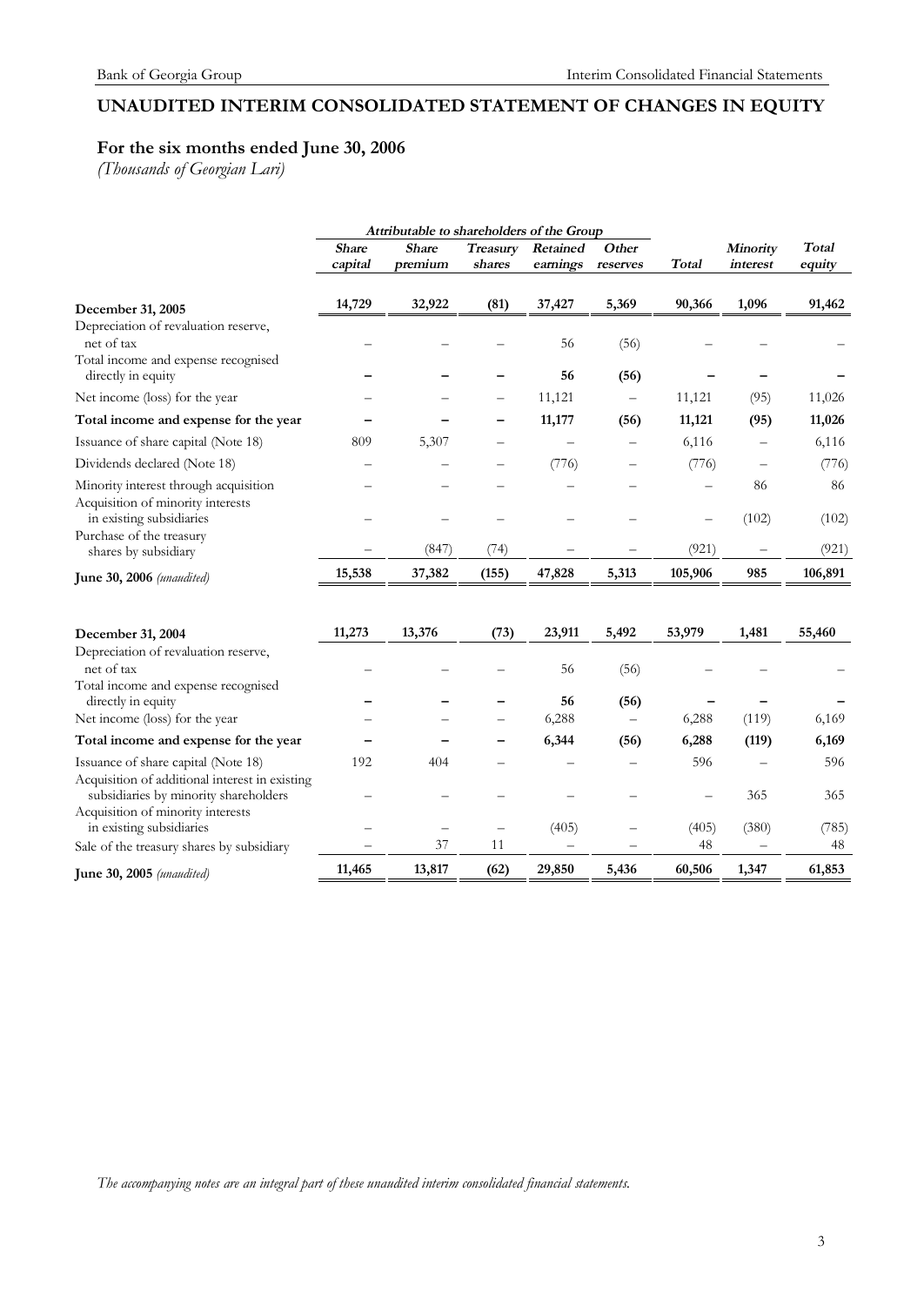# UNAUDITED INTERIM CONSOLIDATED STATEMENT OF CHANGES IN EQUITY

## For the six months ended June 30, 2006

*(Thousands of Georgian Lari)*

| | *Attributable to shareholders of the Group* | | | | | | | |
|---|---|---|---|---|---|---|---|---|
| | ***Share capital*** | ***Share premium*** | ***Treasury shares*** | ***Retained earnings*** | ***Other reserves*** | ***Total*** | ***Minority interest*** | ***Total equity*** |
| **December 31, 2005** | **14,729** | **32,922** | **(81)** | **37,427** | **5,369** | **90,366** | **1,096** | **91,462** |
| Depreciation of revaluation reserve, net of tax | – | – | – | 56 | (56) | – | – | – |
| Total income and expense recognised directly in equity | **–** | **–** | **–** | **56** | **(56)** | **–** | **–** | **–** |
| Net income (loss) for the year | – | – | – | 11,121 | – | 11,121 | (95) | 11,026 |
| **Total income and expense for the year** | **–** | **–** | **–** | **11,177** | **(56)** | **11,121** | **(95)** | **11,026** |
| Issuance of share capital (Note 18) | 809 | 5,307 | – | – | – | 6,116 | – | 6,116 |
| Dividends declared (Note 18) | – | – | – | (776) | – | (776) | – | (776) |
| Minority interest through acquisition | – | – | – | – | – | – | 86 | 86 |
| Acquisition of minority interests in existing subsidiaries | – | – | – | – | – | – | (102) | (102) |
| Purchase of the treasury shares by subsidiary | – | (847) | (74) | – | – | (921) | – | (921) |
| **June 30, 2006** *(unaudited)* | **15,538** | **37,382** | **(155)** | **47,828** | **5,313** | **105,906** | **985** | **106,891** |
| | | | | | | | | |
| **December 31, 2004** | **11,273** | **13,376** | **(73)** | **23,911** | **5,492** | **53,979** | **1,481** | **55,460** |
| Depreciation of revaluation reserve, net of tax | – | – | – | 56 | (56) | – | – | – |
| Total income and expense recognised directly in equity | **–** | **–** | **–** | **56** | **(56)** | **–** | **–** | **–** |
| Net income (loss) for the year | – | – | – | 6,288 | – | 6,288 | (119) | 6,169 |
| **Total income and expense for the year** | **–** | **–** | **–** | **6,344** | **(56)** | **6,288** | **(119)** | **6,169** |
| Issuance of share capital (Note 18) | 192 | 404 | – | – | – | 596 | – | 596 |
| Acquisition of additional interest in existing subsidiaries by minority shareholders | – | – | – | – | – | – | 365 | 365 |
| Acquisition of minority interests in existing subsidiaries | – | – | – | (405) | – | (405) | (380) | (785) |
| Sale of the treasury shares by subsidiary | – | 37 | 11 | – | – | 48 | – | 48 |
| **June 30, 2005** *(unaudited)* | **11,465** | **13,817** | **(62)** | **29,850** | **5,436** | **60,506** | **1,347** | **61,853** |

*The accompanying notes are an integral part of these unaudited interim consolidated financial statements.*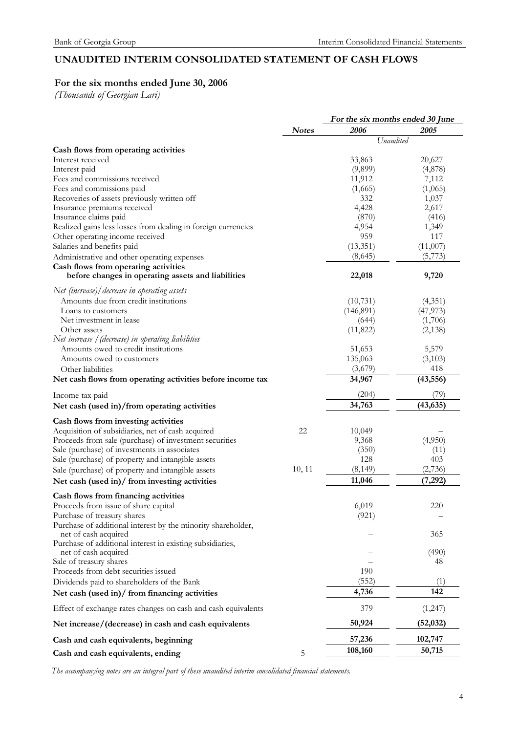## UNAUDITED INTERIM CONSOLIDATED STATEMENT OF CASH FLOWS

### For the six months ended June 30, 2006

*(Thousands of Georgian Lari)*

| | Notes | For the six months ended 30 June | |
|---|---|---|---|
| | | 2006 | 2005 |
| | | *Unaudited* | |
| **Cash flows from operating activities** | | | |
| Interest received | | 33,863 | 20,627 |
| Interest paid | | (9,899) | (4,878) |
| Fees and commissions received | | 11,912 | 7,112 |
| Fees and commissions paid | | (1,665) | (1,065) |
| Recoveries of assets previously written off | | 332 | 1,037 |
| Insurance premiums received | | 4,428 | 2,617 |
| Insurance claims paid | | (870) | (416) |
| Realized gains less losses from dealing in foreign currencies | | 4,954 | 1,349 |
| Other operating income received | | 959 | 117 |
| Salaries and benefits paid | | (13,351) | (11,007) |
| Administrative and other operating expenses | | (8,645) | (5,773) |
| **Cash flows from operating activities before changes in operating assets and liabilities** | | **22,018** | **9,720** |
| *Net (increase)/decrease in operating assets* | | | |
| Amounts due from credit institutions | | (10,731) | (4,351) |
| Loans to customers | | (146,891) | (47,973) |
| Net investment in lease | | (644) | (1,706) |
| Other assets | | (11,822) | (2,138) |
| *Net increase / (decrease) in operating liabilities* | | | |
| Amounts owed to credit institutions | | 51,653 | 5,579 |
| Amounts owed to customers | | 135,063 | (3,103) |
| Other liabilities | | (3,679) | 418 |
| **Net cash flows from operating activities before income tax** | | **34,967** | **(43,556)** |
| Income tax paid | | (204) | (79) |
| **Net cash (used in)/from operating activities** | | **34,763** | **(43,635)** |
| **Cash flows from investing activities** | | | |
| Acquisition of subsidiaries, net of cash acquired | 22 | 10,049 | – |
| Proceeds from sale (purchase) of investment securities | | 9,368 | (4,950) |
| Sale (purchase) of investments in associates | | (350) | (11) |
| Sale (purchase) of property and intangible assets | | 128 | 403 |
| Sale (purchase) of property and intangible assets | 10, 11 | (8,149) | (2,736) |
| **Net cash (used in)/ from investing activities** | | **11,046** | **(7,292)** |
| **Cash flows from financing activities** | | | |
| Proceeds from issue of share capital | | 6,019 | 220 |
| Purchase of treasury shares | | (921) | – |
| Purchase of additional interest by the minority shareholder, net of cash acquired | | – | 365 |
| Purchase of additional interest in existing subsidiaries, net of cash acquired | | – | (490) |
| Sale of treasury shares | | – | 48 |
| Proceeds from debt securities issued | | 190 | – |
| Dividends paid to shareholders of the Bank | | (552) | (1) |
| **Net cash (used in)/ from financing activities** | | **4,736** | **142** |
| Effect of exchange rates changes on cash and cash equivalents | | 379 | (1,247) |
| **Net increase/(decrease) in cash and cash equivalents** | | **50,924** | **(52,032)** |
| **Cash and cash equivalents, beginning** | | **57,236** | **102,747** |
| **Cash and cash equivalents, ending** | 5 | **108,160** | **50,715** |

*The accompanying notes are an integral part of these unaudited interim consolidated financial statements.*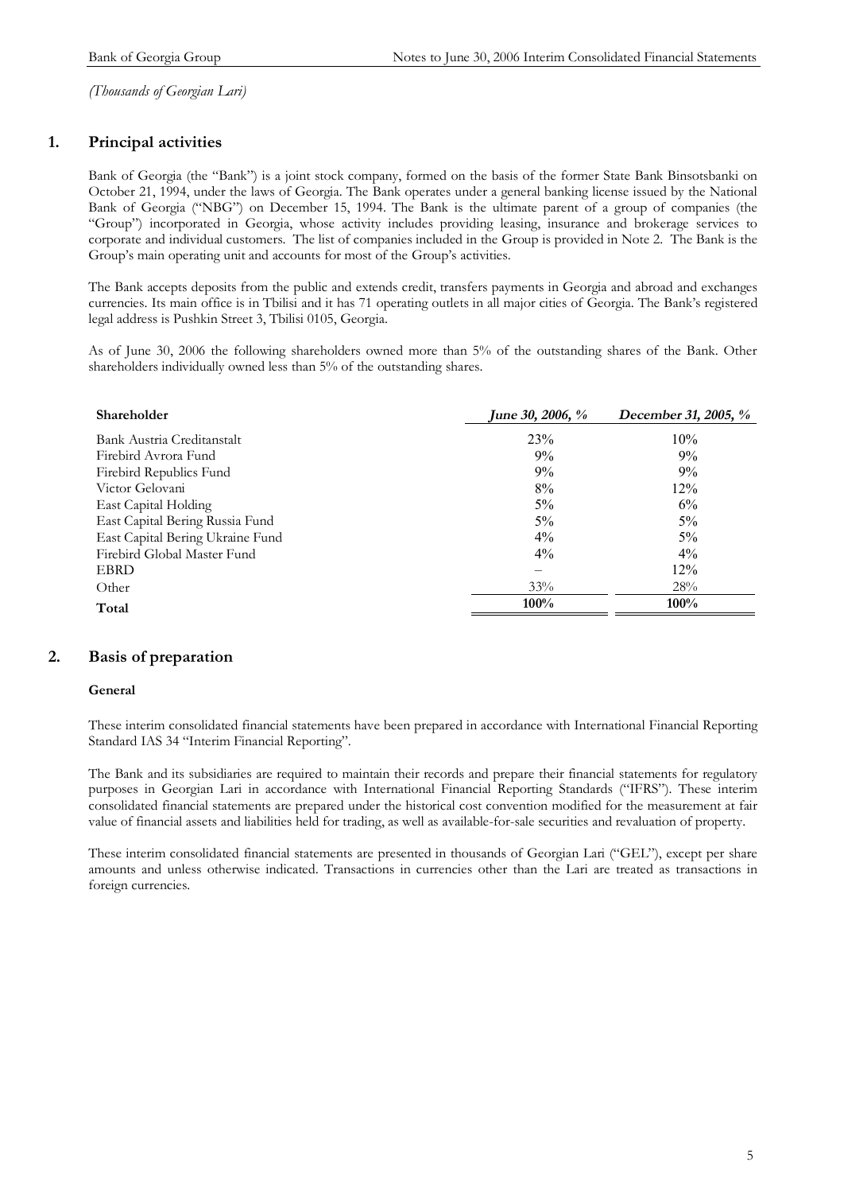*(Thousands of Georgian Lari)*

## 1. Principal activities

Bank of Georgia (the "Bank") is a joint stock company, formed on the basis of the former State Bank Binsotsbanki on October 21, 1994, under the laws of Georgia. The Bank operates under a general banking license issued by the National Bank of Georgia ("NBG") on December 15, 1994. The Bank is the ultimate parent of a group of companies (the "Group") incorporated in Georgia, whose activity includes providing leasing, insurance and brokerage services to corporate and individual customers. The list of companies included in the Group is provided in Note 2. The Bank is the Group's main operating unit and accounts for most of the Group's activities.

The Bank accepts deposits from the public and extends credit, transfers payments in Georgia and abroad and exchanges currencies. Its main office is in Tbilisi and it has 71 operating outlets in all major cities of Georgia. The Bank's registered legal address is Pushkin Street 3, Tbilisi 0105, Georgia.

As of June 30, 2006 the following shareholders owned more than 5% of the outstanding shares of the Bank. Other shareholders individually owned less than 5% of the outstanding shares.

| Shareholder | *June 30, 2006, %* | *December 31, 2005, %* |
|---|---|---|
| Bank Austria Creditanstalt | 23% | 10% |
| Firebird Avrora Fund | 9% | 9% |
| Firebird Republics Fund | 9% | 9% |
| Victor Gelovani | 8% | 12% |
| East Capital Holding | 5% | 6% |
| East Capital Bering Russia Fund | 5% | 5% |
| East Capital Bering Ukraine Fund | 4% | 5% |
| Firebird Global Master Fund | 4% | 4% |
| EBRD | – | 12% |
| Other | 33% | 28% |
| **Total** | **100%** | **100%** |

## 2. Basis of preparation

### General

These interim consolidated financial statements have been prepared in accordance with International Financial Reporting Standard IAS 34 "Interim Financial Reporting".

The Bank and its subsidiaries are required to maintain their records and prepare their financial statements for regulatory purposes in Georgian Lari in accordance with International Financial Reporting Standards ("IFRS"). These interim consolidated financial statements are prepared under the historical cost convention modified for the measurement at fair value of financial assets and liabilities held for trading, as well as available-for-sale securities and revaluation of property.

These interim consolidated financial statements are presented in thousands of Georgian Lari ("GEL"), except per share amounts and unless otherwise indicated. Transactions in currencies other than the Lari are treated as transactions in foreign currencies.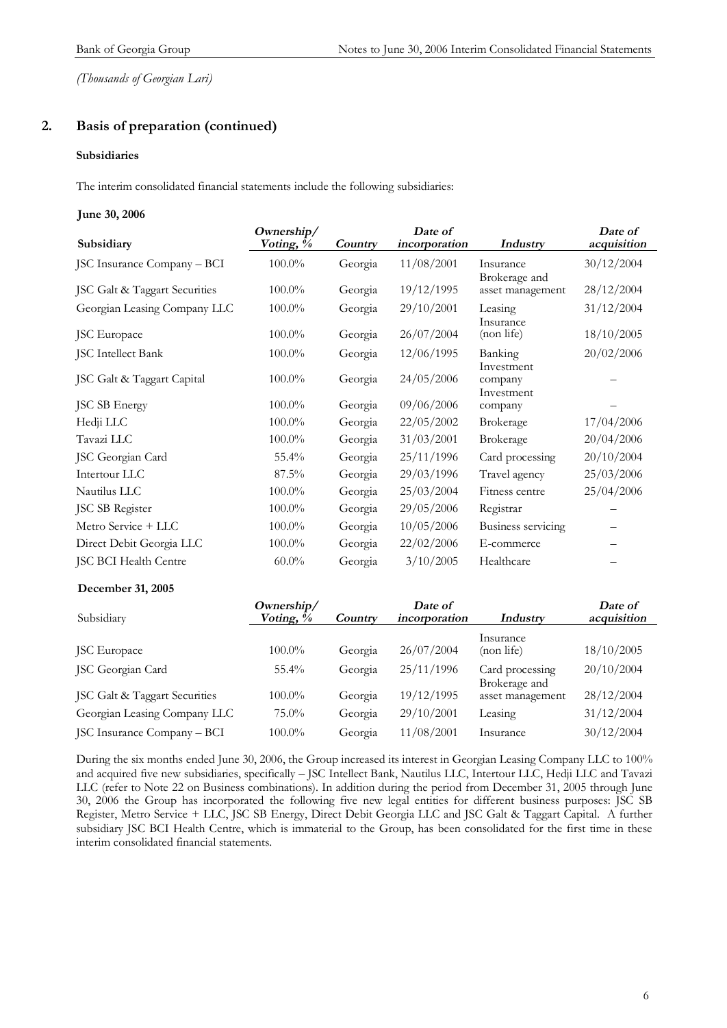*(Thousands of Georgian Lari)*

## 2. Basis of preparation (continued)

### Subsidiaries

The interim consolidated financial statements include the following subsidiaries:

**June 30, 2006**

| Subsidiary | *Ownership/ Voting, %* | *Country* | *Date of incorporation* | *Industry* | *Date of acquisition* |
|---|---|---|---|---|---|
| JSC Insurance Company – BCI | 100.0% | Georgia | 11/08/2001 | Insurance | 30/12/2004 |
| JSC Galt & Taggart Securities | 100.0% | Georgia | 19/12/1995 | Brokerage and asset management | 28/12/2004 |
| Georgian Leasing Company LLC | 100.0% | Georgia | 29/10/2001 | Leasing | 31/12/2004 |
| JSC Europace | 100.0% | Georgia | 26/07/2004 | Insurance (non life) | 18/10/2005 |
| JSC Intellect Bank | 100.0% | Georgia | 12/06/1995 | Banking | 20/02/2006 |
| JSC Galt & Taggart Capital | 100.0% | Georgia | 24/05/2006 | Investment company | – |
| JSC SB Energy | 100.0% | Georgia | 09/06/2006 | Investment company | – |
| Hedji LLC | 100.0% | Georgia | 22/05/2002 | Brokerage | 17/04/2006 |
| Tavazi LLC | 100.0% | Georgia | 31/03/2001 | Brokerage | 20/04/2006 |
| JSC Georgian Card | 55.4% | Georgia | 25/11/1996 | Card processing | 20/10/2004 |
| Intertour LLC | 87.5% | Georgia | 29/03/1996 | Travel agency | 25/03/2006 |
| Nautilus LLC | 100.0% | Georgia | 25/03/2004 | Fitness centre | 25/04/2006 |
| JSC SB Register | 100.0% | Georgia | 29/05/2006 | Registrar | – |
| Metro Service + LLC | 100.0% | Georgia | 10/05/2006 | Business servicing | – |
| Direct Debit Georgia LLC | 100.0% | Georgia | 22/02/2006 | E-commerce | – |
| JSC BCI Health Centre | 60.0% | Georgia | 3/10/2005 | Healthcare | – |

**December 31, 2005**

| Subsidiary | *Ownership/ Voting, %* | *Country* | *Date of incorporation* | *Industry* | *Date of acquisition* |
|---|---|---|---|---|---|
| JSC Europace | 100.0% | Georgia | 26/07/2004 | Insurance (non life) | 18/10/2005 |
| JSC Georgian Card | 55.4% | Georgia | 25/11/1996 | Card processing | 20/10/2004 |
| JSC Galt & Taggart Securities | 100.0% | Georgia | 19/12/1995 | Brokerage and asset management | 28/12/2004 |
| Georgian Leasing Company LLC | 75.0% | Georgia | 29/10/2001 | Leasing | 31/12/2004 |
| JSC Insurance Company – BCI | 100.0% | Georgia | 11/08/2001 | Insurance | 30/12/2004 |

During the six months ended June 30, 2006, the Group increased its interest in Georgian Leasing Company LLC to 100% and acquired five new subsidiaries, specifically – JSC Intellect Bank, Nautilus LLC, Intertour LLC, Hedji LLC and Tavazi LLC (refer to Note 22 on Business combinations). In addition during the period from December 31, 2005 through June 30, 2006 the Group has incorporated the following five new legal entities for different business purposes: JSC SB Register, Metro Service + LLC, JSC SB Energy, Direct Debit Georgia LLC and JSC Galt & Taggart Capital. A further subsidiary JSC BCI Health Centre, which is immaterial to the Group, has been consolidated for the first time in these interim consolidated financial statements.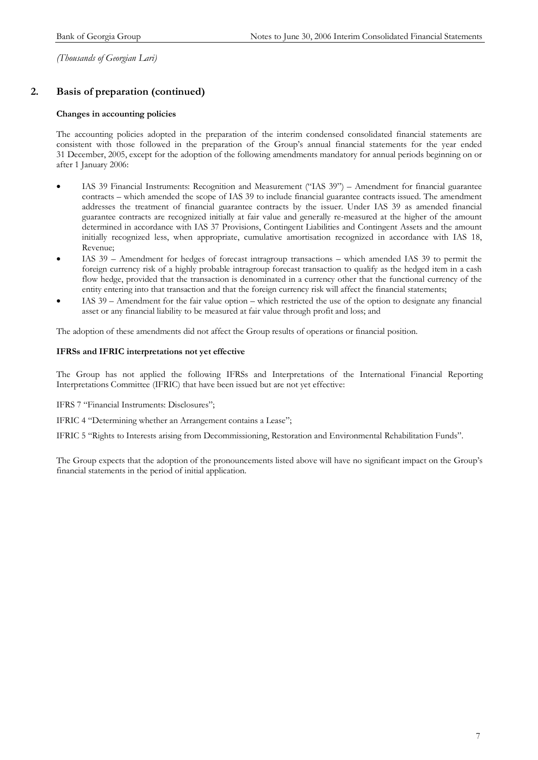*(Thousands of Georgian Lari)*

## 2. Basis of preparation (continued)

**Changes in accounting policies**

The accounting policies adopted in the preparation of the interim condensed consolidated financial statements are consistent with those followed in the preparation of the Group's annual financial statements for the year ended 31 December, 2005, except for the adoption of the following amendments mandatory for annual periods beginning on or after 1 January 2006:

- IAS 39 Financial Instruments: Recognition and Measurement ("IAS 39") – Amendment for financial guarantee contracts – which amended the scope of IAS 39 to include financial guarantee contracts issued. The amendment addresses the treatment of financial guarantee contracts by the issuer. Under IAS 39 as amended financial guarantee contracts are recognized initially at fair value and generally re-measured at the higher of the amount determined in accordance with IAS 37 Provisions, Contingent Liabilities and Contingent Assets and the amount initially recognized less, when appropriate, cumulative amortisation recognized in accordance with IAS 18, Revenue;
- IAS 39 – Amendment for hedges of forecast intragroup transactions – which amended IAS 39 to permit the foreign currency risk of a highly probable intragroup forecast transaction to qualify as the hedged item in a cash flow hedge, provided that the transaction is denominated in a currency other that the functional currency of the entity entering into that transaction and that the foreign currency risk will affect the financial statements;
- IAS 39 – Amendment for the fair value option – which restricted the use of the option to designate any financial asset or any financial liability to be measured at fair value through profit and loss; and

The adoption of these amendments did not affect the Group results of operations or financial position.

**IFRSs and IFRIC interpretations not yet effective**

The Group has not applied the following IFRSs and Interpretations of the International Financial Reporting Interpretations Committee (IFRIC) that have been issued but are not yet effective:

IFRS 7 "Financial Instruments: Disclosures";

IFRIC 4 "Determining whether an Arrangement contains a Lease";

IFRIC 5 "Rights to Interests arising from Decommissioning, Restoration and Environmental Rehabilitation Funds".

The Group expects that the adoption of the pronouncements listed above will have no significant impact on the Group's financial statements in the period of initial application.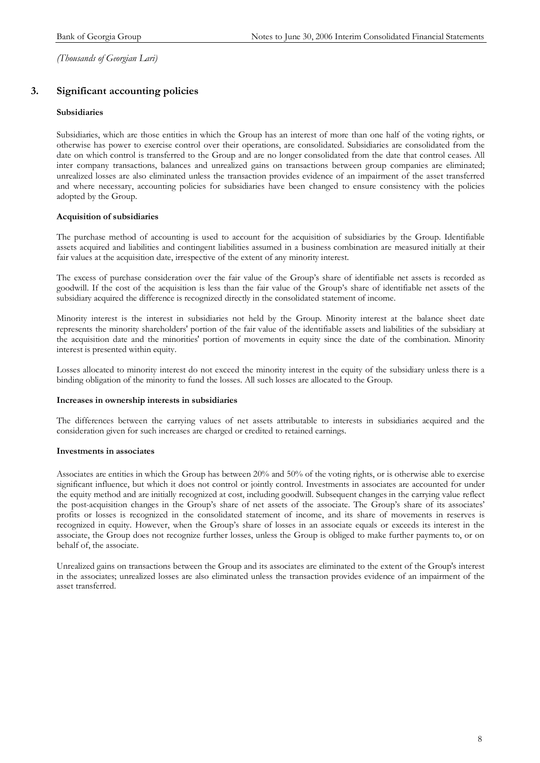*(Thousands of Georgian Lari)*

## 3. Significant accounting policies

**Subsidiaries**

Subsidiaries, which are those entities in which the Group has an interest of more than one half of the voting rights, or otherwise has power to exercise control over their operations, are consolidated. Subsidiaries are consolidated from the date on which control is transferred to the Group and are no longer consolidated from the date that control ceases. All inter company transactions, balances and unrealized gains on transactions between group companies are eliminated; unrealized losses are also eliminated unless the transaction provides evidence of an impairment of the asset transferred and where necessary, accounting policies for subsidiaries have been changed to ensure consistency with the policies adopted by the Group.

**Acquisition of subsidiaries**

The purchase method of accounting is used to account for the acquisition of subsidiaries by the Group. Identifiable assets acquired and liabilities and contingent liabilities assumed in a business combination are measured initially at their fair values at the acquisition date, irrespective of the extent of any minority interest.

The excess of purchase consideration over the fair value of the Group's share of identifiable net assets is recorded as goodwill. If the cost of the acquisition is less than the fair value of the Group's share of identifiable net assets of the subsidiary acquired the difference is recognized directly in the consolidated statement of income.

Minority interest is the interest in subsidiaries not held by the Group. Minority interest at the balance sheet date represents the minority shareholders' portion of the fair value of the identifiable assets and liabilities of the subsidiary at the acquisition date and the minorities' portion of movements in equity since the date of the combination. Minority interest is presented within equity.

Losses allocated to minority interest do not exceed the minority interest in the equity of the subsidiary unless there is a binding obligation of the minority to fund the losses. All such losses are allocated to the Group.

**Increases in ownership interests in subsidiaries**

The differences between the carrying values of net assets attributable to interests in subsidiaries acquired and the consideration given for such increases are charged or credited to retained earnings.

**Investments in associates**

Associates are entities in which the Group has between 20% and 50% of the voting rights, or is otherwise able to exercise significant influence, but which it does not control or jointly control. Investments in associates are accounted for under the equity method and are initially recognized at cost, including goodwill. Subsequent changes in the carrying value reflect the post-acquisition changes in the Group's share of net assets of the associate. The Group's share of its associates' profits or losses is recognized in the consolidated statement of income, and its share of movements in reserves is recognized in equity. However, when the Group's share of losses in an associate equals or exceeds its interest in the associate, the Group does not recognize further losses, unless the Group is obliged to make further payments to, or on behalf of, the associate.

Unrealized gains on transactions between the Group and its associates are eliminated to the extent of the Group's interest in the associates; unrealized losses are also eliminated unless the transaction provides evidence of an impairment of the asset transferred.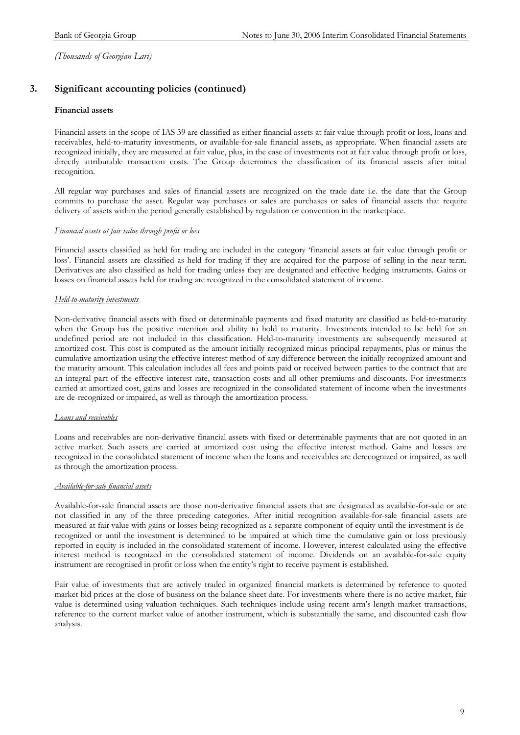*(Thousands of Georgian Lari)*

## 3. Significant accounting policies (continued)

**Financial assets**

Financial assets in the scope of IAS 39 are classified as either financial assets at fair value through profit or loss, loans and receivables, held-to-maturity investments, or available-for-sale financial assets, as appropriate. When financial assets are recognized initially, they are measured at fair value, plus, in the case of investments not at fair value through profit or loss, directly attributable transaction costs. The Group determines the classification of its financial assets after initial recognition.

All regular way purchases and sales of financial assets are recognized on the trade date i.e. the date that the Group commits to purchase the asset. Regular way purchases or sales are purchases or sales of financial assets that require delivery of assets within the period generally established by regulation or convention in the marketplace.

*Financial assets at fair value through profit or loss*

Financial assets classified as held for trading are included in the category 'financial assets at fair value through profit or loss'. Financial assets are classified as held for trading if they are acquired for the purpose of selling in the near term. Derivatives are also classified as held for trading unless they are designated and effective hedging instruments. Gains or losses on financial assets held for trading are recognized in the consolidated statement of income.

*Held-to-maturity investments*

Non-derivative financial assets with fixed or determinable payments and fixed maturity are classified as held-to-maturity when the Group has the positive intention and ability to hold to maturity. Investments intended to be held for an undefined period are not included in this classification. Held-to-maturity investments are subsequently measured at amortized cost. This cost is computed as the amount initially recognized minus principal repayments, plus or minus the cumulative amortization using the effective interest method of any difference between the initially recognized amount and the maturity amount. This calculation includes all fees and points paid or received between parties to the contract that are an integral part of the effective interest rate, transaction costs and all other premiums and discounts. For investments carried at amortized cost, gains and losses are recognized in the consolidated statement of income when the investments are de-recognized or impaired, as well as through the amortization process.

*Loans and receivables*

Loans and receivables are non-derivative financial assets with fixed or determinable payments that are not quoted in an active market. Such assets are carried at amortized cost using the effective interest method. Gains and losses are recognized in the consolidated statement of income when the loans and receivables are derecognized or impaired, as well as through the amortization process.

*Available-for-sale financial assets*

Available-for-sale financial assets are those non-derivative financial assets that are designated as available-for-sale or are not classified in any of the three preceding categories. After initial recognition available-for-sale financial assets are measured at fair value with gains or losses being recognized as a separate component of equity until the investment is de-recognized or until the investment is determined to be impaired at which time the cumulative gain or loss previously reported in equity is included in the consolidated statement of income. However, interest calculated using the effective interest method is recognized in the consolidated statement of income. Dividends on an available-for-sale equity instrument are recognised in profit or loss when the entity's right to receive payment is established.

Fair value of investments that are actively traded in organized financial markets is determined by reference to quoted market bid prices at the close of business on the balance sheet date. For investments where there is no active market, fair value is determined using valuation techniques. Such techniques include using recent arm's length market transactions, reference to the current market value of another instrument, which is substantially the same, and discounted cash flow analysis.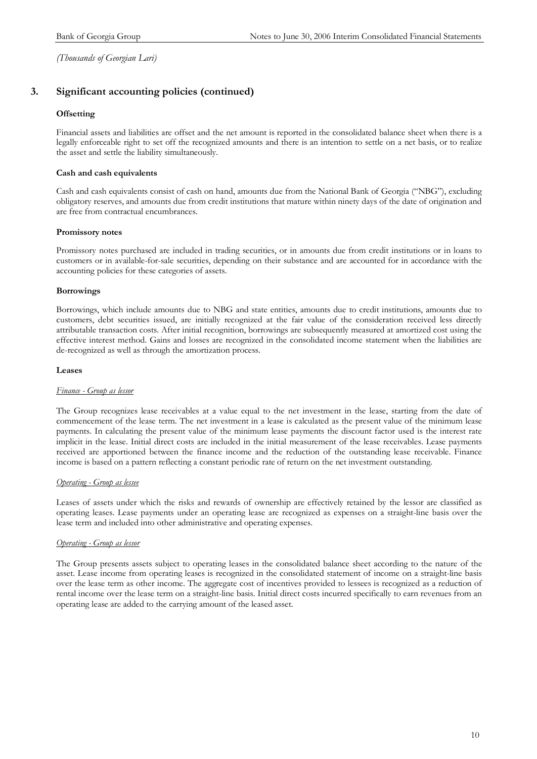*(Thousands of Georgian Lari)*

## 3. Significant accounting policies (continued)

**Offsetting**

Financial assets and liabilities are offset and the net amount is reported in the consolidated balance sheet when there is a legally enforceable right to set off the recognized amounts and there is an intention to settle on a net basis, or to realize the asset and settle the liability simultaneously.

**Cash and cash equivalents**

Cash and cash equivalents consist of cash on hand, amounts due from the National Bank of Georgia ("NBG"), excluding obligatory reserves, and amounts due from credit institutions that mature within ninety days of the date of origination and are free from contractual encumbrances.

**Promissory notes**

Promissory notes purchased are included in trading securities, or in amounts due from credit institutions or in loans to customers or in available-for-sale securities, depending on their substance and are accounted for in accordance with the accounting policies for these categories of assets.

**Borrowings**

Borrowings, which include amounts due to NBG and state entities, amounts due to credit institutions, amounts due to customers, debt securities issued, are initially recognized at the fair value of the consideration received less directly attributable transaction costs. After initial recognition, borrowings are subsequently measured at amortized cost using the effective interest method. Gains and losses are recognized in the consolidated income statement when the liabilities are de-recognized as well as through the amortization process.

**Leases**

*Finance - Group as lessor*

The Group recognizes lease receivables at a value equal to the net investment in the lease, starting from the date of commencement of the lease term. The net investment in a lease is calculated as the present value of the minimum lease payments. In calculating the present value of the minimum lease payments the discount factor used is the interest rate implicit in the lease. Initial direct costs are included in the initial measurement of the lease receivables. Lease payments received are apportioned between the finance income and the reduction of the outstanding lease receivable. Finance income is based on a pattern reflecting a constant periodic rate of return on the net investment outstanding.

*Operating - Group as lessee*

Leases of assets under which the risks and rewards of ownership are effectively retained by the lessor are classified as operating leases. Lease payments under an operating lease are recognized as expenses on a straight-line basis over the lease term and included into other administrative and operating expenses.

*Operating - Group as lessor*

The Group presents assets subject to operating leases in the consolidated balance sheet according to the nature of the asset. Lease income from operating leases is recognized in the consolidated statement of income on a straight-line basis over the lease term as other income. The aggregate cost of incentives provided to lessees is recognized as a reduction of rental income over the lease term on a straight-line basis. Initial direct costs incurred specifically to earn revenues from an operating lease are added to the carrying amount of the leased asset.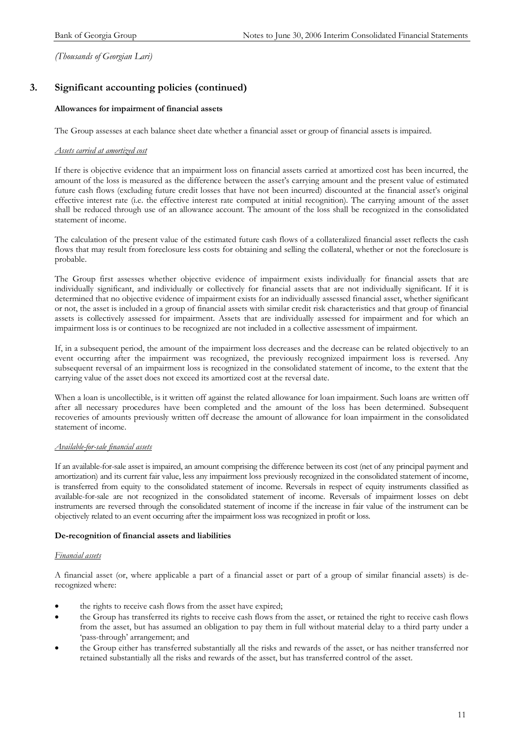*(Thousands of Georgian Lari)*

## 3. Significant accounting policies (continued)

### Allowances for impairment of financial assets

The Group assesses at each balance sheet date whether a financial asset or group of financial assets is impaired.

*Assets carried at amortized cost*

If there is objective evidence that an impairment loss on financial assets carried at amortized cost has been incurred, the amount of the loss is measured as the difference between the asset's carrying amount and the present value of estimated future cash flows (excluding future credit losses that have not been incurred) discounted at the financial asset's original effective interest rate (i.e. the effective interest rate computed at initial recognition). The carrying amount of the asset shall be reduced through use of an allowance account. The amount of the loss shall be recognized in the consolidated statement of income.

The calculation of the present value of the estimated future cash flows of a collateralized financial asset reflects the cash flows that may result from foreclosure less costs for obtaining and selling the collateral, whether or not the foreclosure is probable.

The Group first assesses whether objective evidence of impairment exists individually for financial assets that are individually significant, and individually or collectively for financial assets that are not individually significant. If it is determined that no objective evidence of impairment exists for an individually assessed financial asset, whether significant or not, the asset is included in a group of financial assets with similar credit risk characteristics and that group of financial assets is collectively assessed for impairment. Assets that are individually assessed for impairment and for which an impairment loss is or continues to be recognized are not included in a collective assessment of impairment.

If, in a subsequent period, the amount of the impairment loss decreases and the decrease can be related objectively to an event occurring after the impairment was recognized, the previously recognized impairment loss is reversed. Any subsequent reversal of an impairment loss is recognized in the consolidated statement of income, to the extent that the carrying value of the asset does not exceed its amortized cost at the reversal date.

When a loan is uncollectible, is it written off against the related allowance for loan impairment. Such loans are written off after all necessary procedures have been completed and the amount of the loss has been determined. Subsequent recoveries of amounts previously written off decrease the amount of allowance for loan impairment in the consolidated statement of income.

*Available-for-sale financial assets*

If an available-for-sale asset is impaired, an amount comprising the difference between its cost (net of any principal payment and amortization) and its current fair value, less any impairment loss previously recognized in the consolidated statement of income, is transferred from equity to the consolidated statement of income. Reversals in respect of equity instruments classified as available-for-sale are not recognized in the consolidated statement of income. Reversals of impairment losses on debt instruments are reversed through the consolidated statement of income if the increase in fair value of the instrument can be objectively related to an event occurring after the impairment loss was recognized in profit or loss.

### De-recognition of financial assets and liabilities

*Financial assets*

A financial asset (or, where applicable a part of a financial asset or part of a group of similar financial assets) is de-recognized where:

- the rights to receive cash flows from the asset have expired;
- the Group has transferred its rights to receive cash flows from the asset, or retained the right to receive cash flows from the asset, but has assumed an obligation to pay them in full without material delay to a third party under a 'pass-through' arrangement; and
- the Group either has transferred substantially all the risks and rewards of the asset, or has neither transferred nor retained substantially all the risks and rewards of the asset, but has transferred control of the asset.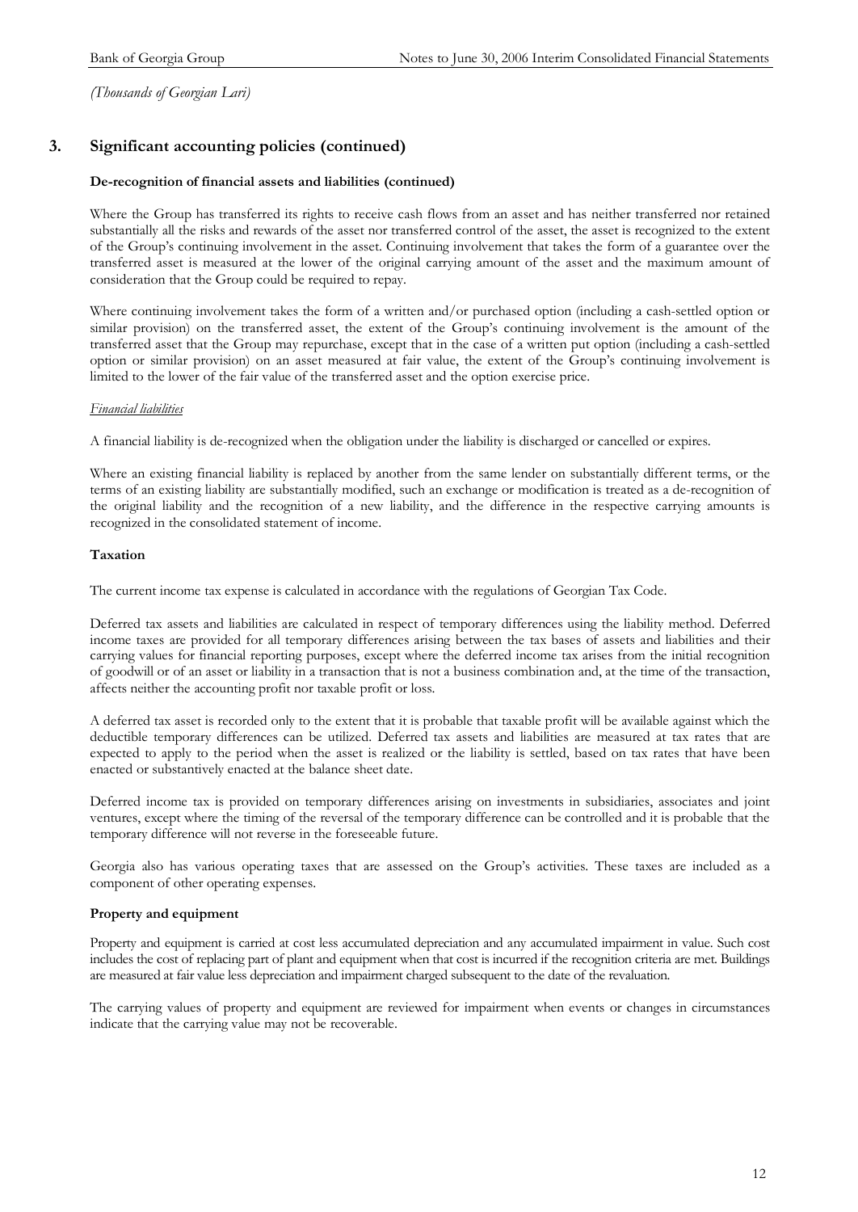*(Thousands of Georgian Lari)*

## 3. Significant accounting policies (continued)

**De-recognition of financial assets and liabilities (continued)**

Where the Group has transferred its rights to receive cash flows from an asset and has neither transferred nor retained substantially all the risks and rewards of the asset nor transferred control of the asset, the asset is recognized to the extent of the Group's continuing involvement in the asset. Continuing involvement that takes the form of a guarantee over the transferred asset is measured at the lower of the original carrying amount of the asset and the maximum amount of consideration that the Group could be required to repay.

Where continuing involvement takes the form of a written and/or purchased option (including a cash-settled option or similar provision) on the transferred asset, the extent of the Group's continuing involvement is the amount of the transferred asset that the Group may repurchase, except that in the case of a written put option (including a cash-settled option or similar provision) on an asset measured at fair value, the extent of the Group's continuing involvement is limited to the lower of the fair value of the transferred asset and the option exercise price.

*Financial liabilities*

A financial liability is de-recognized when the obligation under the liability is discharged or cancelled or expires.

Where an existing financial liability is replaced by another from the same lender on substantially different terms, or the terms of an existing liability are substantially modified, such an exchange or modification is treated as a de-recognition of the original liability and the recognition of a new liability, and the difference in the respective carrying amounts is recognized in the consolidated statement of income.

**Taxation**

The current income tax expense is calculated in accordance with the regulations of Georgian Tax Code.

Deferred tax assets and liabilities are calculated in respect of temporary differences using the liability method. Deferred income taxes are provided for all temporary differences arising between the tax bases of assets and liabilities and their carrying values for financial reporting purposes, except where the deferred income tax arises from the initial recognition of goodwill or of an asset or liability in a transaction that is not a business combination and, at the time of the transaction, affects neither the accounting profit nor taxable profit or loss.

A deferred tax asset is recorded only to the extent that it is probable that taxable profit will be available against which the deductible temporary differences can be utilized. Deferred tax assets and liabilities are measured at tax rates that are expected to apply to the period when the asset is realized or the liability is settled, based on tax rates that have been enacted or substantively enacted at the balance sheet date.

Deferred income tax is provided on temporary differences arising on investments in subsidiaries, associates and joint ventures, except where the timing of the reversal of the temporary difference can be controlled and it is probable that the temporary difference will not reverse in the foreseeable future.

Georgia also has various operating taxes that are assessed on the Group's activities. These taxes are included as a component of other operating expenses.

**Property and equipment**

Property and equipment is carried at cost less accumulated depreciation and any accumulated impairment in value. Such cost includes the cost of replacing part of plant and equipment when that cost is incurred if the recognition criteria are met. Buildings are measured at fair value less depreciation and impairment charged subsequent to the date of the revaluation.

The carrying values of property and equipment are reviewed for impairment when events or changes in circumstances indicate that the carrying value may not be recoverable.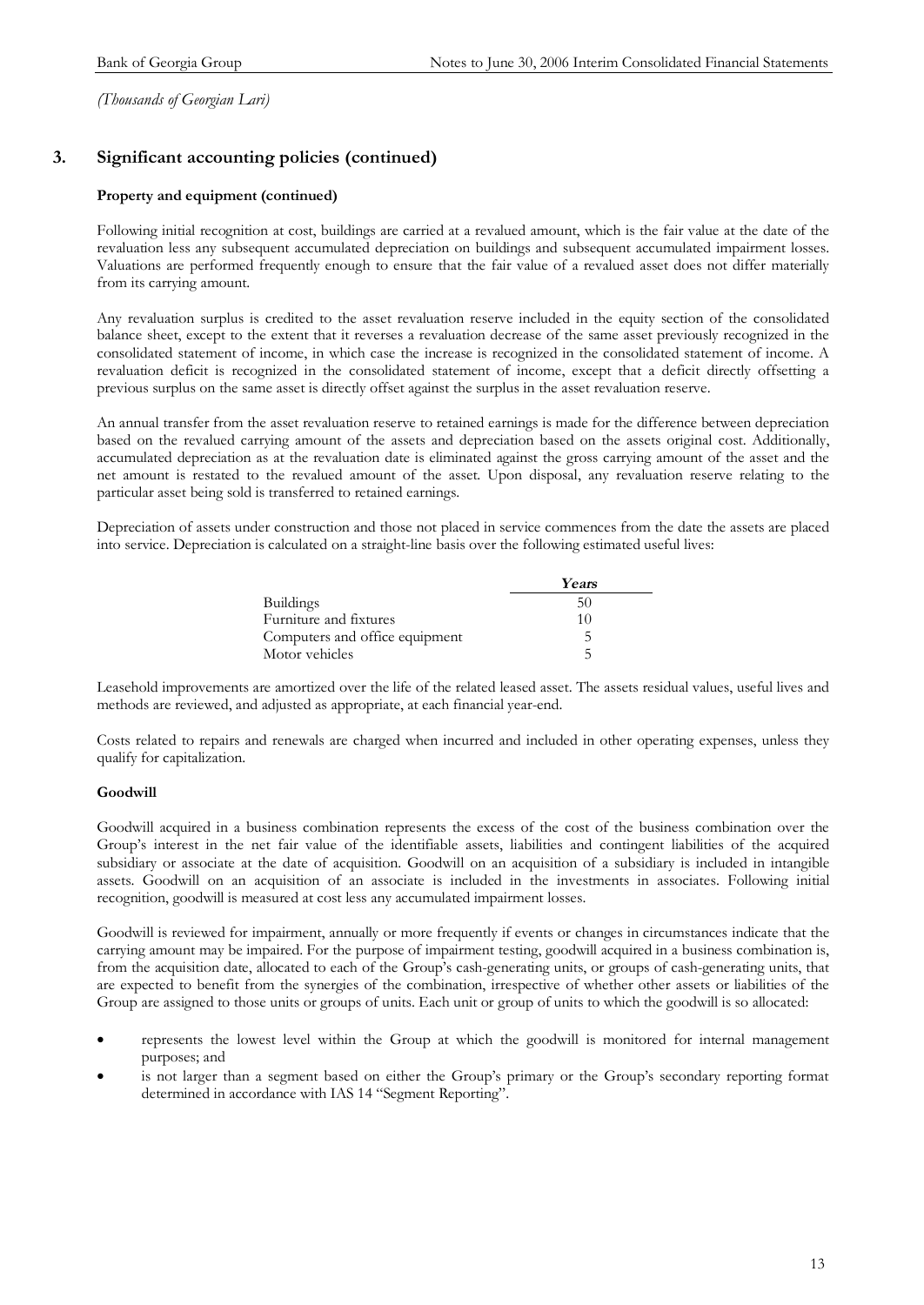*(Thousands of Georgian Lari)*

## 3. Significant accounting policies (continued)

**Property and equipment (continued)**

Following initial recognition at cost, buildings are carried at a revalued amount, which is the fair value at the date of the revaluation less any subsequent accumulated depreciation on buildings and subsequent accumulated impairment losses. Valuations are performed frequently enough to ensure that the fair value of a revalued asset does not differ materially from its carrying amount.

Any revaluation surplus is credited to the asset revaluation reserve included in the equity section of the consolidated balance sheet, except to the extent that it reverses a revaluation decrease of the same asset previously recognized in the consolidated statement of income, in which case the increase is recognized in the consolidated statement of income. A revaluation deficit is recognized in the consolidated statement of income, except that a deficit directly offsetting a previous surplus on the same asset is directly offset against the surplus in the asset revaluation reserve.

An annual transfer from the asset revaluation reserve to retained earnings is made for the difference between depreciation based on the revalued carrying amount of the assets and depreciation based on the assets original cost. Additionally, accumulated depreciation as at the revaluation date is eliminated against the gross carrying amount of the asset and the net amount is restated to the revalued amount of the asset. Upon disposal, any revaluation reserve relating to the particular asset being sold is transferred to retained earnings.

Depreciation of assets under construction and those not placed in service commences from the date the assets are placed into service. Depreciation is calculated on a straight-line basis over the following estimated useful lives:

| | *Years* |
|---|---|
| Buildings | 50 |
| Furniture and fixtures | 10 |
| Computers and office equipment | 5 |
| Motor vehicles | 5 |

Leasehold improvements are amortized over the life of the related leased asset. The assets residual values, useful lives and methods are reviewed, and adjusted as appropriate, at each financial year-end.

Costs related to repairs and renewals are charged when incurred and included in other operating expenses, unless they qualify for capitalization.

**Goodwill**

Goodwill acquired in a business combination represents the excess of the cost of the business combination over the Group's interest in the net fair value of the identifiable assets, liabilities and contingent liabilities of the acquired subsidiary or associate at the date of acquisition. Goodwill on an acquisition of a subsidiary is included in intangible assets. Goodwill on an acquisition of an associate is included in the investments in associates. Following initial recognition, goodwill is measured at cost less any accumulated impairment losses.

Goodwill is reviewed for impairment, annually or more frequently if events or changes in circumstances indicate that the carrying amount may be impaired. For the purpose of impairment testing, goodwill acquired in a business combination is, from the acquisition date, allocated to each of the Group's cash-generating units, or groups of cash-generating units, that are expected to benefit from the synergies of the combination, irrespective of whether other assets or liabilities of the Group are assigned to those units or groups of units. Each unit or group of units to which the goodwill is so allocated:

- represents the lowest level within the Group at which the goodwill is monitored for internal management purposes; and
- is not larger than a segment based on either the Group's primary or the Group's secondary reporting format determined in accordance with IAS 14 "Segment Reporting".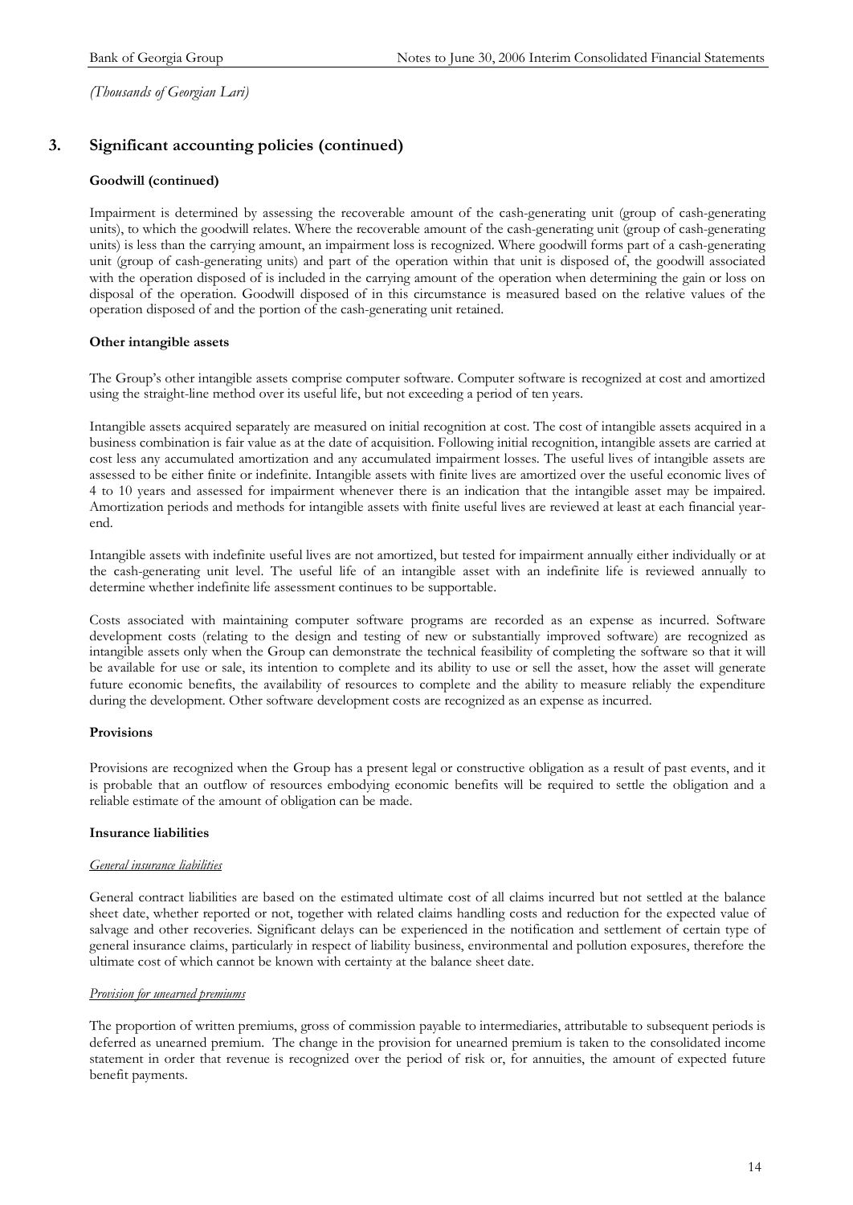*(Thousands of Georgian Lari)*

## 3. Significant accounting policies (continued)

**Goodwill (continued)**

Impairment is determined by assessing the recoverable amount of the cash-generating unit (group of cash-generating units), to which the goodwill relates. Where the recoverable amount of the cash-generating unit (group of cash-generating units) is less than the carrying amount, an impairment loss is recognized. Where goodwill forms part of a cash-generating unit (group of cash-generating units) and part of the operation within that unit is disposed of, the goodwill associated with the operation disposed of is included in the carrying amount of the operation when determining the gain or loss on disposal of the operation. Goodwill disposed of in this circumstance is measured based on the relative values of the operation disposed of and the portion of the cash-generating unit retained.

**Other intangible assets**

The Group's other intangible assets comprise computer software. Computer software is recognized at cost and amortized using the straight-line method over its useful life, but not exceeding a period of ten years.

Intangible assets acquired separately are measured on initial recognition at cost. The cost of intangible assets acquired in a business combination is fair value as at the date of acquisition. Following initial recognition, intangible assets are carried at cost less any accumulated amortization and any accumulated impairment losses. The useful lives of intangible assets are assessed to be either finite or indefinite. Intangible assets with finite lives are amortized over the useful economic lives of 4 to 10 years and assessed for impairment whenever there is an indication that the intangible asset may be impaired. Amortization periods and methods for intangible assets with finite useful lives are reviewed at least at each financial year-end.

Intangible assets with indefinite useful lives are not amortized, but tested for impairment annually either individually or at the cash-generating unit level. The useful life of an intangible asset with an indefinite life is reviewed annually to determine whether indefinite life assessment continues to be supportable.

Costs associated with maintaining computer software programs are recorded as an expense as incurred. Software development costs (relating to the design and testing of new or substantially improved software) are recognized as intangible assets only when the Group can demonstrate the technical feasibility of completing the software so that it will be available for use or sale, its intention to complete and its ability to use or sell the asset, how the asset will generate future economic benefits, the availability of resources to complete and the ability to measure reliably the expenditure during the development. Other software development costs are recognized as an expense as incurred.

**Provisions**

Provisions are recognized when the Group has a present legal or constructive obligation as a result of past events, and it is probable that an outflow of resources embodying economic benefits will be required to settle the obligation and a reliable estimate of the amount of obligation can be made.

**Insurance liabilities**

*General insurance liabilities*

General contract liabilities are based on the estimated ultimate cost of all claims incurred but not settled at the balance sheet date, whether reported or not, together with related claims handling costs and reduction for the expected value of salvage and other recoveries. Significant delays can be experienced in the notification and settlement of certain type of general insurance claims, particularly in respect of liability business, environmental and pollution exposures, therefore the ultimate cost of which cannot be known with certainty at the balance sheet date.

*Provision for unearned premiums*

The proportion of written premiums, gross of commission payable to intermediaries, attributable to subsequent periods is deferred as unearned premium. The change in the provision for unearned premium is taken to the consolidated income statement in order that revenue is recognized over the period of risk or, for annuities, the amount of expected future benefit payments.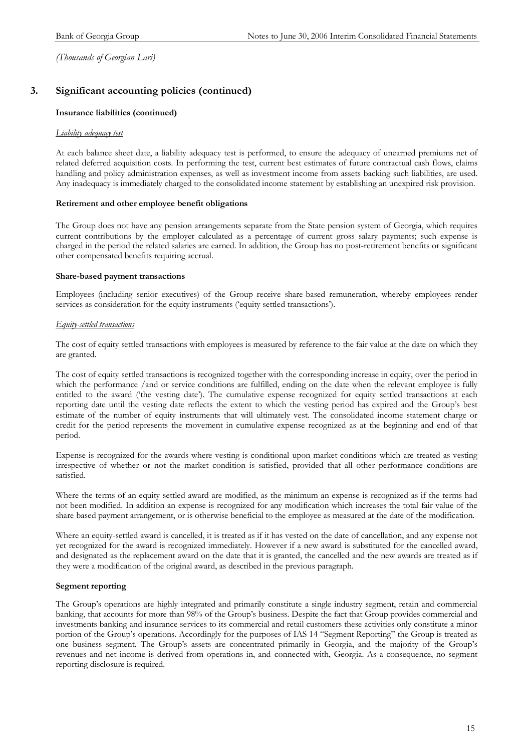*(Thousands of Georgian Lari)*

## 3. Significant accounting policies (continued)

**Insurance liabilities (continued)**

*Liability adequacy test*

At each balance sheet date, a liability adequacy test is performed, to ensure the adequacy of unearned premiums net of related deferred acquisition costs. In performing the test, current best estimates of future contractual cash flows, claims handling and policy administration expenses, as well as investment income from assets backing such liabilities, are used. Any inadequacy is immediately charged to the consolidated income statement by establishing an unexpired risk provision.

**Retirement and other employee benefit obligations**

The Group does not have any pension arrangements separate from the State pension system of Georgia, which requires current contributions by the employer calculated as a percentage of current gross salary payments; such expense is charged in the period the related salaries are earned. In addition, the Group has no post-retirement benefits or significant other compensated benefits requiring accrual.

**Share-based payment transactions**

Employees (including senior executives) of the Group receive share-based remuneration, whereby employees render services as consideration for the equity instruments ('equity settled transactions').

*Equity-settled transactions*

The cost of equity settled transactions with employees is measured by reference to the fair value at the date on which they are granted.

The cost of equity settled transactions is recognized together with the corresponding increase in equity, over the period in which the performance /and or service conditions are fulfilled, ending on the date when the relevant employee is fully entitled to the award ('the vesting date'). The cumulative expense recognized for equity settled transactions at each reporting date until the vesting date reflects the extent to which the vesting period has expired and the Group's best estimate of the number of equity instruments that will ultimately vest. The consolidated income statement charge or credit for the period represents the movement in cumulative expense recognized as at the beginning and end of that period.

Expense is recognized for the awards where vesting is conditional upon market conditions which are treated as vesting irrespective of whether or not the market condition is satisfied, provided that all other performance conditions are satisfied.

Where the terms of an equity settled award are modified, as the minimum an expense is recognized as if the terms had not been modified. In addition an expense is recognized for any modification which increases the total fair value of the share based payment arrangement, or is otherwise beneficial to the employee as measured at the date of the modification.

Where an equity-settled award is cancelled, it is treated as if it has vested on the date of cancellation, and any expense not yet recognized for the award is recognized immediately. However if a new award is substituted for the cancelled award, and designated as the replacement award on the date that it is granted, the cancelled and the new awards are treated as if they were a modification of the original award, as described in the previous paragraph.

**Segment reporting**

The Group's operations are highly integrated and primarily constitute a single industry segment, retain and commercial banking, that accounts for more than 98% of the Group's business. Despite the fact that Group provides commercial and investments banking and insurance services to its commercial and retail customers these activities only constitute a minor portion of the Group's operations. Accordingly for the purposes of IAS 14 "Segment Reporting" the Group is treated as one business segment. The Group's assets are concentrated primarily in Georgia, and the majority of the Group's revenues and net income is derived from operations in, and connected with, Georgia. As a consequence, no segment reporting disclosure is required.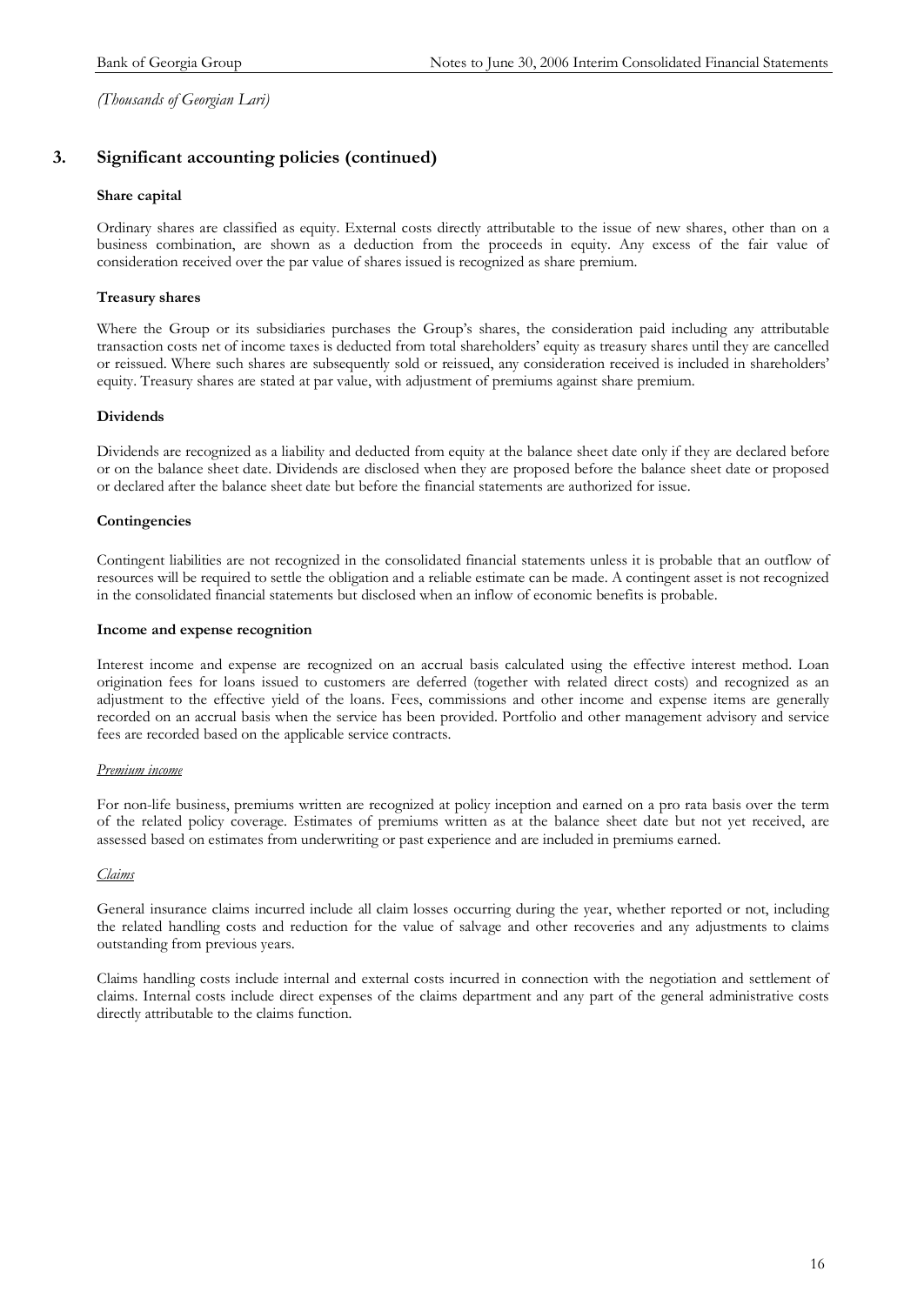*(Thousands of Georgian Lari)*

## 3. Significant accounting policies (continued)

**Share capital**

Ordinary shares are classified as equity. External costs directly attributable to the issue of new shares, other than on a business combination, are shown as a deduction from the proceeds in equity. Any excess of the fair value of consideration received over the par value of shares issued is recognized as share premium.

**Treasury shares**

Where the Group or its subsidiaries purchases the Group's shares, the consideration paid including any attributable transaction costs net of income taxes is deducted from total shareholders' equity as treasury shares until they are cancelled or reissued. Where such shares are subsequently sold or reissued, any consideration received is included in shareholders' equity. Treasury shares are stated at par value, with adjustment of premiums against share premium.

**Dividends**

Dividends are recognized as a liability and deducted from equity at the balance sheet date only if they are declared before or on the balance sheet date. Dividends are disclosed when they are proposed before the balance sheet date or proposed or declared after the balance sheet date but before the financial statements are authorized for issue.

**Contingencies**

Contingent liabilities are not recognized in the consolidated financial statements unless it is probable that an outflow of resources will be required to settle the obligation and a reliable estimate can be made. A contingent asset is not recognized in the consolidated financial statements but disclosed when an inflow of economic benefits is probable.

**Income and expense recognition**

Interest income and expense are recognized on an accrual basis calculated using the effective interest method. Loan origination fees for loans issued to customers are deferred (together with related direct costs) and recognized as an adjustment to the effective yield of the loans. Fees, commissions and other income and expense items are generally recorded on an accrual basis when the service has been provided. Portfolio and other management advisory and service fees are recorded based on the applicable service contracts.

*Premium income*

For non-life business, premiums written are recognized at policy inception and earned on a pro rata basis over the term of the related policy coverage. Estimates of premiums written as at the balance sheet date but not yet received, are assessed based on estimates from underwriting or past experience and are included in premiums earned.

*Claims*

General insurance claims incurred include all claim losses occurring during the year, whether reported or not, including the related handling costs and reduction for the value of salvage and other recoveries and any adjustments to claims outstanding from previous years.

Claims handling costs include internal and external costs incurred in connection with the negotiation and settlement of claims. Internal costs include direct expenses of the claims department and any part of the general administrative costs directly attributable to the claims function.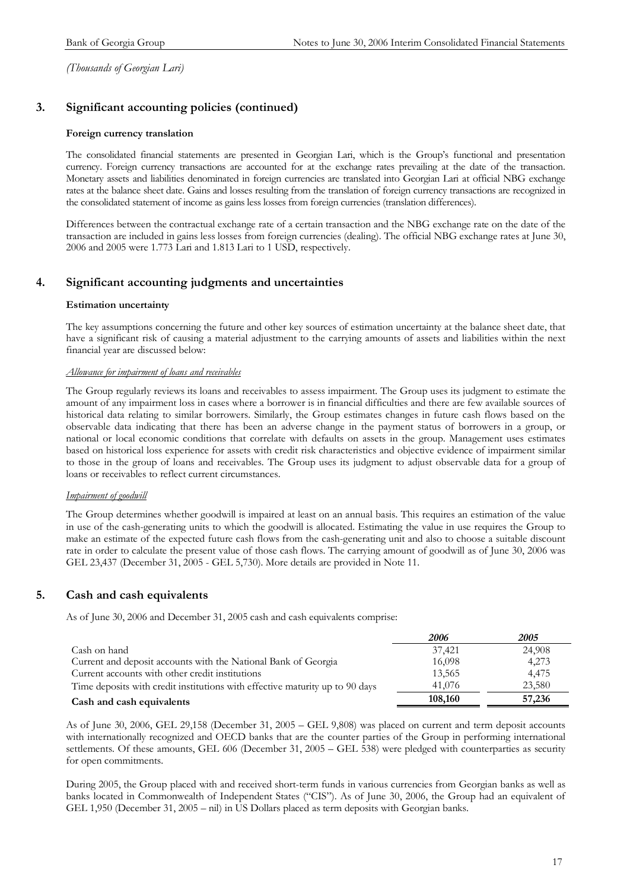*(Thousands of Georgian Lari)*

## 3. Significant accounting policies (continued)

### Foreign currency translation

The consolidated financial statements are presented in Georgian Lari, which is the Group's functional and presentation currency. Foreign currency transactions are accounted for at the exchange rates prevailing at the date of the transaction. Monetary assets and liabilities denominated in foreign currencies are translated into Georgian Lari at official NBG exchange rates at the balance sheet date. Gains and losses resulting from the translation of foreign currency transactions are recognized in the consolidated statement of income as gains less losses from foreign currencies (translation differences).

Differences between the contractual exchange rate of a certain transaction and the NBG exchange rate on the date of the transaction are included in gains less losses from foreign currencies (dealing). The official NBG exchange rates at June 30, 2006 and 2005 were 1.773 Lari and 1.813 Lari to 1 USD, respectively.

## 4. Significant accounting judgments and uncertainties

### Estimation uncertainty

The key assumptions concerning the future and other key sources of estimation uncertainty at the balance sheet date, that have a significant risk of causing a material adjustment to the carrying amounts of assets and liabilities within the next financial year are discussed below:

*Allowance for impairment of loans and receivables*

The Group regularly reviews its loans and receivables to assess impairment. The Group uses its judgment to estimate the amount of any impairment loss in cases where a borrower is in financial difficulties and there are few available sources of historical data relating to similar borrowers. Similarly, the Group estimates changes in future cash flows based on the observable data indicating that there has been an adverse change in the payment status of borrowers in a group, or national or local economic conditions that correlate with defaults on assets in the group. Management uses estimates based on historical loss experience for assets with credit risk characteristics and objective evidence of impairment similar to those in the group of loans and receivables. The Group uses its judgment to adjust observable data for a group of loans or receivables to reflect current circumstances.

*Impairment of goodwill*

The Group determines whether goodwill is impaired at least on an annual basis. This requires an estimation of the value in use of the cash-generating units to which the goodwill is allocated. Estimating the value in use requires the Group to make an estimate of the expected future cash flows from the cash-generating unit and also to choose a suitable discount rate in order to calculate the present value of those cash flows. The carrying amount of goodwill as of June 30, 2006 was GEL 23,437 (December 31, 2005 - GEL 5,730). More details are provided in Note 11.

## 5. Cash and cash equivalents

As of June 30, 2006 and December 31, 2005 cash and cash equivalents comprise:

| | *2006* | *2005* |
|---|---|---|
| Cash on hand | 37,421 | 24,908 |
| Current and deposit accounts with the National Bank of Georgia | 16,098 | 4,273 |
| Current accounts with other credit institutions | 13,565 | 4,475 |
| Time deposits with credit institutions with effective maturity up to 90 days | 41,076 | 23,580 |
| **Cash and cash equivalents** | **108,160** | **57,236** |

As of June 30, 2006, GEL 29,158 (December 31, 2005 – GEL 9,808) was placed on current and term deposit accounts with internationally recognized and OECD banks that are the counter parties of the Group in performing international settlements. Of these amounts, GEL 606 (December 31, 2005 – GEL 538) were pledged with counterparties as security for open commitments.

During 2005, the Group placed with and received short-term funds in various currencies from Georgian banks as well as banks located in Commonwealth of Independent States ("CIS"). As of June 30, 2006, the Group had an equivalent of GEL 1,950 (December 31, 2005 – nil) in US Dollars placed as term deposits with Georgian banks.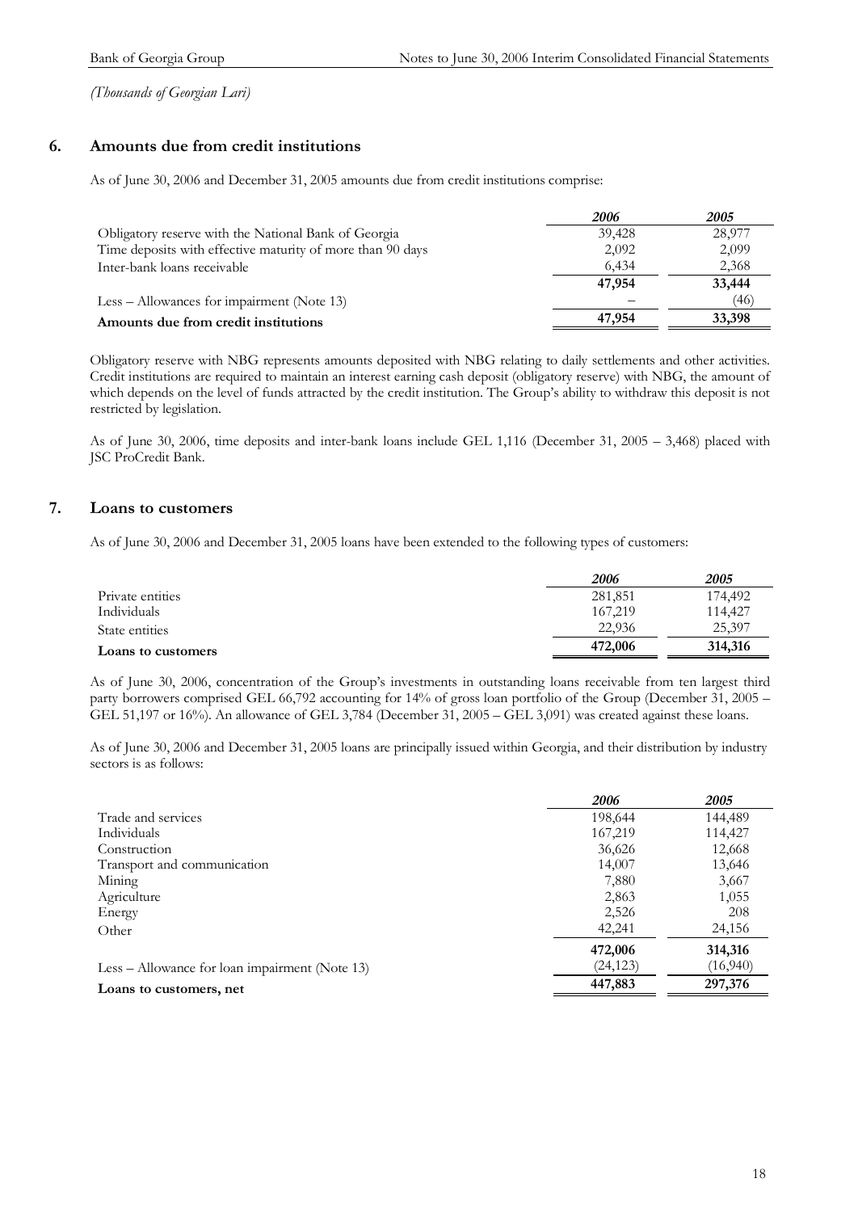*(Thousands of Georgian Lari)*

## 6. Amounts due from credit institutions

As of June 30, 2006 and December 31, 2005 amounts due from credit institutions comprise:

| | *2006* | *2005* |
|---|---|---|
| Obligatory reserve with the National Bank of Georgia | 39,428 | 28,977 |
| Time deposits with effective maturity of more than 90 days | 2,092 | 2,099 |
| Inter-bank loans receivable | 6,434 | 2,368 |
| | **47,954** | **33,444** |
| Less – Allowances for impairment (Note 13) | – | (46) |
| **Amounts due from credit institutions** | **47,954** | **33,398** |

Obligatory reserve with NBG represents amounts deposited with NBG relating to daily settlements and other activities. Credit institutions are required to maintain an interest earning cash deposit (obligatory reserve) with NBG, the amount of which depends on the level of funds attracted by the credit institution. The Group's ability to withdraw this deposit is not restricted by legislation.

As of June 30, 2006, time deposits and inter-bank loans include GEL 1,116 (December 31, 2005 – 3,468) placed with JSC ProCredit Bank.

## 7. Loans to customers

As of June 30, 2006 and December 31, 2005 loans have been extended to the following types of customers:

| | *2006* | *2005* |
|---|---|---|
| Private entities | 281,851 | 174,492 |
| Individuals | 167,219 | 114,427 |
| State entities | 22,936 | 25,397 |
| **Loans to customers** | **472,006** | **314,316** |

As of June 30, 2006, concentration of the Group's investments in outstanding loans receivable from ten largest third party borrowers comprised GEL 66,792 accounting for 14% of gross loan portfolio of the Group (December 31, 2005 – GEL 51,197 or 16%). An allowance of GEL 3,784 (December 31, 2005 – GEL 3,091) was created against these loans.

As of June 30, 2006 and December 31, 2005 loans are principally issued within Georgia, and their distribution by industry sectors is as follows:

| | *2006* | *2005* |
|---|---|---|
| Trade and services | 198,644 | 144,489 |
| Individuals | 167,219 | 114,427 |
| Construction | 36,626 | 12,668 |
| Transport and communication | 14,007 | 13,646 |
| Mining | 7,880 | 3,667 |
| Agriculture | 2,863 | 1,055 |
| Energy | 2,526 | 208 |
| Other | 42,241 | 24,156 |
| | **472,006** | **314,316** |
| Less – Allowance for loan impairment (Note 13) | (24,123) | (16,940) |
| **Loans to customers, net** | **447,883** | **297,376** |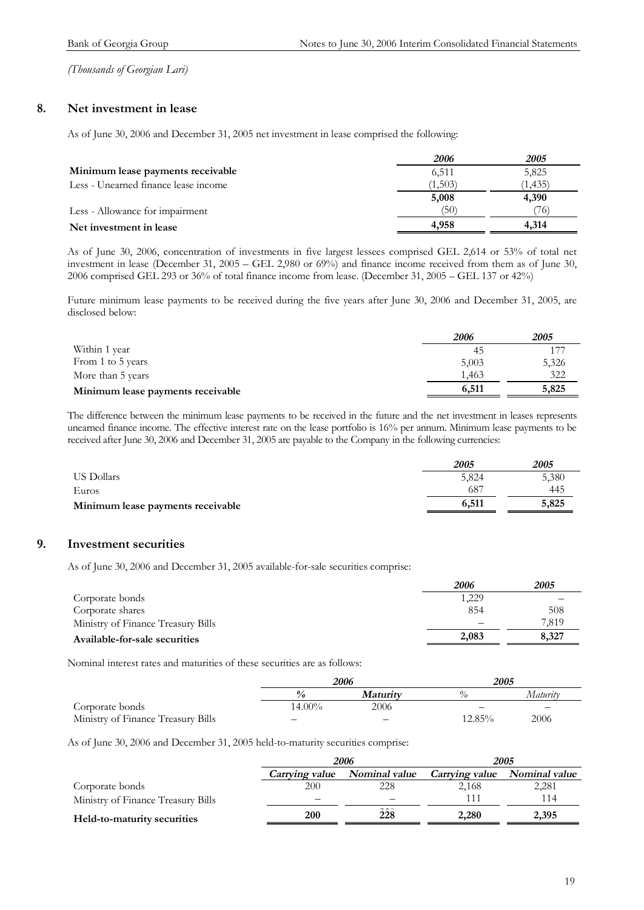*(Thousands of Georgian Lari)*

## 8. Net investment in lease

As of June 30, 2006 and December 31, 2005 net investment in lease comprised the following:

| | *2006* | *2005* |
|---|---|---|
| **Minimum lease payments receivable** | 6,511 | 5,825 |
| Less - Unearned finance lease income | (1,503) | (1,435) |
| | **5,008** | **4,390** |
| Less - Allowance for impairment | (50) | (76) |
| **Net investment in lease** | **4,958** | **4,314** |

As of June 30, 2006, concentration of investments in five largest lessees comprised GEL 2,614 or 53% of total net investment in lease (December 31, 2005 – GEL 2,980 or 69%) and finance income received from them as of June 30, 2006 comprised GEL 293 or 36% of total finance income from lease. (December 31, 2005 – GEL 137 or 42%)

Future minimum lease payments to be received during the five years after June 30, 2006 and December 31, 2005, are disclosed below:

| | *2006* | *2005* |
|---|---|---|
| Within 1 year | 45 | 177 |
| From 1 to 5 years | 5,003 | 5,326 |
| More than 5 years | 1,463 | 322 |
| **Minimum lease payments receivable** | **6,511** | **5,825** |

The difference between the minimum lease payments to be received in the future and the net investment in leases represents unearned finance income. The effective interest rate on the lease portfolio is 16% per annum. Minimum lease payments to be received after June 30, 2006 and December 31, 2005 are payable to the Company in the following currencies:

| | *2005* | *2005* |
|---|---|---|
| US Dollars | 5,824 | 5,380 |
| Euros | 687 | 445 |
| **Minimum lease payments receivable** | **6,511** | **5,825** |

## 9. Investment securities

As of June 30, 2006 and December 31, 2005 available-for-sale securities comprise:

| | *2006* | *2005* |
|---|---|---|
| Corporate bonds | 1,229 | – |
| Corporate shares | 854 | 508 |
| Ministry of Finance Treasury Bills | – | 7,819 |
| **Available-for-sale securities** | **2,083** | **8,327** |

Nominal interest rates and maturities of these securities are as follows:

| | *2006* | | *2005* | |
|---|---|---|---|---|
| | *%* | *Maturity* | *%* | *Maturity* |
| Corporate bonds | 14.00% | 2006 | – | – |
| Ministry of Finance Treasury Bills | – | – | 12.85% | 2006 |

As of June 30, 2006 and December 31, 2005 held-to-maturity securities comprise:

| | *2006* | | *2005* | |
|---|---|---|---|---|
| | *Carrying value* | *Nominal value* | *Carrying value* | *Nominal value* |
| Corporate bonds | 200 | 228 | 2,168 | 2,281 |
| Ministry of Finance Treasury Bills | – | – | 111 | 114 |
| **Held-to-maturity securities** | **200** | **228** | **2,280** | **2,395** |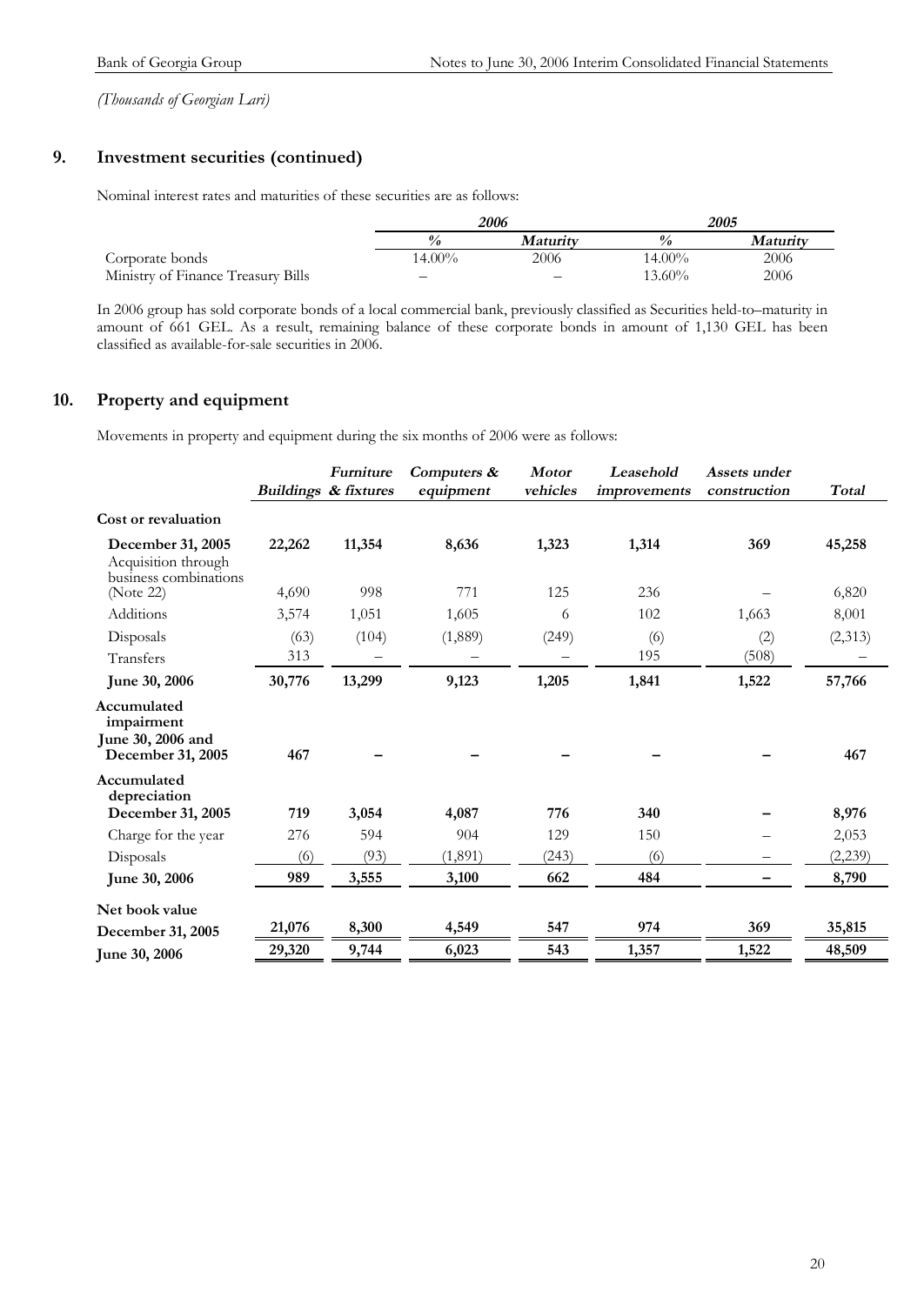*(Thousands of Georgian Lari)*

## 9. Investment securities (continued)

Nominal interest rates and maturities of these securities are as follows:

| | *2006* | | *2005* | |
|---|---|---|---|---|
| | *%* | *Maturity* | *%* | *Maturity* |
| Corporate bonds | 14.00% | 2006 | 14.00% | 2006 |
| Ministry of Finance Treasury Bills | – | – | 13.60% | 2006 |

In 2006 group has sold corporate bonds of a local commercial bank, previously classified as Securities held-to–maturity in amount of 661 GEL. As a result, remaining balance of these corporate bonds in amount of 1,130 GEL has been classified as available-for-sale securities in 2006.

## 10. Property and equipment

Movements in property and equipment during the six months of 2006 were as follows:

| | *Buildings* | *Furniture & fixtures* | *Computers & equipment* | *Motor vehicles* | *Leasehold improvements* | *Assets under construction* | *Total* |
|---|---|---|---|---|---|---|---|
| **Cost or revaluation** | | | | | | | |
| **December 31, 2005** | **22,262** | **11,354** | **8,636** | **1,323** | **1,314** | **369** | **45,258** |
| Acquisition through business combinations (Note 22) | 4,690 | 998 | 771 | 125 | 236 | – | 6,820 |
| Additions | 3,574 | 1,051 | 1,605 | 6 | 102 | 1,663 | 8,001 |
| Disposals | (63) | (104) | (1,889) | (249) | (6) | (2) | (2,313) |
| Transfers | 313 | – | – | – | 195 | (508) | – |
| **June 30, 2006** | **30,776** | **13,299** | **9,123** | **1,205** | **1,841** | **1,522** | **57,766** |
| **Accumulated impairment** | | | | | | | |
| **June 30, 2006 and December 31, 2005** | **467** | **–** | **–** | **–** | **–** | **–** | **467** |
| **Accumulated depreciation** | | | | | | | |
| **December 31, 2005** | **719** | **3,054** | **4,087** | **776** | **340** | **–** | **8,976** |
| Charge for the year | 276 | 594 | 904 | 129 | 150 | – | 2,053 |
| Disposals | (6) | (93) | (1,891) | (243) | (6) | – | (2,239) |
| **June 30, 2006** | **989** | **3,555** | **3,100** | **662** | **484** | **–** | **8,790** |
| **Net book value** | | | | | | | |
| **December 31, 2005** | **21,076** | **8,300** | **4,549** | **547** | **974** | **369** | **35,815** |
| **June 30, 2006** | **29,320** | **9,744** | **6,023** | **543** | **1,357** | **1,522** | **48,509** |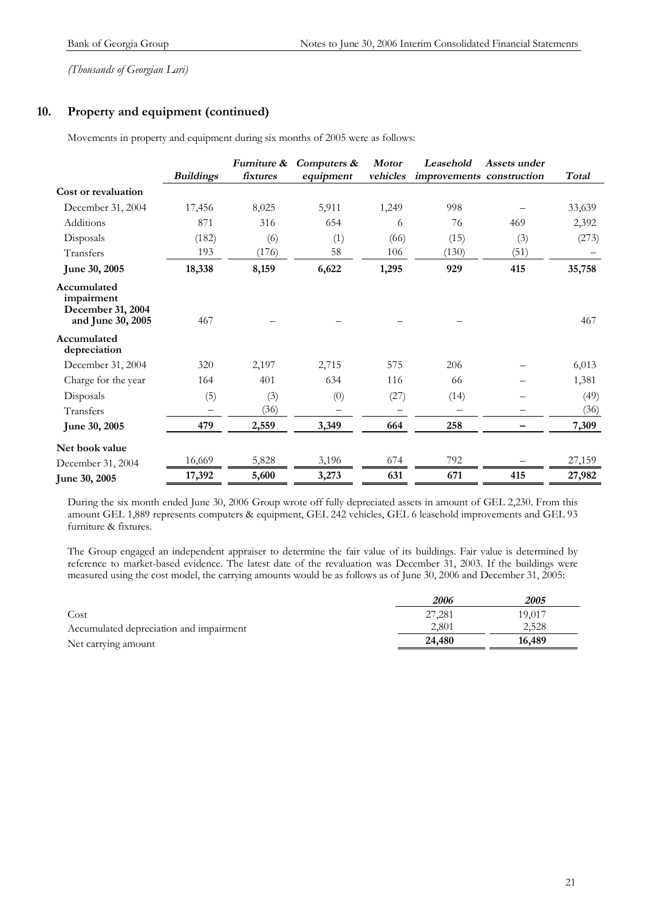*(Thousands of Georgian Lari)*

## 10. Property and equipment (continued)

Movements in property and equipment during six months of 2005 were as follows:

| | *Buildings* | *Furniture & fixtures* | *Computers & equipment* | *Motor vehicles* | *Leasehold improvements* | *Assets under construction* | *Total* |
|---|---|---|---|---|---|---|---|
| **Cost or revaluation** | | | | | | | |
| December 31, 2004 | 17,456 | 8,025 | 5,911 | 1,249 | 998 | – | 33,639 |
| Additions | 871 | 316 | 654 | 6 | 76 | 469 | 2,392 |
| Disposals | (182) | (6) | (1) | (66) | (15) | (3) | (273) |
| Transfers | 193 | (176) | 58 | 106 | (130) | (51) | – |
| **June 30, 2005** | **18,338** | **8,159** | **6,622** | **1,295** | **929** | **415** | **35,758** |
| **Accumulated impairment December 31, 2004 and June 30, 2005** | 467 | – | – | – | – | | 467 |
| **Accumulated depreciation** | | | | | | | |
| December 31, 2004 | 320 | 2,197 | 2,715 | 575 | 206 | – | 6,013 |
| Charge for the year | 164 | 401 | 634 | 116 | 66 | – | 1,381 |
| Disposals | (5) | (3) | (0) | (27) | (14) | – | (49) |
| Transfers | – | (36) | – | – | – | – | (36) |
| **June 30, 2005** | **479** | **2,559** | **3,349** | **664** | **258** | **–** | **7,309** |
| **Net book value** | | | | | | | |
| December 31, 2004 | 16,669 | 5,828 | 3,196 | 674 | 792 | – | 27,159 |
| **June 30, 2005** | **17,392** | **5,600** | **3,273** | **631** | **671** | **415** | **27,982** |

During the six month ended June 30, 2006 Group wrote off fully depreciated assets in amount of GEL 2,230. From this amount GEL 1,889 represents computers & equipment, GEL 242 vehicles, GEL 6 leasehold improvements and GEL 93 furniture & fixtures.

The Group engaged an independent appraiser to determine the fair value of its buildings. Fair value is determined by reference to market-based evidence. The latest date of the revaluation was December 31, 2003. If the buildings were measured using the cost model, the carrying amounts would be as follows as of June 30, 2006 and December 31, 2005:

| | *2006* | *2005* |
|---|---|---|
| Cost | 27,281 | 19,017 |
| Accumulated depreciation and impairment | 2,801 | 2,528 |
| Net carrying amount | **24,480** | **16,489** |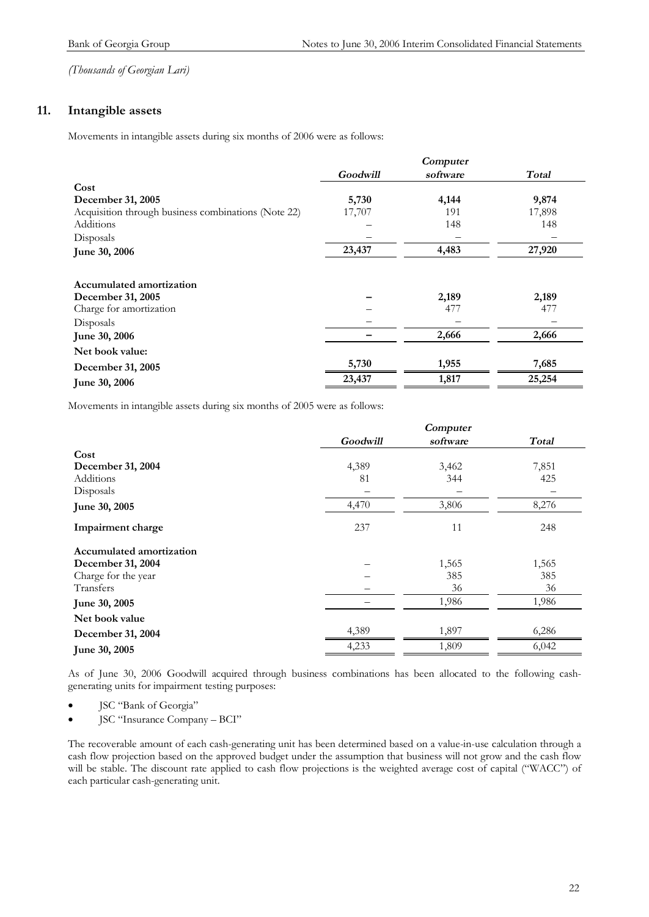*(Thousands of Georgian Lari)*

## 11. Intangible assets

Movements in intangible assets during six months of 2006 were as follows:

| | *Goodwill* | *Computer software* | *Total* |
|---|---|---|---|
| **Cost** | | | |
| **December 31, 2005** | **5,730** | **4,144** | **9,874** |
| Acquisition through business combinations (Note 22) | 17,707 | 191 | 17,898 |
| Additions | – | 148 | 148 |
| Disposals | – | – | – |
| **June 30, 2006** | **23,437** | **4,483** | **27,920** |
| | | | |
| **Accumulated amortization** | | | |
| **December 31, 2005** | **–** | **2,189** | **2,189** |
| Charge for amortization | – | 477 | 477 |
| Disposals | – | – | – |
| **June 30, 2006** | **–** | **2,666** | **2,666** |
| **Net book value:** | | | |
| **December 31, 2005** | **5,730** | **1,955** | **7,685** |
| **June 30, 2006** | **23,437** | **1,817** | **25,254** |

Movements in intangible assets during six months of 2005 were as follows:

| | *Goodwill* | *Computer software* | *Total* |
|---|---|---|---|
| **Cost** | | | |
| **December 31, 2004** | 4,389 | 3,462 | 7,851 |
| Additions | 81 | 344 | 425 |
| Disposals | – | – | – |
| **June 30, 2005** | 4,470 | 3,806 | 8,276 |
| **Impairment charge** | 237 | 11 | 248 |
| **Accumulated amortization** | | | |
| **December 31, 2004** | – | 1,565 | 1,565 |
| Charge for the year | – | 385 | 385 |
| Transfers | – | 36 | 36 |
| **June 30, 2005** | – | 1,986 | 1,986 |
| **Net book value** | | | |
| **December 31, 2004** | 4,389 | 1,897 | 6,286 |
| **June 30, 2005** | 4,233 | 1,809 | 6,042 |

As of June 30, 2006 Goodwill acquired through business combinations has been allocated to the following cash-generating units for impairment testing purposes:

- JSC "Bank of Georgia"
- JSC "Insurance Company – BCI"

The recoverable amount of each cash-generating unit has been determined based on a value-in-use calculation through a cash flow projection based on the approved budget under the assumption that business will not grow and the cash flow will be stable. The discount rate applied to cash flow projections is the weighted average cost of capital ("WACC") of each particular cash-generating unit.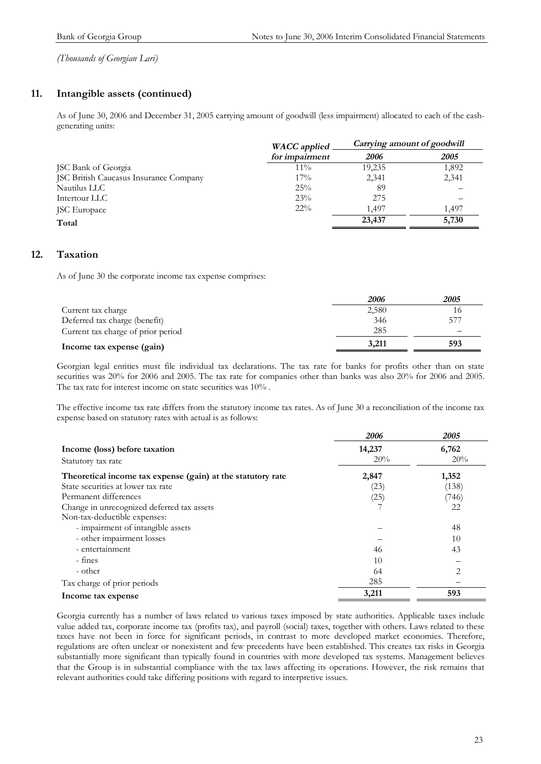*(Thousands of Georgian Lari)*

## 11. Intangible assets (continued)

As of June 30, 2006 and December 31, 2005 carrying amount of goodwill (less impairment) allocated to each of the cash-generating units:

| | *WACC applied for impairment* | *Carrying amount of goodwill* | |
|---|---|---|---|
| | | *2006* | *2005* |
| JSC Bank of Georgia | 11% | 19,235 | 1,892 |
| JSC British Caucasus Insurance Company | 17% | 2,341 | 2,341 |
| Nautilus LLC | 25% | 89 | – |
| Intertour LLC | 23% | 275 | – |
| JSC Europace | 22% | 1,497 | 1,497 |
| **Total** | | **23,437** | **5,730** |

## 12. Taxation

As of June 30 the corporate income tax expense comprises:

| | *2006* | *2005* |
|---|---|---|
| Current tax charge | 2,580 | 16 |
| Deferred tax charge (benefit) | 346 | 577 |
| Current tax charge of prior period | 285 | – |
| **Income tax expense (gain)** | **3,211** | **593** |

Georgian legal entities must file individual tax declarations. The tax rate for banks for profits other than on state securities was 20% for 2006 and 2005. The tax rate for companies other than banks was also 20% for 2006 and 2005. The tax rate for interest income on state securities was 10% .

The effective income tax rate differs from the statutory income tax rates. As of June 30 a reconciliation of the income tax expense based on statutory rates with actual is as follows:

| | *2006* | *2005* |
|---|---|---|
| **Income (loss) before taxation** | **14,237** | **6,762** |
| Statutory tax rate | 20% | 20% |
| **Theoretical income tax expense (gain) at the statutory rate** | **2,847** | **1,352** |
| State securities at lower tax rate | (23) | (138) |
| Permanent differences | (25) | (746) |
| Change in unrecognized deferred tax assets | 7 | 22 |
| Non-tax-deductible expenses: | | |
| - impairment of intangible assets | – | 48 |
| - other impairment losses | – | 10 |
| - entertainment | 46 | 43 |
| - fines | 10 | – |
| - other | 64 | 2 |
| Tax charge of prior periods | 285 | – |
| **Income tax expense** | **3,211** | **593** |

Georgia currently has a number of laws related to various taxes imposed by state authorities. Applicable taxes include value added tax, corporate income tax (profits tax), and payroll (social) taxes, together with others. Laws related to these taxes have not been in force for significant periods, in contrast to more developed market economies. Therefore, regulations are often unclear or nonexistent and few precedents have been established. This creates tax risks in Georgia substantially more significant than typically found in countries with more developed tax systems. Management believes that the Group is in substantial compliance with the tax laws affecting its operations. However, the risk remains that relevant authorities could take differing positions with regard to interpretive issues.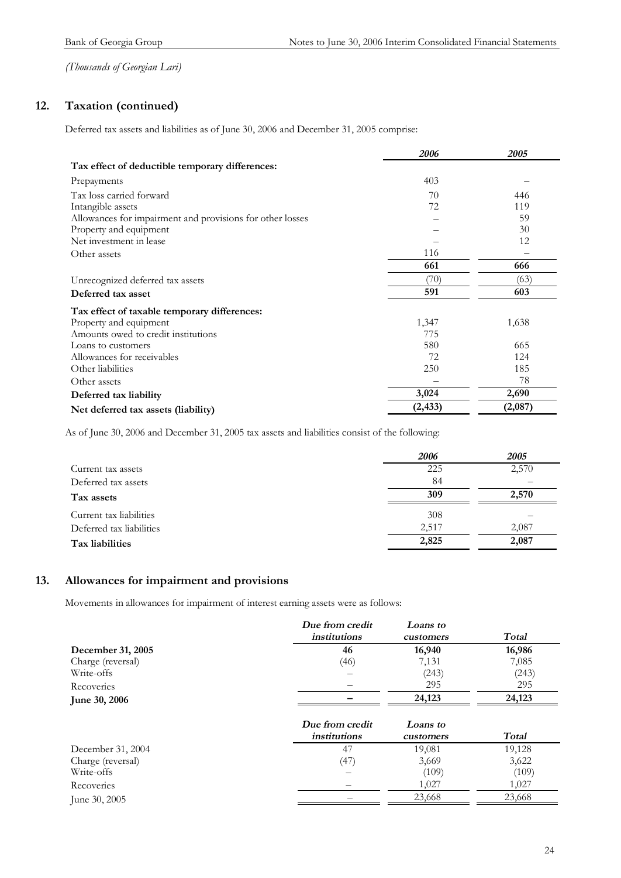*(Thousands of Georgian Lari)*

## 12. Taxation (continued)

Deferred tax assets and liabilities as of June 30, 2006 and December 31, 2005 comprise:

| | *2006* | *2005* |
|---|---|---|
| **Tax effect of deductible temporary differences:** | | |
| Prepayments | 403 | – |
| Tax loss carried forward | 70 | 446 |
| Intangible assets | 72 | 119 |
| Allowances for impairment and provisions for other losses | – | 59 |
| Property and equipment | – | 30 |
| Net investment in lease | – | 12 |
| Other assets | 116 | – |
| | **661** | **666** |
| Unrecognized deferred tax assets | (70) | (63) |
| **Deferred tax asset** | **591** | **603** |
| **Tax effect of taxable temporary differences:** | | |
| Property and equipment | 1,347 | 1,638 |
| Amounts owed to credit institutions | 775 | |
| Loans to customers | 580 | 665 |
| Allowances for receivables | 72 | 124 |
| Other liabilities | 250 | 185 |
| Other assets | – | 78 |
| **Deferred tax liability** | **3,024** | **2,690** |
| **Net deferred tax assets (liability)** | **(2,433)** | **(2,087)** |

As of June 30, 2006 and December 31, 2005 tax assets and liabilities consist of the following:

| | *2006* | *2005* |
|---|---|---|
| Current tax assets | 225 | 2,570 |
| Deferred tax assets | 84 | – |
| **Tax assets** | **309** | **2,570** |
| Current tax liabilities | 308 | – |
| Deferred tax liabilities | 2,517 | 2,087 |
| **Tax liabilities** | **2,825** | **2,087** |

## 13. Allowances for impairment and provisions

Movements in allowances for impairment of interest earning assets were as follows:

| | ***Due from credit institutions*** | ***Loans to customers*** | ***Total*** |
|---|---|---|---|
| **December 31, 2005** | **46** | **16,940** | **16,986** |
| Charge (reversal) | (46) | 7,131 | 7,085 |
| Write-offs | – | (243) | (243) |
| Recoveries | – | 295 | 295 |
| **June 30, 2006** | **–** | **24,123** | **24,123** |

| | ***Due from credit institutions*** | ***Loans to customers*** | ***Total*** |
|---|---|---|---|
| December 31, 2004 | 47 | 19,081 | 19,128 |
| Charge (reversal) | (47) | 3,669 | 3,622 |
| Write-offs | – | (109) | (109) |
| Recoveries | – | 1,027 | 1,027 |
| June 30, 2005 | – | 23,668 | 23,668 |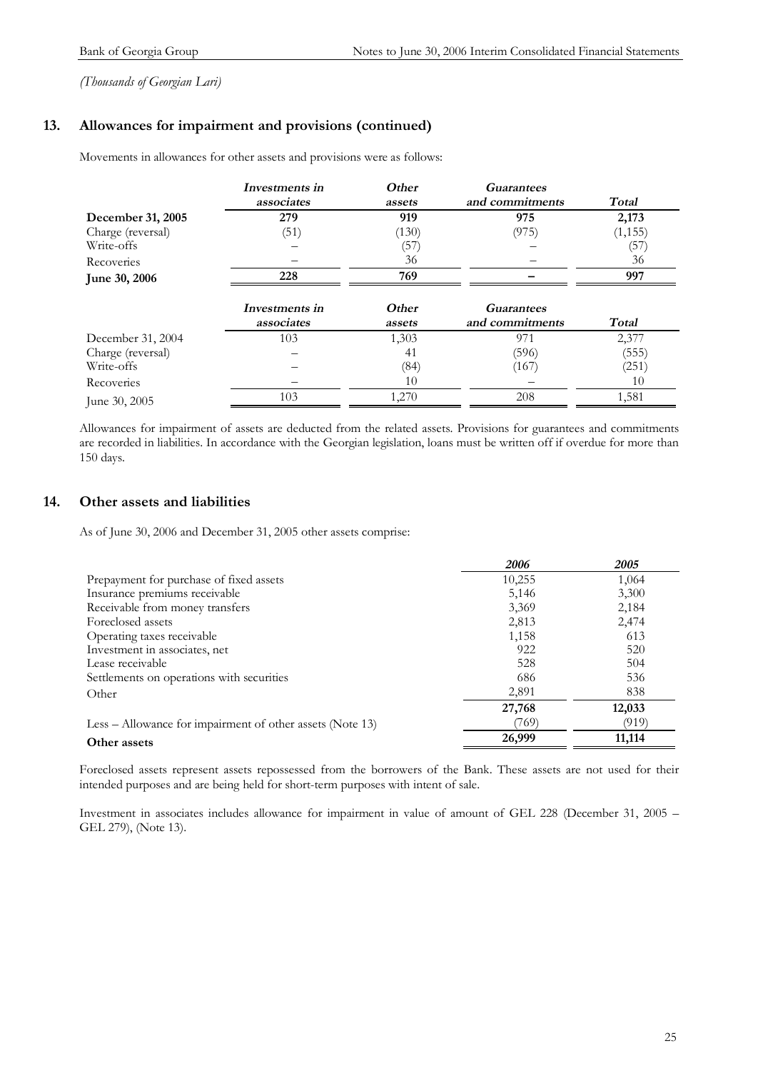*(Thousands of Georgian Lari)*

## 13. Allowances for impairment and provisions (continued)

Movements in allowances for other assets and provisions were as follows:

| | *Investments in associates* | *Other assets* | *Guarantees and commitments* | *Total* |
|---|---|---|---|---|
| **December 31, 2005** | **279** | **919** | **975** | **2,173** |
| Charge (reversal) | (51) | (130) | (975) | (1,155) |
| Write-offs | – | (57) | – | (57) |
| Recoveries | – | 36 | – | 36 |
| **June 30, 2006** | **228** | **769** | **–** | **997** |

| | *Investments in associates* | *Other assets* | *Guarantees and commitments* | *Total* |
|---|---|---|---|---|
| December 31, 2004 | 103 | 1,303 | 971 | 2,377 |
| Charge (reversal) | – | 41 | (596) | (555) |
| Write-offs | – | (84) | (167) | (251) |
| Recoveries | – | 10 | – | 10 |
| June 30, 2005 | 103 | 1,270 | 208 | 1,581 |

Allowances for impairment of assets are deducted from the related assets. Provisions for guarantees and commitments are recorded in liabilities. In accordance with the Georgian legislation, loans must be written off if overdue for more than 150 days.

## 14. Other assets and liabilities

As of June 30, 2006 and December 31, 2005 other assets comprise:

| | *2006* | *2005* |
|---|---|---|
| Prepayment for purchase of fixed assets | 10,255 | 1,064 |
| Insurance premiums receivable | 5,146 | 3,300 |
| Receivable from money transfers | 3,369 | 2,184 |
| Foreclosed assets | 2,813 | 2,474 |
| Operating taxes receivable | 1,158 | 613 |
| Investment in associates, net | 922 | 520 |
| Lease receivable | 528 | 504 |
| Settlements on operations with securities | 686 | 536 |
| Other | 2,891 | 838 |
| | **27,768** | **12,033** |
| Less – Allowance for impairment of other assets (Note 13) | (769) | (919) |
| **Other assets** | **26,999** | **11,114** |

Foreclosed assets represent assets repossessed from the borrowers of the Bank. These assets are not used for their intended purposes and are being held for short-term purposes with intent of sale.

Investment in associates includes allowance for impairment in value of amount of GEL 228 (December 31, 2005 – GEL 279), (Note 13).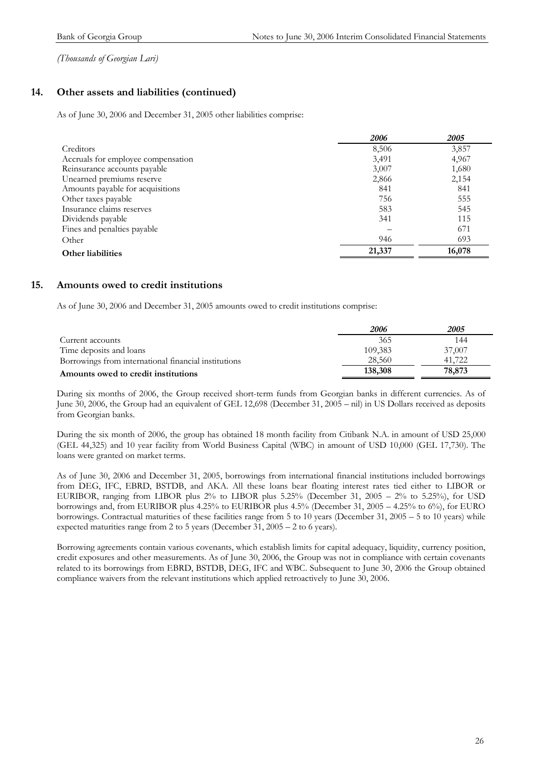*(Thousands of Georgian Lari)*

## 14. Other assets and liabilities (continued)

As of June 30, 2006 and December 31, 2005 other liabilities comprise:

| | *2006* | *2005* |
|---|---|---|
| Creditors | 8,506 | 3,857 |
| Accruals for employee compensation | 3,491 | 4,967 |
| Reinsurance accounts payable | 3,007 | 1,680 |
| Unearned premiums reserve | 2,866 | 2,154 |
| Amounts payable for acquisitions | 841 | 841 |
| Other taxes payable | 756 | 555 |
| Insurance claims reserves | 583 | 545 |
| Dividends payable | 341 | 115 |
| Fines and penalties payable | – | 671 |
| Other | 946 | 693 |
| **Other liabilities** | **21,337** | **16,078** |

## 15. Amounts owed to credit institutions

As of June 30, 2006 and December 31, 2005 amounts owed to credit institutions comprise:

| | *2006* | *2005* |
|---|---|---|
| Current accounts | 365 | 144 |
| Time deposits and loans | 109,383 | 37,007 |
| Borrowings from international financial institutions | 28,560 | 41,722 |
| **Amounts owed to credit institutions** | **138,308** | **78,873** |

During six months of 2006, the Group received short-term funds from Georgian banks in different currencies. As of June 30, 2006, the Group had an equivalent of GEL 12,698 (December 31, 2005 – nil) in US Dollars received as deposits from Georgian banks.

During the six month of 2006, the group has obtained 18 month facility from Citibank N.A. in amount of USD 25,000 (GEL 44,325) and 10 year facility from World Business Capital (WBC) in amount of USD 10,000 (GEL 17,730). The loans were granted on market terms.

As of June 30, 2006 and December 31, 2005, borrowings from international financial institutions included borrowings from DEG, IFC, EBRD, BSTDB, and AKA. All these loans bear floating interest rates tied either to LIBOR or EURIBOR, ranging from LIBOR plus 2% to LIBOR plus 5.25% (December 31, 2005 – 2% to 5.25%), for USD borrowings and, from EURIBOR plus 4.25% to EURIBOR plus 4.5% (December 31, 2005 – 4.25% to 6%), for EURO borrowings. Contractual maturities of these facilities range from 5 to 10 years (December 31, 2005 – 5 to 10 years) while expected maturities range from 2 to 5 years (December 31, 2005 – 2 to 6 years).

Borrowing agreements contain various covenants, which establish limits for capital adequacy, liquidity, currency position, credit exposures and other measurements. As of June 30, 2006, the Group was not in compliance with certain covenants related to its borrowings from EBRD, BSTDB, DEG, IFC and WBC. Subsequent to June 30, 2006 the Group obtained compliance waivers from the relevant institutions which applied retroactively to June 30, 2006.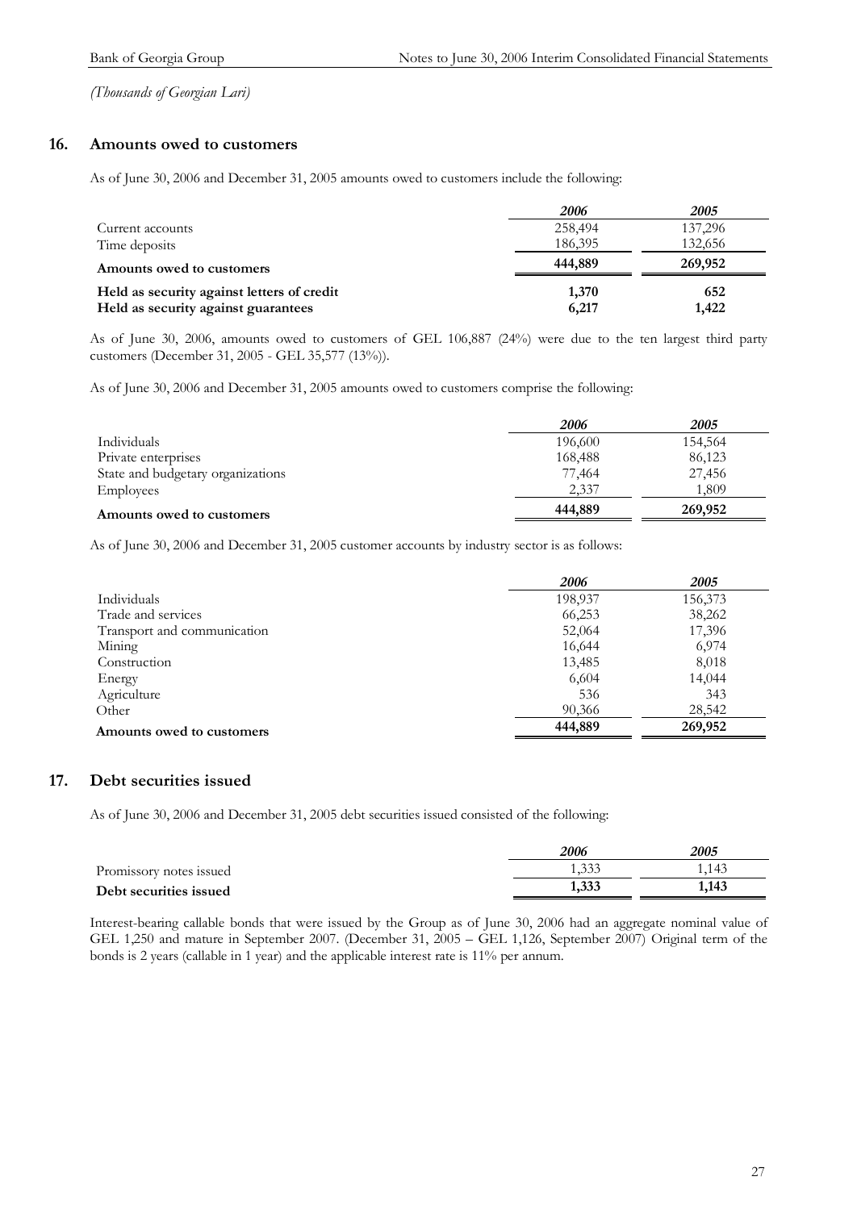*(Thousands of Georgian Lari)*

## 16. Amounts owed to customers

As of June 30, 2006 and December 31, 2005 amounts owed to customers include the following:

| | *2006* | *2005* |
|---|---|---|
| Current accounts | 258,494 | 137,296 |
| Time deposits | 186,395 | 132,656 |
| **Amounts owed to customers** | **444,889** | **269,952** |
| **Held as security against letters of credit** | **1,370** | **652** |
| **Held as security against guarantees** | **6,217** | **1,422** |

As of June 30, 2006, amounts owed to customers of GEL 106,887 (24%) were due to the ten largest third party customers (December 31, 2005 - GEL 35,577 (13%)).

As of June 30, 2006 and December 31, 2005 amounts owed to customers comprise the following:

| | *2006* | *2005* |
|---|---|---|
| Individuals | 196,600 | 154,564 |
| Private enterprises | 168,488 | 86,123 |
| State and budgetary organizations | 77,464 | 27,456 |
| Employees | 2,337 | 1,809 |
| **Amounts owed to customers** | **444,889** | **269,952** |

As of June 30, 2006 and December 31, 2005 customer accounts by industry sector is as follows:

| | *2006* | *2005* |
|---|---|---|
| Individuals | 198,937 | 156,373 |
| Trade and services | 66,253 | 38,262 |
| Transport and communication | 52,064 | 17,396 |
| Mining | 16,644 | 6,974 |
| Construction | 13,485 | 8,018 |
| Energy | 6,604 | 14,044 |
| Agriculture | 536 | 343 |
| Other | 90,366 | 28,542 |
| **Amounts owed to customers** | **444,889** | **269,952** |

## 17. Debt securities issued

As of June 30, 2006 and December 31, 2005 debt securities issued consisted of the following:

| | *2006* | *2005* |
|---|---|---|
| Promissory notes issued | 1,333 | 1,143 |
| **Debt securities issued** | **1,333** | **1,143** |

Interest-bearing callable bonds that were issued by the Group as of June 30, 2006 had an aggregate nominal value of GEL 1,250 and mature in September 2007. (December 31, 2005 – GEL 1,126, September 2007) Original term of the bonds is 2 years (callable in 1 year) and the applicable interest rate is 11% per annum.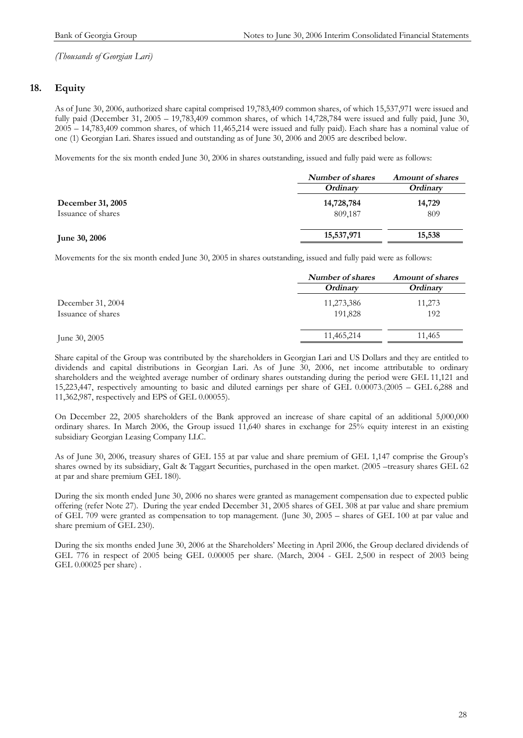*(Thousands of Georgian Lari)*

## 18. Equity

As of June 30, 2006, authorized share capital comprised 19,783,409 common shares, of which 15,537,971 were issued and fully paid (December 31, 2005 – 19,783,409 common shares, of which 14,728,784 were issued and fully paid, June 30, 2005 – 14,783,409 common shares, of which 11,465,214 were issued and fully paid). Each share has a nominal value of one (1) Georgian Lari. Shares issued and outstanding as of June 30, 2006 and 2005 are described below.

Movements for the six month ended June 30, 2006 in shares outstanding, issued and fully paid were as follows:

| | ***Number of shares*** | ***Amount of shares*** |
|---|---|---|
| | ***Ordinary*** | ***Ordinary*** |
| **December 31, 2005** | **14,728,784** | **14,729** |
| Issuance of shares | 809,187 | 809 |
| **June 30, 2006** | **15,537,971** | **15,538** |

Movements for the six month ended June 30, 2005 in shares outstanding, issued and fully paid were as follows:

| | ***Number of shares*** | ***Amount of shares*** |
|---|---|---|
| | ***Ordinary*** | ***Ordinary*** |
| December 31, 2004 | 11,273,386 | 11,273 |
| Issuance of shares | 191,828 | 192 |
| June 30, 2005 | 11,465,214 | 11,465 |

Share capital of the Group was contributed by the shareholders in Georgian Lari and US Dollars and they are entitled to dividends and capital distributions in Georgian Lari. As of June 30, 2006, net income attributable to ordinary shareholders and the weighted average number of ordinary shares outstanding during the period were GEL 11,121 and 15,223,447, respectively amounting to basic and diluted earnings per share of GEL 0.00073.(2005 – GEL 6,288 and 11,362,987, respectively and EPS of GEL 0.00055).

On December 22, 2005 shareholders of the Bank approved an increase of share capital of an additional 5,000,000 ordinary shares. In March 2006, the Group issued 11,640 shares in exchange for 25% equity interest in an existing subsidiary Georgian Leasing Company LLC.

As of June 30, 2006, treasury shares of GEL 155 at par value and share premium of GEL 1,147 comprise the Group's shares owned by its subsidiary, Galt & Taggart Securities, purchased in the open market. (2005 –treasury shares GEL 62 at par and share premium GEL 180).

During the six month ended June 30, 2006 no shares were granted as management compensation due to expected public offering (refer Note 27). During the year ended December 31, 2005 shares of GEL 308 at par value and share premium of GEL 709 were granted as compensation to top management. (June 30, 2005 – shares of GEL 100 at par value and share premium of GEL 230).

During the six months ended June 30, 2006 at the Shareholders' Meeting in April 2006, the Group declared dividends of GEL 776 in respect of 2005 being GEL 0.00005 per share. (March, 2004 - GEL 2,500 in respect of 2003 being GEL 0.00025 per share) .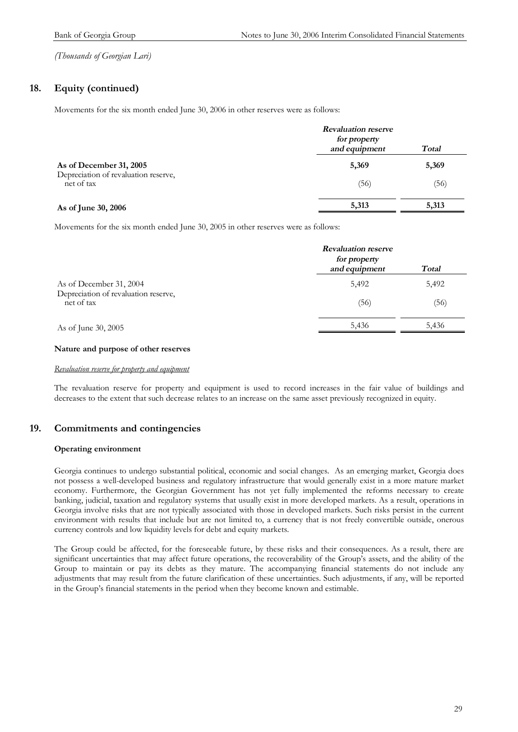*(Thousands of Georgian Lari)*

## 18. Equity (continued)

Movements for the six month ended June 30, 2006 in other reserves were as follows:

| | ***Revaluation reserve for property and equipment*** | ***Total*** |
|---|---|---|
| **As of December 31, 2005** | **5,369** | **5,369** |
| Depreciation of revaluation reserve, net of tax | (56) | (56) |
| **As of June 30, 2006** | **5,313** | **5,313** |

Movements for the six month ended June 30, 2005 in other reserves were as follows:

| | ***Revaluation reserve for property and equipment*** | ***Total*** |
|---|---|---|
| As of December 31, 2004 | 5,492 | 5,492 |
| Depreciation of revaluation reserve, net of tax | (56) | (56) |
| As of June 30, 2005 | 5,436 | 5,436 |

### Nature and purpose of other reserves

*Revaluation reserve for property and equipment*

The revaluation reserve for property and equipment is used to record increases in the fair value of buildings and decreases to the extent that such decrease relates to an increase on the same asset previously recognized in equity.

## 19. Commitments and contingencies

### Operating environment

Georgia continues to undergo substantial political, economic and social changes. As an emerging market, Georgia does not possess a well-developed business and regulatory infrastructure that would generally exist in a more mature market economy. Furthermore, the Georgian Government has not yet fully implemented the reforms necessary to create banking, judicial, taxation and regulatory systems that usually exist in more developed markets. As a result, operations in Georgia involve risks that are not typically associated with those in developed markets. Such risks persist in the current environment with results that include but are not limited to, a currency that is not freely convertible outside, onerous currency controls and low liquidity levels for debt and equity markets.

The Group could be affected, for the foreseeable future, by these risks and their consequences. As a result, there are significant uncertainties that may affect future operations, the recoverability of the Group's assets, and the ability of the Group to maintain or pay its debts as they mature. The accompanying financial statements do not include any adjustments that may result from the future clarification of these uncertainties. Such adjustments, if any, will be reported in the Group's financial statements in the period when they become known and estimable.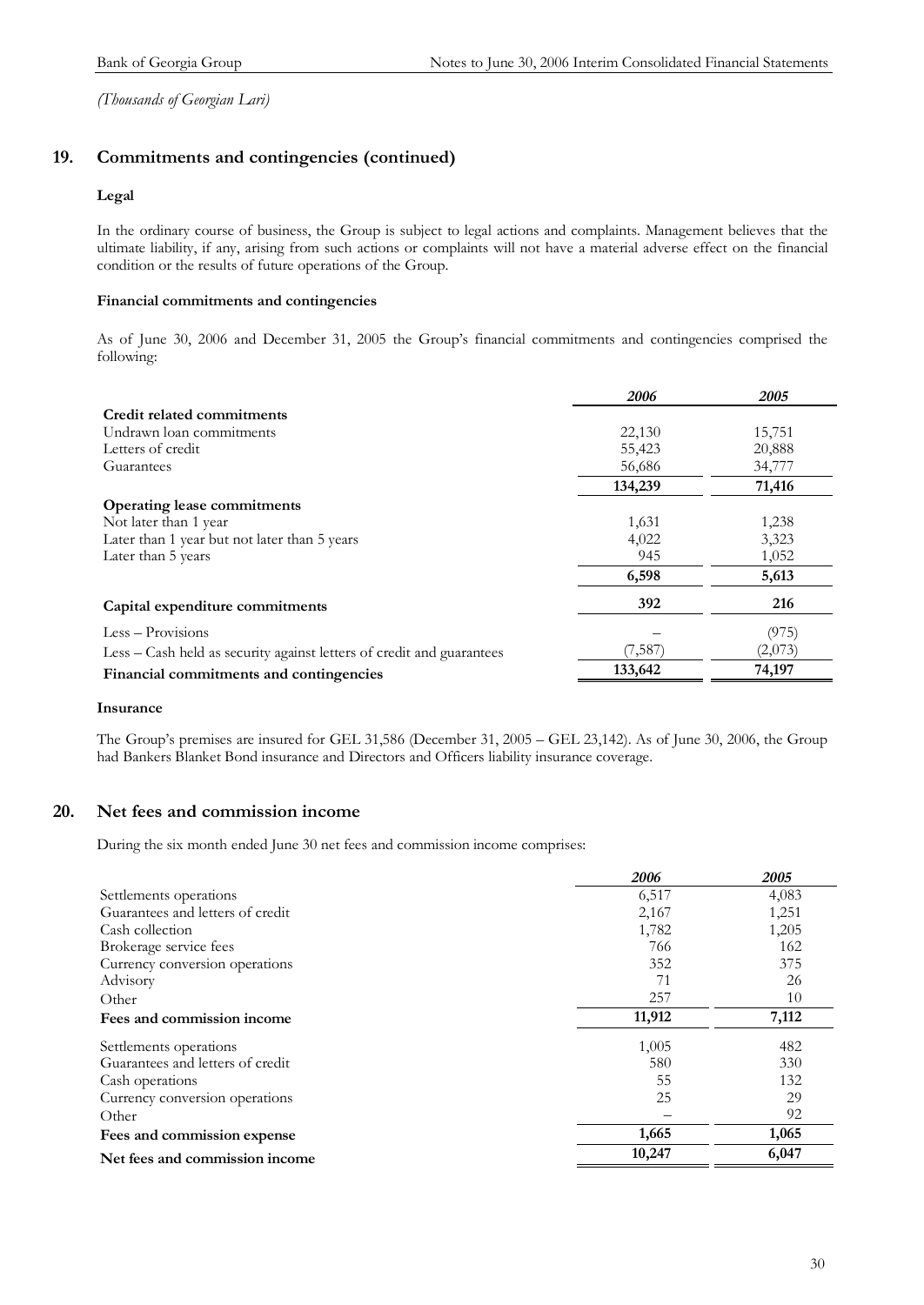*(Thousands of Georgian Lari)*

## 19. Commitments and contingencies (continued)

### Legal

In the ordinary course of business, the Group is subject to legal actions and complaints. Management believes that the ultimate liability, if any, arising from such actions or complaints will not have a material adverse effect on the financial condition or the results of future operations of the Group.

### Financial commitments and contingencies

As of June 30, 2006 and December 31, 2005 the Group's financial commitments and contingencies comprised the following:

| | *2006* | *2005* |
|---|---|---|
| **Credit related commitments** | | |
| Undrawn loan commitments | 22,130 | 15,751 |
| Letters of credit | 55,423 | 20,888 |
| Guarantees | 56,686 | 34,777 |
| | **134,239** | **71,416** |
| **Operating lease commitments** | | |
| Not later than 1 year | 1,631 | 1,238 |
| Later than 1 year but not later than 5 years | 4,022 | 3,323 |
| Later than 5 years | 945 | 1,052 |
| | **6,598** | **5,613** |
| **Capital expenditure commitments** | **392** | **216** |
| Less – Provisions | – | (975) |
| Less – Cash held as security against letters of credit and guarantees | (7,587) | (2,073) |
| **Financial commitments and contingencies** | **133,642** | **74,197** |

### Insurance

The Group's premises are insured for GEL 31,586 (December 31, 2005 – GEL 23,142). As of June 30, 2006, the Group had Bankers Blanket Bond insurance and Directors and Officers liability insurance coverage.

## 20. Net fees and commission income

During the six month ended June 30 net fees and commission income comprises:

| | *2006* | *2005* |
|---|---|---|
| Settlements operations | 6,517 | 4,083 |
| Guarantees and letters of credit | 2,167 | 1,251 |
| Cash collection | 1,782 | 1,205 |
| Brokerage service fees | 766 | 162 |
| Currency conversion operations | 352 | 375 |
| Advisory | 71 | 26 |
| Other | 257 | 10 |
| **Fees and commission income** | **11,912** | **7,112** |
| Settlements operations | 1,005 | 482 |
| Guarantees and letters of credit | 580 | 330 |
| Cash operations | 55 | 132 |
| Currency conversion operations | 25 | 29 |
| Other | – | 92 |
| **Fees and commission expense** | **1,665** | **1,065** |
| **Net fees and commission income** | **10,247** | **6,047** |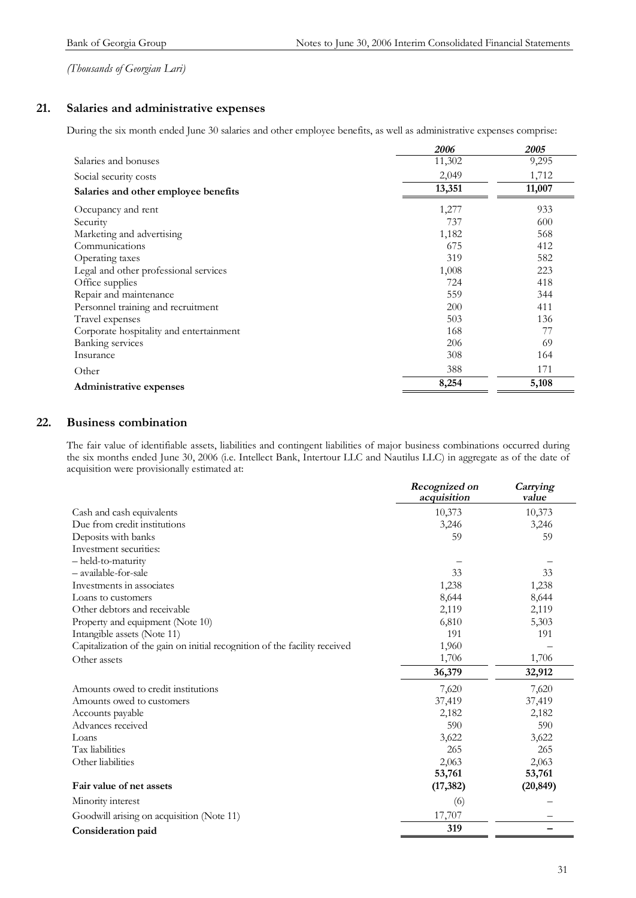*(Thousands of Georgian Lari)*

## 21. Salaries and administrative expenses

During the six month ended June 30 salaries and other employee benefits, as well as administrative expenses comprise:

| | *2006* | *2005* |
|---|---|---|
| Salaries and bonuses | 11,302 | 9,295 |
| Social security costs | 2,049 | 1,712 |
| **Salaries and other employee benefits** | **13,351** | **11,007** |
| Occupancy and rent | 1,277 | 933 |
| Security | 737 | 600 |
| Marketing and advertising | 1,182 | 568 |
| Communications | 675 | 412 |
| Operating taxes | 319 | 582 |
| Legal and other professional services | 1,008 | 223 |
| Office supplies | 724 | 418 |
| Repair and maintenance | 559 | 344 |
| Personnel training and recruitment | 200 | 411 |
| Travel expenses | 503 | 136 |
| Corporate hospitality and entertainment | 168 | 77 |
| Banking services | 206 | 69 |
| Insurance | 308 | 164 |
| Other | 388 | 171 |
| **Administrative expenses** | **8,254** | **5,108** |

## 22. Business combination

The fair value of identifiable assets, liabilities and contingent liabilities of major business combinations occurred during the six months ended June 30, 2006 (i.e. Intellect Bank, Intertour LLC and Nautilus LLC) in aggregate as of the date of acquisition were provisionally estimated at:

| | *Recognized on acquisition* | *Carrying value* |
|---|---|---|
| Cash and cash equivalents | 10,373 | 10,373 |
| Due from credit institutions | 3,246 | 3,246 |
| Deposits with banks | 59 | 59 |
| Investment securities: | | |
| – held-to-maturity | – | – |
| – available-for-sale | 33 | 33 |
| Investments in associates | 1,238 | 1,238 |
| Loans to customers | 8,644 | 8,644 |
| Other debtors and receivable | 2,119 | 2,119 |
| Property and equipment (Note 10) | 6,810 | 5,303 |
| Intangible assets (Note 11) | 191 | 191 |
| Capitalization of the gain on initial recognition of the facility received | 1,960 | – |
| Other assets | 1,706 | 1,706 |
| | **36,379** | **32,912** |
| Amounts owed to credit institutions | 7,620 | 7,620 |
| Amounts owed to customers | 37,419 | 37,419 |
| Accounts payable | 2,182 | 2,182 |
| Advances received | 590 | 590 |
| Loans | 3,622 | 3,622 |
| Tax liabilities | 265 | 265 |
| Other liabilities | 2,063 | 2,063 |
| | **53,761** | **53,761** |
| **Fair value of net assets** | **(17,382)** | **(20,849)** |
| Minority interest | (6) | – |
| Goodwill arising on acquisition (Note 11) | 17,707 | – |
| **Consideration paid** | **319** | **–** |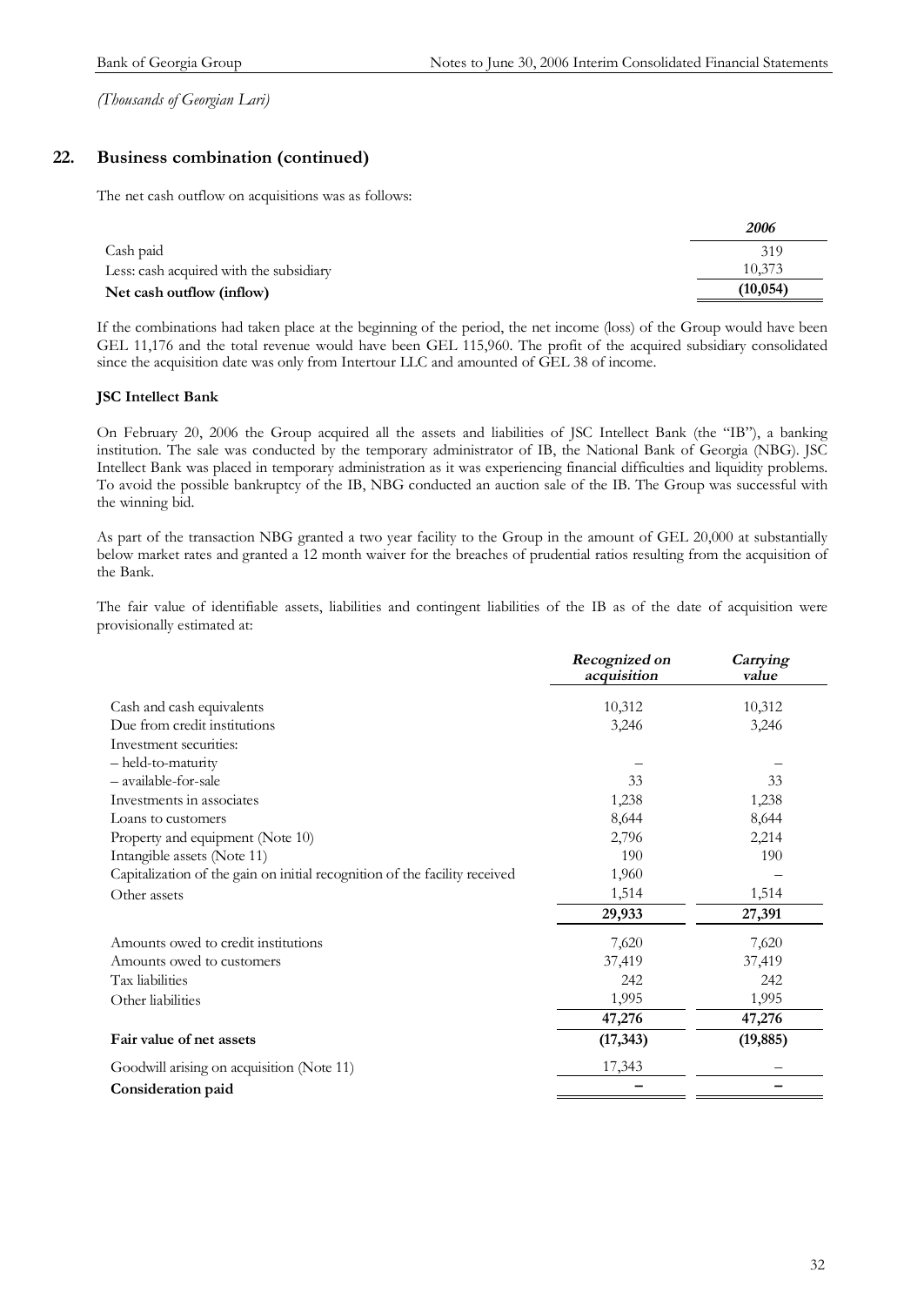*(Thousands of Georgian Lari)*

## 22. Business combination (continued)

The net cash outflow on acquisitions was as follows:

| | *2006* |
|---|---|
| Cash paid | 319 |
| Less: cash acquired with the subsidiary | 10,373 |
| **Net cash outflow (inflow)** | **(10,054)** |

If the combinations had taken place at the beginning of the period, the net income (loss) of the Group would have been GEL 11,176 and the total revenue would have been GEL 115,960. The profit of the acquired subsidiary consolidated since the acquisition date was only from Intertour LLC and amounted of GEL 38 of income.

**JSC Intellect Bank**

On February 20, 2006 the Group acquired all the assets and liabilities of JSC Intellect Bank (the "IB"), a banking institution. The sale was conducted by the temporary administrator of IB, the National Bank of Georgia (NBG). JSC Intellect Bank was placed in temporary administration as it was experiencing financial difficulties and liquidity problems. To avoid the possible bankruptcy of the IB, NBG conducted an auction sale of the IB. The Group was successful with the winning bid.

As part of the transaction NBG granted a two year facility to the Group in the amount of GEL 20,000 at substantially below market rates and granted a 12 month waiver for the breaches of prudential ratios resulting from the acquisition of the Bank.

The fair value of identifiable assets, liabilities and contingent liabilities of the IB as of the date of acquisition were provisionally estimated at:

| | *Recognized on acquisition* | *Carrying value* |
|---|---|---|
| Cash and cash equivalents | 10,312 | 10,312 |
| Due from credit institutions | 3,246 | 3,246 |
| Investment securities: | | |
| – held-to-maturity | – | – |
| – available-for-sale | 33 | 33 |
| Investments in associates | 1,238 | 1,238 |
| Loans to customers | 8,644 | 8,644 |
| Property and equipment (Note 10) | 2,796 | 2,214 |
| Intangible assets (Note 11) | 190 | 190 |
| Capitalization of the gain on initial recognition of the facility received | 1,960 | – |
| Other assets | 1,514 | 1,514 |
| | **29,933** | **27,391** |
| Amounts owed to credit institutions | 7,620 | 7,620 |
| Amounts owed to customers | 37,419 | 37,419 |
| Tax liabilities | 242 | 242 |
| Other liabilities | 1,995 | 1,995 |
| | **47,276** | **47,276** |
| **Fair value of net assets** | **(17,343)** | **(19,885)** |
| Goodwill arising on acquisition (Note 11) | 17,343 | – |
| **Consideration paid** | **–** | **–** |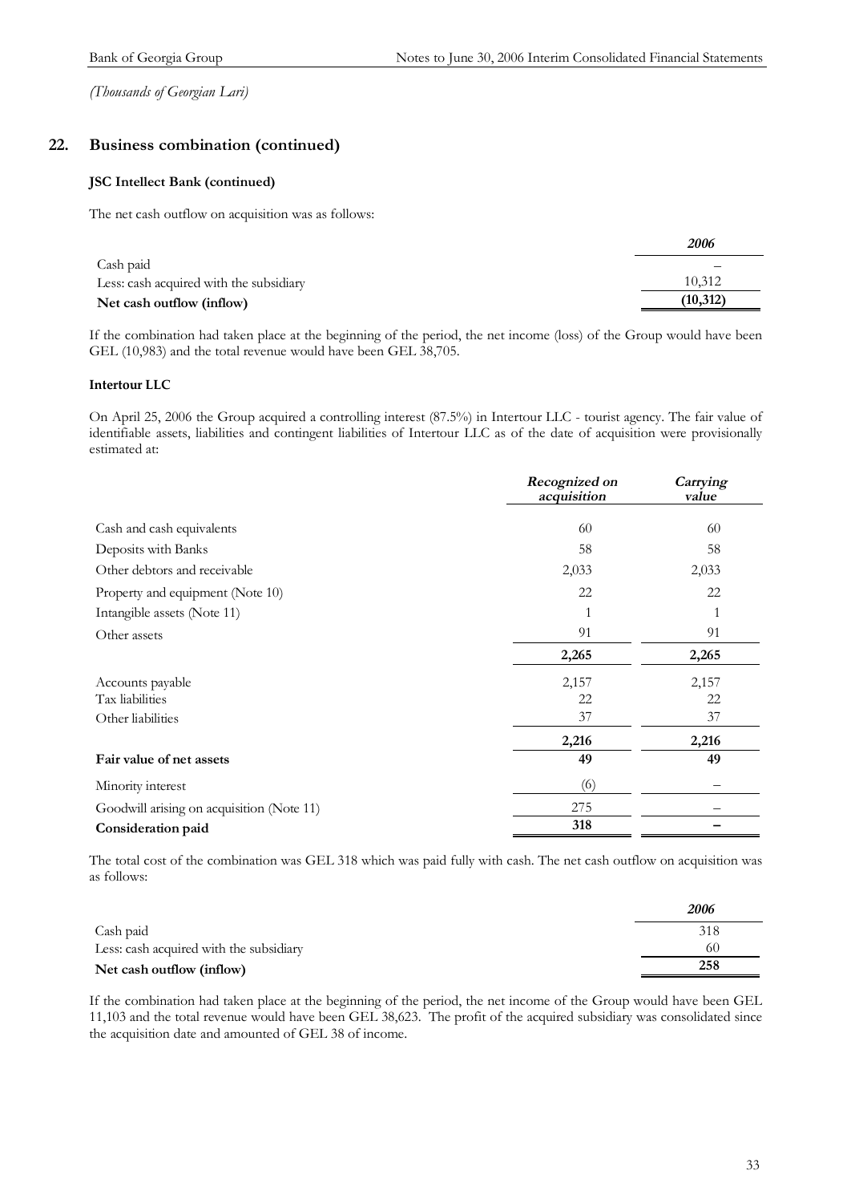*(Thousands of Georgian Lari)*

## 22. Business combination (continued)

### JSC Intellect Bank (continued)

The net cash outflow on acquisition was as follows:

| | *2006* |
|---|---|
| Cash paid | – |
| Less: cash acquired with the subsidiary | 10,312 |
| **Net cash outflow (inflow)** | **(10,312)** |

If the combination had taken place at the beginning of the period, the net income (loss) of the Group would have been GEL (10,983) and the total revenue would have been GEL 38,705.

### Intertour LLC

On April 25, 2006 the Group acquired a controlling interest (87.5%) in Intertour LLC - tourist agency. The fair value of identifiable assets, liabilities and contingent liabilities of Intertour LLC as of the date of acquisition were provisionally estimated at:

| | *Recognized on acquisition* | *Carrying value* |
|---|---|---|
| Cash and cash equivalents | 60 | 60 |
| Deposits with Banks | 58 | 58 |
| Other debtors and receivable | 2,033 | 2,033 |
| Property and equipment (Note 10) | 22 | 22 |
| Intangible assets (Note 11) | 1 | 1 |
| Other assets | 91 | 91 |
| | **2,265** | **2,265** |
| Accounts payable | 2,157 | 2,157 |
| Tax liabilities | 22 | 22 |
| Other liabilities | 37 | 37 |
| | **2,216** | **2,216** |
| **Fair value of net assets** | **49** | **49** |
| Minority interest | (6) | – |
| Goodwill arising on acquisition (Note 11) | 275 | – |
| **Consideration paid** | **318** | **–** |

The total cost of the combination was GEL 318 which was paid fully with cash. The net cash outflow on acquisition was as follows:

| | *2006* |
|---|---|
| Cash paid | 318 |
| Less: cash acquired with the subsidiary | 60 |
| **Net cash outflow (inflow)** | **258** |

If the combination had taken place at the beginning of the period, the net income of the Group would have been GEL 11,103 and the total revenue would have been GEL 38,623. The profit of the acquired subsidiary was consolidated since the acquisition date and amounted of GEL 38 of income.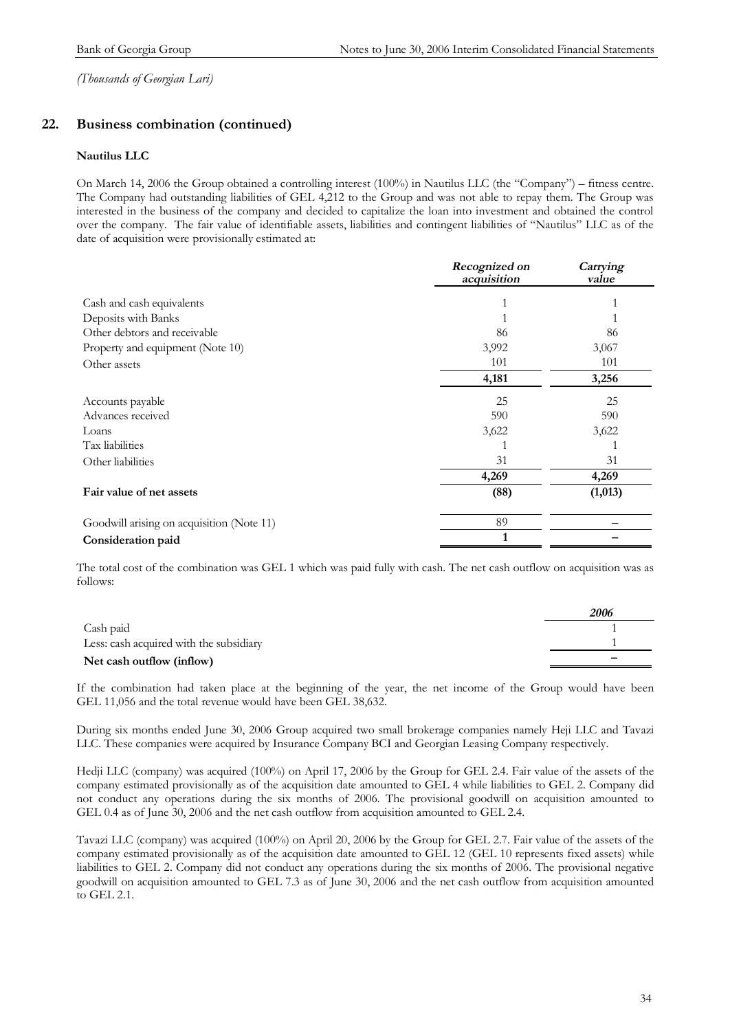*(Thousands of Georgian Lari)*

## 22. Business combination (continued)

**Nautilus LLC**

On March 14, 2006 the Group obtained a controlling interest (100%) in Nautilus LLC (the "Company") – fitness centre. The Company had outstanding liabilities of GEL 4,212 to the Group and was not able to repay them. The Group was interested in the business of the company and decided to capitalize the loan into investment and obtained the control over the company. The fair value of identifiable assets, liabilities and contingent liabilities of "Nautilus" LLC as of the date of acquisition were provisionally estimated at:

| | *Recognized on acquisition* | *Carrying value* |
|---|---|---|
| Cash and cash equivalents | 1 | 1 |
| Deposits with Banks | 1 | 1 |
| Other debtors and receivable | 86 | 86 |
| Property and equipment (Note 10) | 3,992 | 3,067 |
| Other assets | 101 | 101 |
| | **4,181** | **3,256** |
| Accounts payable | 25 | 25 |
| Advances received | 590 | 590 |
| Loans | 3,622 | 3,622 |
| Tax liabilities | 1 | 1 |
| Other liabilities | 31 | 31 |
| | **4,269** | **4,269** |
| **Fair value of net assets** | **(88)** | **(1,013)** |
| Goodwill arising on acquisition (Note 11) | 89 | – |
| **Consideration paid** | **1** | **–** |

The total cost of the combination was GEL 1 which was paid fully with cash. The net cash outflow on acquisition was as follows:

| | *2006* |
|---|---|
| Cash paid | 1 |
| Less: cash acquired with the subsidiary | 1 |
| **Net cash outflow (inflow)** | **–** |

If the combination had taken place at the beginning of the year, the net income of the Group would have been GEL 11,056 and the total revenue would have been GEL 38,632.

During six months ended June 30, 2006 Group acquired two small brokerage companies namely Heji LLC and Tavazi LLC. These companies were acquired by Insurance Company BCI and Georgian Leasing Company respectively.

Hedji LLC (company) was acquired (100%) on April 17, 2006 by the Group for GEL 2.4. Fair value of the assets of the company estimated provisionally as of the acquisition date amounted to GEL 4 while liabilities to GEL 2. Company did not conduct any operations during the six months of 2006. The provisional goodwill on acquisition amounted to GEL 0.4 as of June 30, 2006 and the net cash outflow from acquisition amounted to GEL 2.4.

Tavazi LLC (company) was acquired (100%) on April 20, 2006 by the Group for GEL 2.7. Fair value of the assets of the company estimated provisionally as of the acquisition date amounted to GEL 12 (GEL 10 represents fixed assets) while liabilities to GEL 2. Company did not conduct any operations during the six months of 2006. The provisional negative goodwill on acquisition amounted to GEL 7.3 as of June 30, 2006 and the net cash outflow from acquisition amounted to GEL 2.1.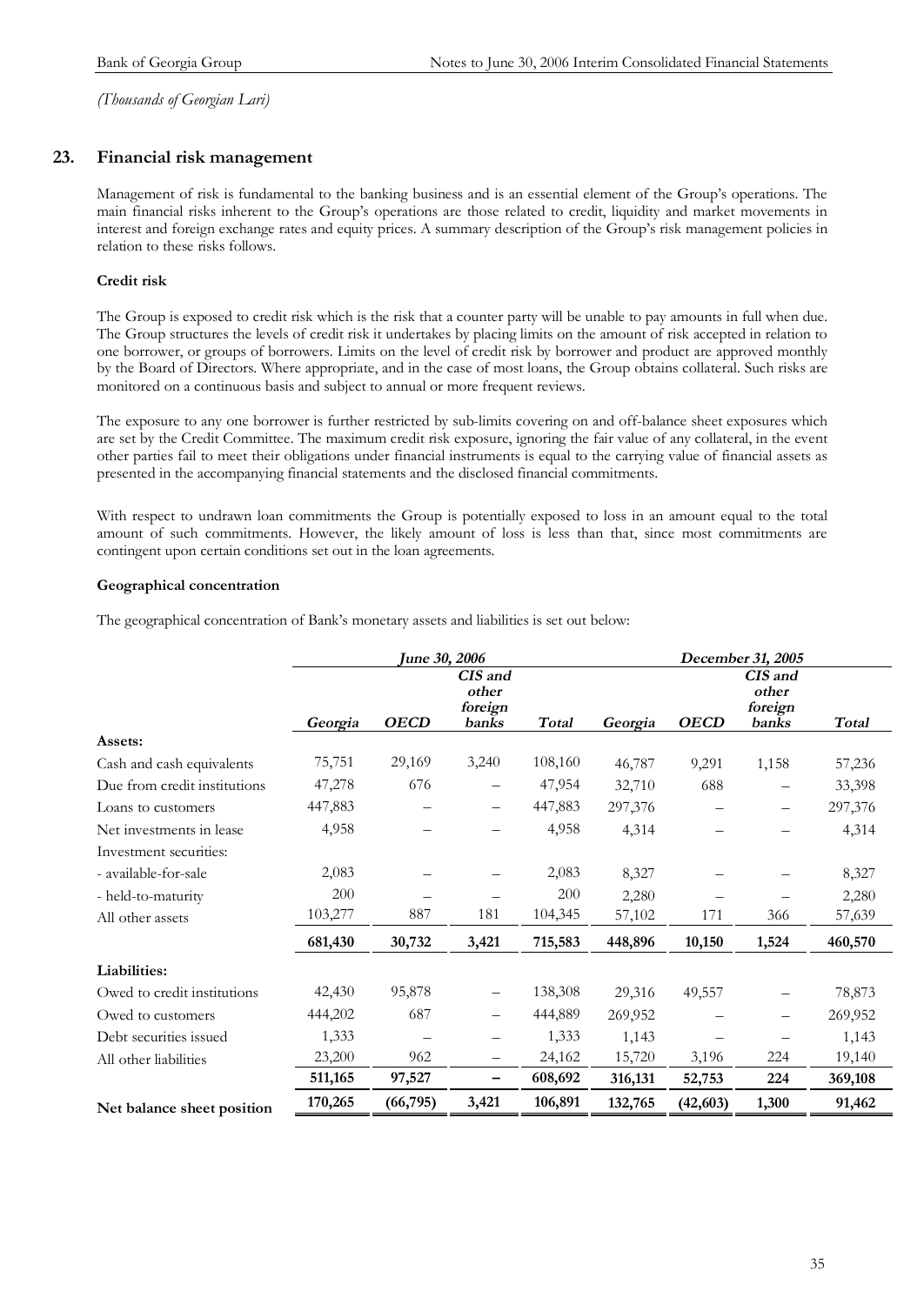*(Thousands of Georgian Lari)*

## 23. Financial risk management

Management of risk is fundamental to the banking business and is an essential element of the Group's operations. The main financial risks inherent to the Group's operations are those related to credit, liquidity and market movements in interest and foreign exchange rates and equity prices. A summary description of the Group's risk management policies in relation to these risks follows.

### Credit risk

The Group is exposed to credit risk which is the risk that a counter party will be unable to pay amounts in full when due. The Group structures the levels of credit risk it undertakes by placing limits on the amount of risk accepted in relation to one borrower, or groups of borrowers. Limits on the level of credit risk by borrower and product are approved monthly by the Board of Directors. Where appropriate, and in the case of most loans, the Group obtains collateral. Such risks are monitored on a continuous basis and subject to annual or more frequent reviews.

The exposure to any one borrower is further restricted by sub-limits covering on and off-balance sheet exposures which are set by the Credit Committee. The maximum credit risk exposure, ignoring the fair value of any collateral, in the event other parties fail to meet their obligations under financial instruments is equal to the carrying value of financial assets as presented in the accompanying financial statements and the disclosed financial commitments.

With respect to undrawn loan commitments the Group is potentially exposed to loss in an amount equal to the total amount of such commitments. However, the likely amount of loss is less than that, since most commitments are contingent upon certain conditions set out in the loan agreements.

### Geographical concentration

The geographical concentration of Bank's monetary assets and liabilities is set out below:

| | *June 30, 2006* | | | | *December 31, 2005* | | | |
|---|---|---|---|---|---|---|---|---|
| | *Georgia* | *OECD* | *CIS and other foreign banks* | *Total* | *Georgia* | *OECD* | *CIS and other foreign banks* | *Total* |
| **Assets:** | | | | | | | | |
| Cash and cash equivalents | 75,751 | 29,169 | 3,240 | 108,160 | 46,787 | 9,291 | 1,158 | 57,236 |
| Due from credit institutions | 47,278 | 676 | – | 47,954 | 32,710 | 688 | – | 33,398 |
| Loans to customers | 447,883 | – | – | 447,883 | 297,376 | – | – | 297,376 |
| Net investments in lease | 4,958 | – | – | 4,958 | 4,314 | – | – | 4,314 |
| Investment securities: | | | | | | | | |
| - available-for-sale | 2,083 | – | – | 2,083 | 8,327 | – | – | 8,327 |
| - held-to-maturity | 200 | – | – | 200 | 2,280 | – | – | 2,280 |
| All other assets | 103,277 | 887 | 181 | 104,345 | 57,102 | 171 | 366 | 57,639 |
| | **681,430** | **30,732** | **3,421** | **715,583** | **448,896** | **10,150** | **1,524** | **460,570** |
| **Liabilities:** | | | | | | | | |
| Owed to credit institutions | 42,430 | 95,878 | – | 138,308 | 29,316 | 49,557 | – | 78,873 |
| Owed to customers | 444,202 | 687 | – | 444,889 | 269,952 | – | – | 269,952 |
| Debt securities issued | 1,333 | – | – | 1,333 | 1,143 | – | – | 1,143 |
| All other liabilities | 23,200 | 962 | – | 24,162 | 15,720 | 3,196 | 224 | 19,140 |
| | **511,165** | **97,527** | **–** | **608,692** | **316,131** | **52,753** | **224** | **369,108** |
| **Net balance sheet position** | **170,265** | **(66,795)** | **3,421** | **106,891** | **132,765** | **(42,603)** | **1,300** | **91,462** |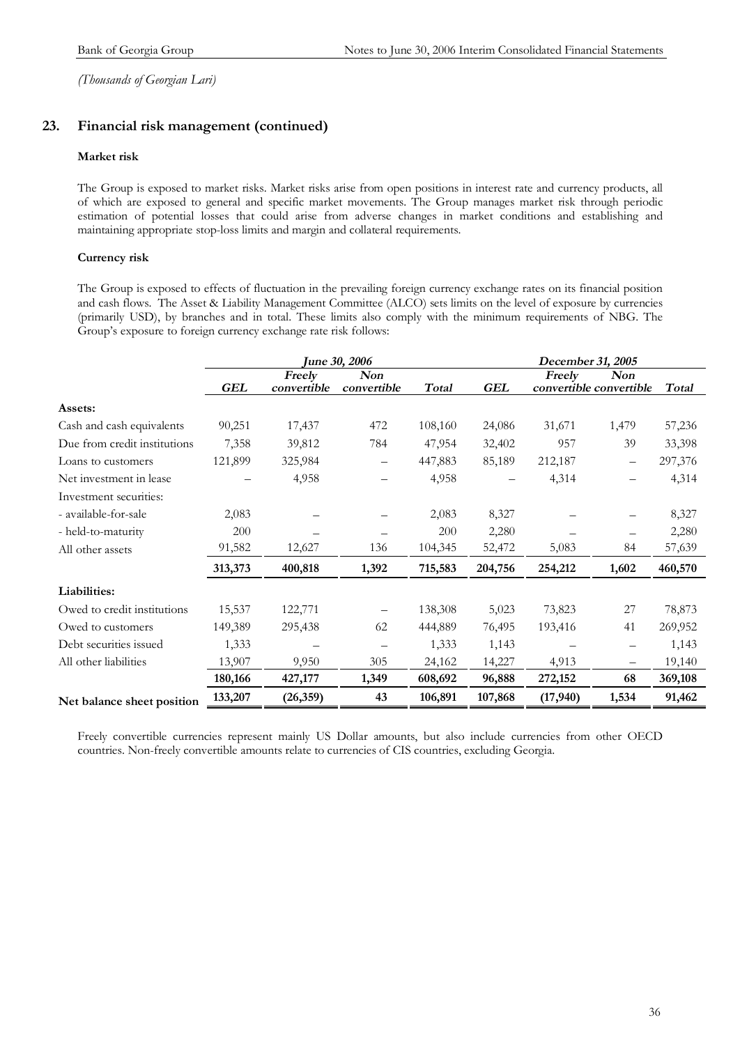*(Thousands of Georgian Lari)*

## 23. Financial risk management (continued)

### Market risk

The Group is exposed to market risks. Market risks arise from open positions in interest rate and currency products, all of which are exposed to general and specific market movements. The Group manages market risk through periodic estimation of potential losses that could arise from adverse changes in market conditions and establishing and maintaining appropriate stop-loss limits and margin and collateral requirements.

### Currency risk

The Group is exposed to effects of fluctuation in the prevailing foreign currency exchange rates on its financial position and cash flows. The Asset & Liability Management Committee (ALCO) sets limits on the level of exposure by currencies (primarily USD), by branches and in total. These limits also comply with the minimum requirements of NBG. The Group's exposure to foreign currency exchange rate risk follows:

| | *June 30, 2006* | | | | *December 31, 2005* | | | |
|---|---|---|---|---|---|---|---|---|
| | ***GEL*** | ***Freely convertible*** | ***Non convertible*** | ***Total*** | ***GEL*** | ***Freely convertible*** | ***Non convertible*** | ***Total*** |
| **Assets:** | | | | | | | | |
| Cash and cash equivalents | 90,251 | 17,437 | 472 | 108,160 | 24,086 | 31,671 | 1,479 | 57,236 |
| Due from credit institutions | 7,358 | 39,812 | 784 | 47,954 | 32,402 | 957 | 39 | 33,398 |
| Loans to customers | 121,899 | 325,984 | – | 447,883 | 85,189 | 212,187 | – | 297,376 |
| Net investment in lease | – | 4,958 | – | 4,958 | – | 4,314 | – | 4,314 |
| Investment securities: | | | | | | | | |
| - available-for-sale | 2,083 | – | – | 2,083 | 8,327 | – | – | 8,327 |
| - held-to-maturity | 200 | – | – | 200 | 2,280 | – | – | 2,280 |
| All other assets | 91,582 | 12,627 | 136 | 104,345 | 52,472 | 5,083 | 84 | 57,639 |
| | **313,373** | **400,818** | **1,392** | **715,583** | **204,756** | **254,212** | **1,602** | **460,570** |
| **Liabilities:** | | | | | | | | |
| Owed to credit institutions | 15,537 | 122,771 | – | 138,308 | 5,023 | 73,823 | 27 | 78,873 |
| Owed to customers | 149,389 | 295,438 | 62 | 444,889 | 76,495 | 193,416 | 41 | 269,952 |
| Debt securities issued | 1,333 | – | – | 1,333 | 1,143 | – | – | 1,143 |
| All other liabilities | 13,907 | 9,950 | 305 | 24,162 | 14,227 | 4,913 | – | 19,140 |
| | **180,166** | **427,177** | **1,349** | **608,692** | **96,888** | **272,152** | **68** | **369,108** |
| **Net balance sheet position** | **133,207** | **(26,359)** | **43** | **106,891** | **107,868** | **(17,940)** | **1,534** | **91,462** |

Freely convertible currencies represent mainly US Dollar amounts, but also include currencies from other OECD countries. Non-freely convertible amounts relate to currencies of CIS countries, excluding Georgia.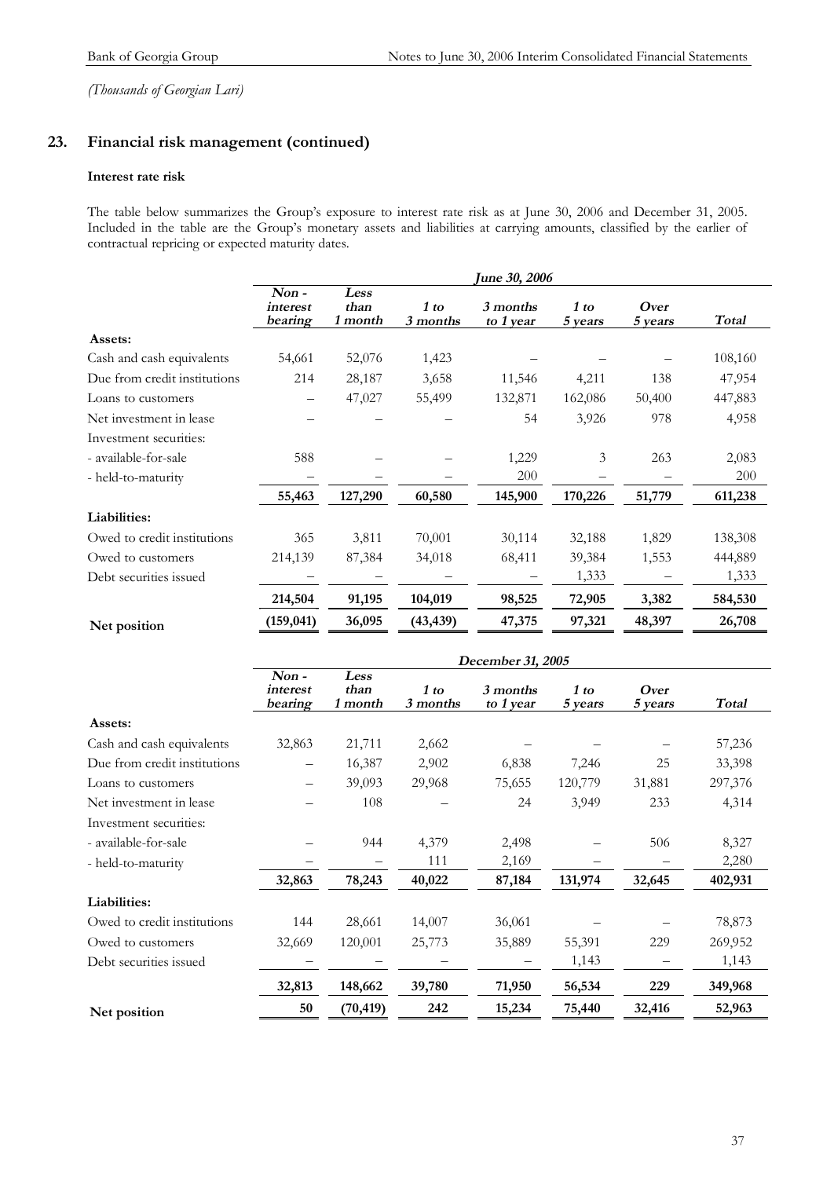*(Thousands of Georgian Lari)*

## 23. Financial risk management (continued)

**Interest rate risk**

The table below summarizes the Group's exposure to interest rate risk as at June 30, 2006 and December 31, 2005. Included in the table are the Group's monetary assets and liabilities at carrying amounts, classified by the earlier of contractual repricing or expected maturity dates.

| | *June 30, 2006* | | | | | | |
|---|---|---|---|---|---|---|---|
| | ***Non - interest bearing*** | ***Less than 1 month*** | ***1 to 3 months*** | ***3 months to 1 year*** | ***1 to 5 years*** | ***Over 5 years*** | ***Total*** |
| **Assets:** | | | | | | | |
| Cash and cash equivalents | 54,661 | 52,076 | 1,423 | – | – | – | 108,160 |
| Due from credit institutions | 214 | 28,187 | 3,658 | 11,546 | 4,211 | 138 | 47,954 |
| Loans to customers | – | 47,027 | 55,499 | 132,871 | 162,086 | 50,400 | 447,883 |
| Net investment in lease | – | – | – | 54 | 3,926 | 978 | 4,958 |
| Investment securities: | | | | | | | |
| - available-for-sale | 588 | – | – | 1,229 | 3 | 263 | 2,083 |
| - held-to-maturity | – | – | – | 200 | – | – | 200 |
| | **55,463** | **127,290** | **60,580** | **145,900** | **170,226** | **51,779** | **611,238** |
| **Liabilities:** | | | | | | | |
| Owed to credit institutions | 365 | 3,811 | 70,001 | 30,114 | 32,188 | 1,829 | 138,308 |
| Owed to customers | 214,139 | 87,384 | 34,018 | 68,411 | 39,384 | 1,553 | 444,889 |
| Debt securities issued | – | – | – | – | 1,333 | – | 1,333 |
| | **214,504** | **91,195** | **104,019** | **98,525** | **72,905** | **3,382** | **584,530** |
| **Net position** | **(159,041)** | **36,095** | **(43,439)** | **47,375** | **97,321** | **48,397** | **26,708** |

| | *December 31, 2005* | | | | | | |
|---|---|---|---|---|---|---|---|
| | ***Non - interest bearing*** | ***Less than 1 month*** | ***1 to 3 months*** | ***3 months to 1 year*** | ***1 to 5 years*** | ***Over 5 years*** | ***Total*** |
| **Assets:** | | | | | | | |
| Cash and cash equivalents | 32,863 | 21,711 | 2,662 | – | – | – | 57,236 |
| Due from credit institutions | – | 16,387 | 2,902 | 6,838 | 7,246 | 25 | 33,398 |
| Loans to customers | – | 39,093 | 29,968 | 75,655 | 120,779 | 31,881 | 297,376 |
| Net investment in lease | – | 108 | – | 24 | 3,949 | 233 | 4,314 |
| Investment securities: | | | | | | | |
| - available-for-sale | – | 944 | 4,379 | 2,498 | – | 506 | 8,327 |
| - held-to-maturity | – | – | 111 | 2,169 | – | – | 2,280 |
| | **32,863** | **78,243** | **40,022** | **87,184** | **131,974** | **32,645** | **402,931** |
| **Liabilities:** | | | | | | | |
| Owed to credit institutions | 144 | 28,661 | 14,007 | 36,061 | – | – | 78,873 |
| Owed to customers | 32,669 | 120,001 | 25,773 | 35,889 | 55,391 | 229 | 269,952 |
| Debt securities issued | – | – | – | – | 1,143 | – | 1,143 |
| | **32,813** | **148,662** | **39,780** | **71,950** | **56,534** | **229** | **349,968** |
| **Net position** | **50** | **(70,419)** | **242** | **15,234** | **75,440** | **32,416** | **52,963** |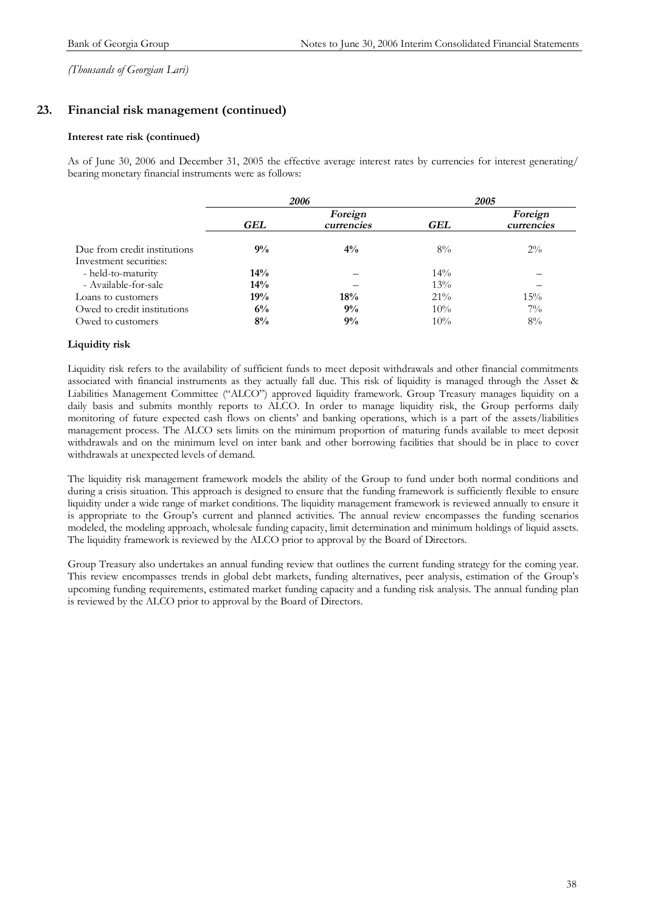*(Thousands of Georgian Lari)*

## 23. Financial risk management (continued)

### Interest rate risk (continued)

As of June 30, 2006 and December 31, 2005 the effective average interest rates by currencies for interest generating/ bearing monetary financial instruments were as follows:

| | *2006* | | *2005* | |
|---|---|---|---|---|
| | ***GEL*** | ***Foreign currencies*** | ***GEL*** | ***Foreign currencies*** |
| Due from credit institutions | **9%** | **4%** | 8% | 2% |
| Investment securities: | | | | |
| - held-to-maturity | **14%** | – | 14% | – |
| - Available-for-sale | **14%** | – | 13% | – |
| Loans to customers | **19%** | **18%** | 21% | 15% |
| Owed to credit institutions | **6%** | **9%** | 10% | 7% |
| Owed to customers | **8%** | **9%** | 10% | 8% |

### Liquidity risk

Liquidity risk refers to the availability of sufficient funds to meet deposit withdrawals and other financial commitments associated with financial instruments as they actually fall due. This risk of liquidity is managed through the Asset & Liabilities Management Committee ("ALCO") approved liquidity framework. Group Treasury manages liquidity on a daily basis and submits monthly reports to ALCO. In order to manage liquidity risk, the Group performs daily monitoring of future expected cash flows on clients' and banking operations, which is a part of the assets/liabilities management process. The ALCO sets limits on the minimum proportion of maturing funds available to meet deposit withdrawals and on the minimum level on inter bank and other borrowing facilities that should be in place to cover withdrawals at unexpected levels of demand.

The liquidity risk management framework models the ability of the Group to fund under both normal conditions and during a crisis situation. This approach is designed to ensure that the funding framework is sufficiently flexible to ensure liquidity under a wide range of market conditions. The liquidity management framework is reviewed annually to ensure it is appropriate to the Group's current and planned activities. The annual review encompasses the funding scenarios modeled, the modeling approach, wholesale funding capacity, limit determination and minimum holdings of liquid assets. The liquidity framework is reviewed by the ALCO prior to approval by the Board of Directors.

Group Treasury also undertakes an annual funding review that outlines the current funding strategy for the coming year. This review encompasses trends in global debt markets, funding alternatives, peer analysis, estimation of the Group's upcoming funding requirements, estimated market funding capacity and a funding risk analysis. The annual funding plan is reviewed by the ALCO prior to approval by the Board of Directors.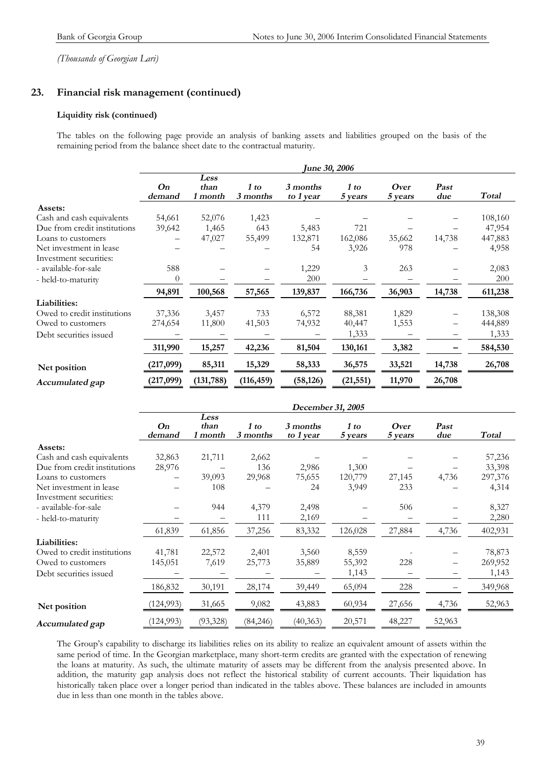*(Thousands of Georgian Lari)*

## 23. Financial risk management (continued)

### Liquidity risk (continued)

The tables on the following page provide an analysis of banking assets and liabilities grouped on the basis of the remaining period from the balance sheet date to the contractual maturity.

| | *June 30, 2006* | | | | | | | |
|---|---|---|---|---|---|---|---|---|
| | *On demand* | *Less than 1 month* | *1 to 3 months* | *3 months to 1 year* | *1 to 5 years* | *Over 5 years* | *Past due* | *Total* |
| **Assets:** | | | | | | | | |
| Cash and cash equivalents | 54,661 | 52,076 | 1,423 | – | – | – | – | 108,160 |
| Due from credit institutions | 39,642 | 1,465 | 643 | 5,483 | 721 | – | – | 47,954 |
| Loans to customers | – | 47,027 | 55,499 | 132,871 | 162,086 | 35,662 | 14,738 | 447,883 |
| Net investment in lease | – | – | – | 54 | 3,926 | 978 | – | 4,958 |
| Investment securities: | | | | | | | | |
| - available-for-sale | 588 | – | – | 1,229 | 3 | 263 | – | 2,083 |
| - held-to-maturity | 0 | – | – | 200 | – | – | – | 200 |
| | **94,891** | **100,568** | **57,565** | **139,837** | **166,736** | **36,903** | **14,738** | **611,238** |
| **Liabilities:** | | | | | | | | |
| Owed to credit institutions | 37,336 | 3,457 | 733 | 6,572 | 88,381 | 1,829 | – | 138,308 |
| Owed to customers | 274,654 | 11,800 | 41,503 | 74,932 | 40,447 | 1,553 | – | 444,889 |
| Debt securities issued | – | – | – | – | 1,333 | – | – | 1,333 |
| | **311,990** | **15,257** | **42,236** | **81,504** | **130,161** | **3,382** | **–** | **584,530** |
| **Net position** | **(217,099)** | **85,311** | **15,329** | **58,333** | **36,575** | **33,521** | **14,738** | **26,708** |
| ***Accumulated gap*** | **(217,099)** | **(131,788)** | **(116,459)** | **(58,126)** | **(21,551)** | **11,970** | **26,708** | |

| | *December 31, 2005* | | | | | | | |
|---|---|---|---|---|---|---|---|---|
| | *On demand* | *Less than 1 month* | *1 to 3 months* | *3 months to 1 year* | *1 to 5 years* | *Over 5 years* | *Past due* | *Total* |
| **Assets:** | | | | | | | | |
| Cash and cash equivalents | 32,863 | 21,711 | 2,662 | – | – | – | – | 57,236 |
| Due from credit institutions | 28,976 | – | 136 | 2,986 | 1,300 | – | – | 33,398 |
| Loans to customers | – | 39,093 | 29,968 | 75,655 | 120,779 | 27,145 | 4,736 | 297,376 |
| Net investment in lease | – | 108 | – | 24 | 3,949 | 233 | – | 4,314 |
| Investment securities: | | | | | | | | |
| - available-for-sale | – | 944 | 4,379 | 2,498 | – | 506 | – | 8,327 |
| - held-to-maturity | – | – | 111 | 2,169 | – | – | – | 2,280 |
| | 61,839 | 61,856 | 37,256 | 83,332 | 126,028 | 27,884 | 4,736 | 402,931 |
| **Liabilities:** | | | | | | | | |
| Owed to credit institutions | 41,781 | 22,572 | 2,401 | 3,560 | 8,559 | - | – | 78,873 |
| Owed to customers | 145,051 | 7,619 | 25,773 | 35,889 | 55,392 | 228 | – | 269,952 |
| Debt securities issued | – | – | – | – | 1,143 | – | – | 1,143 |
| | 186,832 | 30,191 | 28,174 | 39,449 | 65,094 | 228 | – | 349,968 |
| **Net position** | (124,993) | 31,665 | 9,082 | 43,883 | 60,934 | 27,656 | 4,736 | 52,963 |
| ***Accumulated gap*** | (124,993) | (93,328) | (84,246) | (40,363) | 20,571 | 48,227 | 52,963 | |

The Group's capability to discharge its liabilities relies on its ability to realize an equivalent amount of assets within the same period of time. In the Georgian marketplace, many short-term credits are granted with the expectation of renewing the loans at maturity. As such, the ultimate maturity of assets may be different from the analysis presented above. In addition, the maturity gap analysis does not reflect the historical stability of current accounts. Their liquidation has historically taken place over a longer period than indicated in the tables above. These balances are included in amounts due in less than one month in the tables above.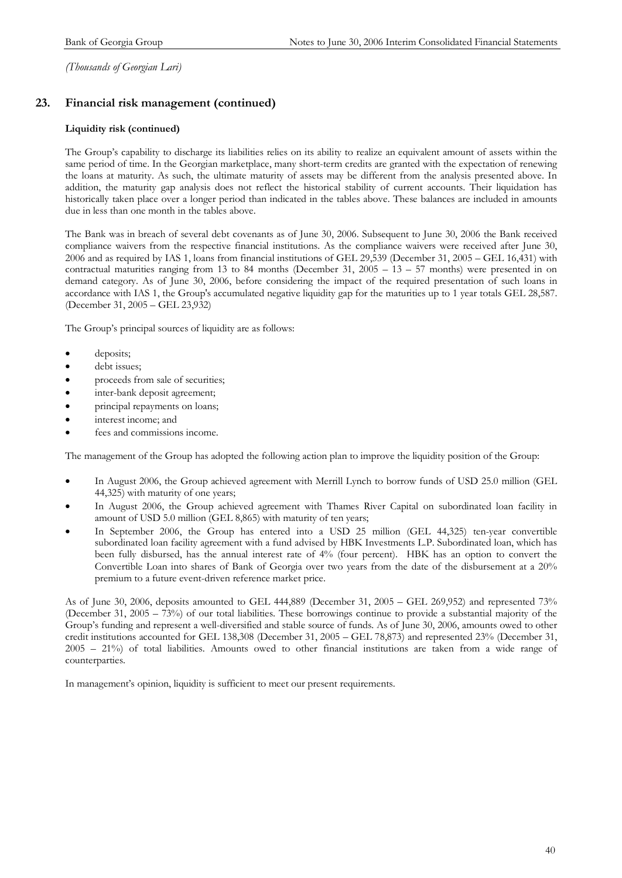*(Thousands of Georgian Lari)*

## 23. Financial risk management (continued)

**Liquidity risk (continued)**

The Group's capability to discharge its liabilities relies on its ability to realize an equivalent amount of assets within the same period of time. In the Georgian marketplace, many short-term credits are granted with the expectation of renewing the loans at maturity. As such, the ultimate maturity of assets may be different from the analysis presented above. In addition, the maturity gap analysis does not reflect the historical stability of current accounts. Their liquidation has historically taken place over a longer period than indicated in the tables above. These balances are included in amounts due in less than one month in the tables above.

The Bank was in breach of several debt covenants as of June 30, 2006. Subsequent to June 30, 2006 the Bank received compliance waivers from the respective financial institutions. As the compliance waivers were received after June 30, 2006 and as required by IAS 1, loans from financial institutions of GEL 29,539 (December 31, 2005 – GEL 16,431) with contractual maturities ranging from 13 to 84 months (December 31, 2005 – 13 – 57 months) were presented in on demand category. As of June 30, 2006, before considering the impact of the required presentation of such loans in accordance with IAS 1, the Group's accumulated negative liquidity gap for the maturities up to 1 year totals GEL 28,587. (December 31, 2005 – GEL 23,932)

The Group's principal sources of liquidity are as follows:

- deposits;
- debt issues;
- proceeds from sale of securities;
- inter-bank deposit agreement;
- principal repayments on loans;
- interest income; and
- fees and commissions income.

The management of the Group has adopted the following action plan to improve the liquidity position of the Group:

- In August 2006, the Group achieved agreement with Merrill Lynch to borrow funds of USD 25.0 million (GEL 44,325) with maturity of one years;
- In August 2006, the Group achieved agreement with Thames River Capital on subordinated loan facility in amount of USD 5.0 million (GEL 8,865) with maturity of ten years;
- In September 2006, the Group has entered into a USD 25 million (GEL 44,325) ten-year convertible subordinated loan facility agreement with a fund advised by HBK Investments L.P. Subordinated loan, which has been fully disbursed, has the annual interest rate of 4% (four percent). HBK has an option to convert the Convertible Loan into shares of Bank of Georgia over two years from the date of the disbursement at a 20% premium to a future event-driven reference market price.

As of June 30, 2006, deposits amounted to GEL 444,889 (December 31, 2005 – GEL 269,952) and represented 73% (December 31, 2005 – 73%) of our total liabilities. These borrowings continue to provide a substantial majority of the Group's funding and represent a well-diversified and stable source of funds. As of June 30, 2006, amounts owed to other credit institutions accounted for GEL 138,308 (December 31, 2005 – GEL 78,873) and represented 23% (December 31, 2005 – 21%) of total liabilities. Amounts owed to other financial institutions are taken from a wide range of counterparties.

In management's opinion, liquidity is sufficient to meet our present requirements.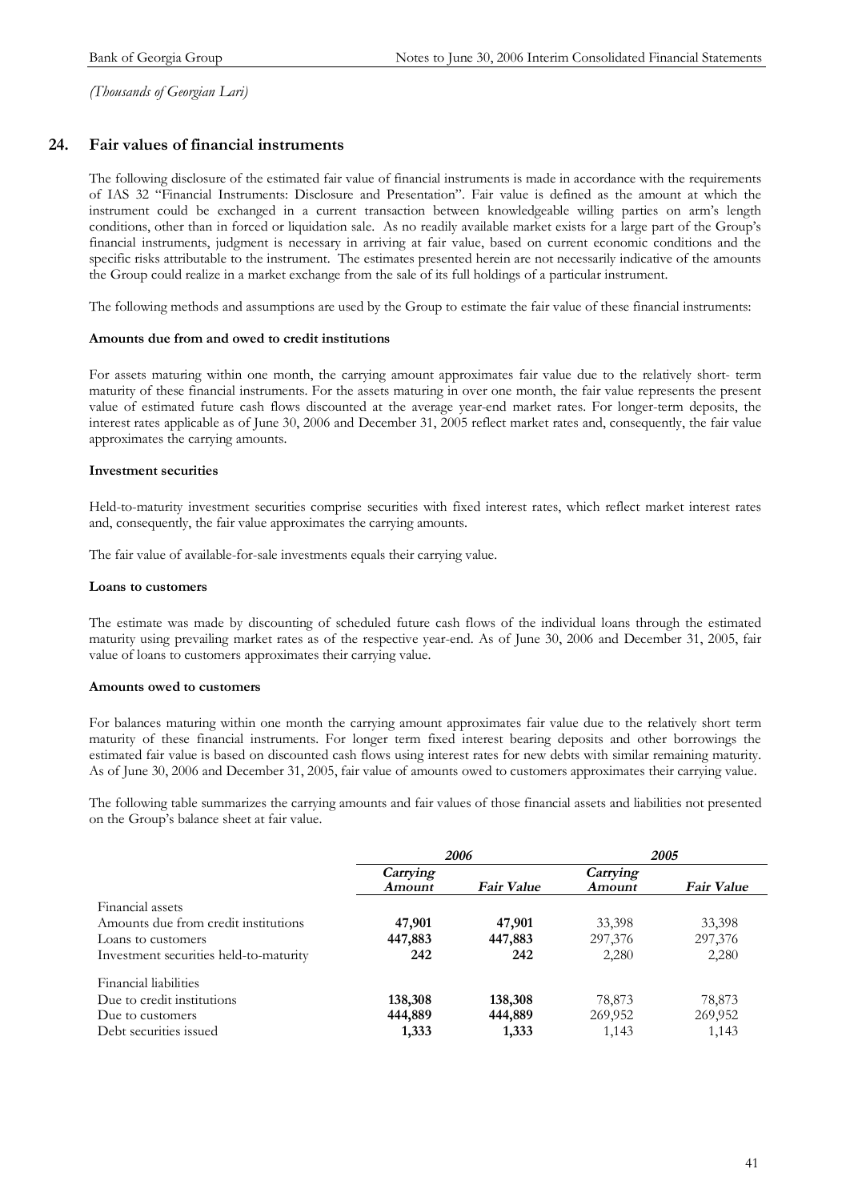*(Thousands of Georgian Lari)*

## 24. Fair values of financial instruments

The following disclosure of the estimated fair value of financial instruments is made in accordance with the requirements of IAS 32 "Financial Instruments: Disclosure and Presentation". Fair value is defined as the amount at which the instrument could be exchanged in a current transaction between knowledgeable willing parties on arm's length conditions, other than in forced or liquidation sale. As no readily available market exists for a large part of the Group's financial instruments, judgment is necessary in arriving at fair value, based on current economic conditions and the specific risks attributable to the instrument. The estimates presented herein are not necessarily indicative of the amounts the Group could realize in a market exchange from the sale of its full holdings of a particular instrument.

The following methods and assumptions are used by the Group to estimate the fair value of these financial instruments:

**Amounts due from and owed to credit institutions**

For assets maturing within one month, the carrying amount approximates fair value due to the relatively short- term maturity of these financial instruments. For the assets maturing in over one month, the fair value represents the present value of estimated future cash flows discounted at the average year-end market rates. For longer-term deposits, the interest rates applicable as of June 30, 2006 and December 31, 2005 reflect market rates and, consequently, the fair value approximates the carrying amounts.

**Investment securities**

Held-to-maturity investment securities comprise securities with fixed interest rates, which reflect market interest rates and, consequently, the fair value approximates the carrying amounts.

The fair value of available-for-sale investments equals their carrying value.

**Loans to customers**

The estimate was made by discounting of scheduled future cash flows of the individual loans through the estimated maturity using prevailing market rates as of the respective year-end. As of June 30, 2006 and December 31, 2005, fair value of loans to customers approximates their carrying value.

**Amounts owed to customers**

For balances maturing within one month the carrying amount approximates fair value due to the relatively short term maturity of these financial instruments. For longer term fixed interest bearing deposits and other borrowings the estimated fair value is based on discounted cash flows using interest rates for new debts with similar remaining maturity. As of June 30, 2006 and December 31, 2005, fair value of amounts owed to customers approximates their carrying value.

The following table summarizes the carrying amounts and fair values of those financial assets and liabilities not presented on the Group's balance sheet at fair value.

| | *2006* | | *2005* | |
|---|---|---|---|---|
| | *Carrying Amount* | *Fair Value* | *Carrying Amount* | *Fair Value* |
| Financial assets | | | | |
| Amounts due from credit institutions | **47,901** | **47,901** | 33,398 | 33,398 |
| Loans to customers | **447,883** | **447,883** | 297,376 | 297,376 |
| Investment securities held-to-maturity | **242** | **242** | 2,280 | 2,280 |
| Financial liabilities | | | | |
| Due to credit institutions | **138,308** | **138,308** | 78,873 | 78,873 |
| Due to customers | **444,889** | **444,889** | 269,952 | 269,952 |
| Debt securities issued | **1,333** | **1,333** | 1,143 | 1,143 |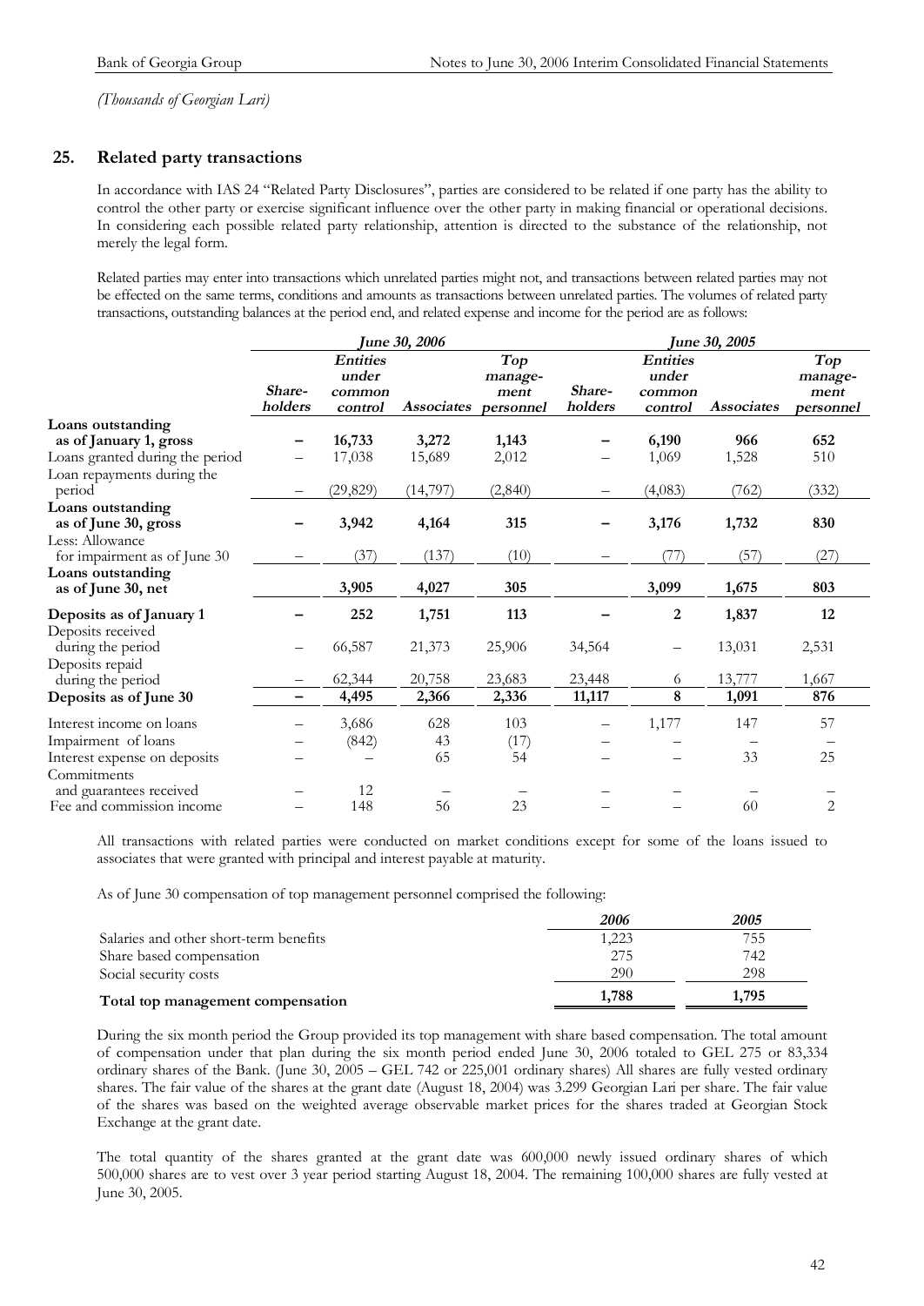*(Thousands of Georgian Lari)*

## 25. Related party transactions

In accordance with IAS 24 "Related Party Disclosures", parties are considered to be related if one party has the ability to control the other party or exercise significant influence over the other party in making financial or operational decisions. In considering each possible related party relationship, attention is directed to the substance of the relationship, not merely the legal form.

Related parties may enter into transactions which unrelated parties might not, and transactions between related parties may not be effected on the same terms, conditions and amounts as transactions between unrelated parties. The volumes of related party transactions, outstanding balances at the period end, and related expense and income for the period are as follows:

| | *June 30, 2006* | | | | *June 30, 2005* | | | |
|---|---|---|---|---|---|---|---|---|
| | ***Share-holders*** | ***Entities under common control*** | ***Associates*** | ***Top manage-ment personnel*** | ***Share-holders*** | ***Entities under common control*** | ***Associates*** | ***Top manage-ment personnel*** |
| **Loans outstanding as of January 1, gross** | **–** | **16,733** | **3,272** | **1,143** | **–** | **6,190** | **966** | **652** |
| Loans granted during the period | – | 17,038 | 15,689 | 2,012 | – | 1,069 | 1,528 | 510 |
| Loan repayments during the period | – | (29,829) | (14,797) | (2,840) | – | (4,083) | (762) | (332) |
| **Loans outstanding as of June 30, gross** | **–** | **3,942** | **4,164** | **315** | **–** | **3,176** | **1,732** | **830** |
| Less: Allowance for impairment as of June 30 | – | (37) | (137) | (10) | – | (77) | (57) | (27) |
| **Loans outstanding as of June 30, net** | | **3,905** | **4,027** | **305** | | **3,099** | **1,675** | **803** |
| **Deposits as of January 1** | **–** | **252** | **1,751** | **113** | **–** | **2** | **1,837** | **12** |
| Deposits received during the period | – | 66,587 | 21,373 | 25,906 | 34,564 | – | 13,031 | 2,531 |
| Deposits repaid during the period | – | 62,344 | 20,758 | 23,683 | 23,448 | 6 | 13,777 | 1,667 |
| **Deposits as of June 30** | **–** | **4,495** | **2,366** | **2,336** | **11,117** | **8** | **1,091** | **876** |
| Interest income on loans | – | 3,686 | 628 | 103 | – | 1,177 | 147 | 57 |
| Impairment of loans | – | (842) | 43 | (17) | – | – | – | – |
| Interest expense on deposits | – | – | 65 | 54 | – | – | 33 | 25 |
| Commitments and guarantees received | – | 12 | – | – | – | – | – | – |
| Fee and commission income | – | 148 | 56 | 23 | – | – | 60 | 2 |

All transactions with related parties were conducted on market conditions except for some of the loans issued to associates that were granted with principal and interest payable at maturity.

As of June 30 compensation of top management personnel comprised the following:

| | *2006* | *2005* |
|---|---|---|
| Salaries and other short-term benefits | 1,223 | 755 |
| Share based compensation | 275 | 742 |
| Social security costs | 290 | 298 |
| **Total top management compensation** | **1,788** | **1,795** |

During the six month period the Group provided its top management with share based compensation. The total amount of compensation under that plan during the six month period ended June 30, 2006 totaled to GEL 275 or 83,334 ordinary shares of the Bank. (June 30, 2005 – GEL 742 or 225,001 ordinary shares) All shares are fully vested ordinary shares. The fair value of the shares at the grant date (August 18, 2004) was 3.299 Georgian Lari per share. The fair value of the shares was based on the weighted average observable market prices for the shares traded at Georgian Stock Exchange at the grant date.

The total quantity of the shares granted at the grant date was 600,000 newly issued ordinary shares of which 500,000 shares are to vest over 3 year period starting August 18, 2004. The remaining 100,000 shares are fully vested at June 30, 2005.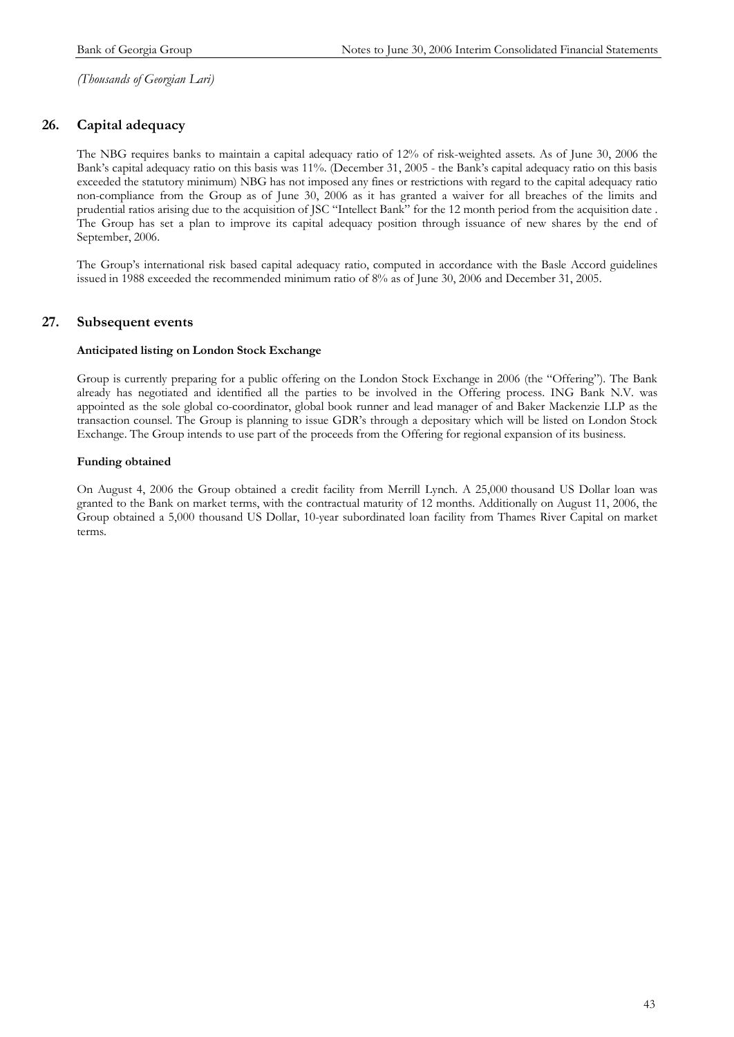*(Thousands of Georgian Lari)*

## 26. Capital adequacy

The NBG requires banks to maintain a capital adequacy ratio of 12% of risk-weighted assets. As of June 30, 2006 the Bank's capital adequacy ratio on this basis was 11%. (December 31, 2005 - the Bank's capital adequacy ratio on this basis exceeded the statutory minimum) NBG has not imposed any fines or restrictions with regard to the capital adequacy ratio non-compliance from the Group as of June 30, 2006 as it has granted a waiver for all breaches of the limits and prudential ratios arising due to the acquisition of JSC "Intellect Bank" for the 12 month period from the acquisition date . The Group has set a plan to improve its capital adequacy position through issuance of new shares by the end of September, 2006.

The Group's international risk based capital adequacy ratio, computed in accordance with the Basle Accord guidelines issued in 1988 exceeded the recommended minimum ratio of 8% as of June 30, 2006 and December 31, 2005.

## 27. Subsequent events

**Anticipated listing on London Stock Exchange**

Group is currently preparing for a public offering on the London Stock Exchange in 2006 (the "Offering"). The Bank already has negotiated and identified all the parties to be involved in the Offering process. ING Bank N.V. was appointed as the sole global co-coordinator, global book runner and lead manager of and Baker Mackenzie LLP as the transaction counsel. The Group is planning to issue GDR's through a depositary which will be listed on London Stock Exchange. The Group intends to use part of the proceeds from the Offering for regional expansion of its business.

**Funding obtained**

On August 4, 2006 the Group obtained a credit facility from Merrill Lynch. A 25,000 thousand US Dollar loan was granted to the Bank on market terms, with the contractual maturity of 12 months. Additionally on August 11, 2006, the Group obtained a 5,000 thousand US Dollar, 10-year subordinated loan facility from Thames River Capital on market terms.